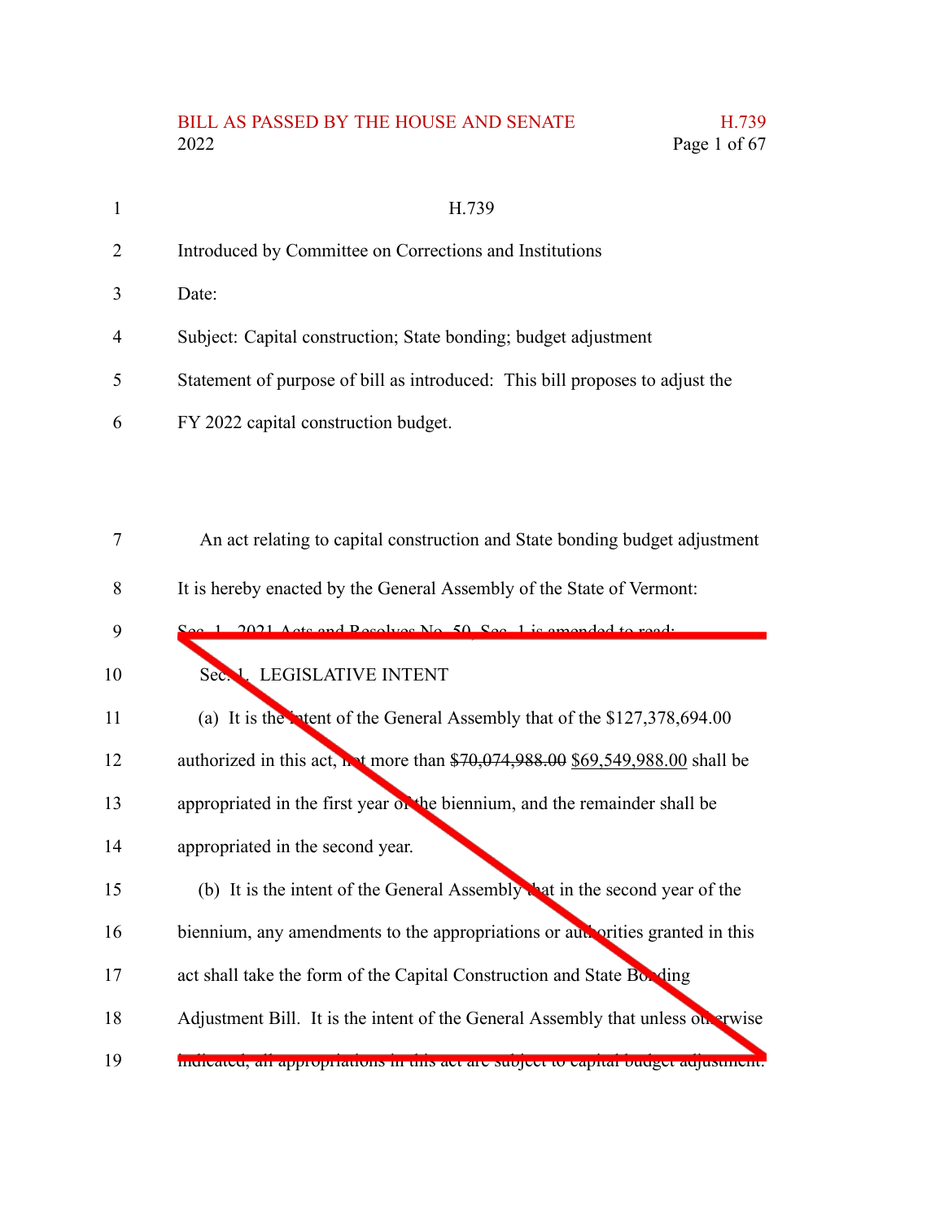H.739

Introduced by Committee on Corrections and Institutions

Date:

Subject: Capital construction; State bonding; budget adjustment

Statement of purpose of bill as introduced: This bill proposes to adjust the FY 2022 capital construction budget.

An act relating to capital construction and State bonding budget adjustment

It is hereby enacted by the General Assembly of the State of Vermont:

Sec. 1. 2021 Acts and Resolves No. 50, Sec. 1 is amended to read:

Sec. 1. LEGISLATIVE INTENT

(a) It is the intent of the General Assembly that of the $127,378,694.00 authorized in this act, not more than ~~$70,074,988.00~~ $69,549,988.00 shall be appropriated in the first year of the biennium, and the remainder shall be appropriated in the second year.

(b) It is the intent of the General Assembly that in the second year of the biennium, any amendments to the appropriations or authorities granted in this act shall take the form of the Capital Construction and State Bonding Adjustment Bill. It is the intent of the General Assembly that unless otherwise indicated, all appropriations in this act are subject to capital budget adjustment.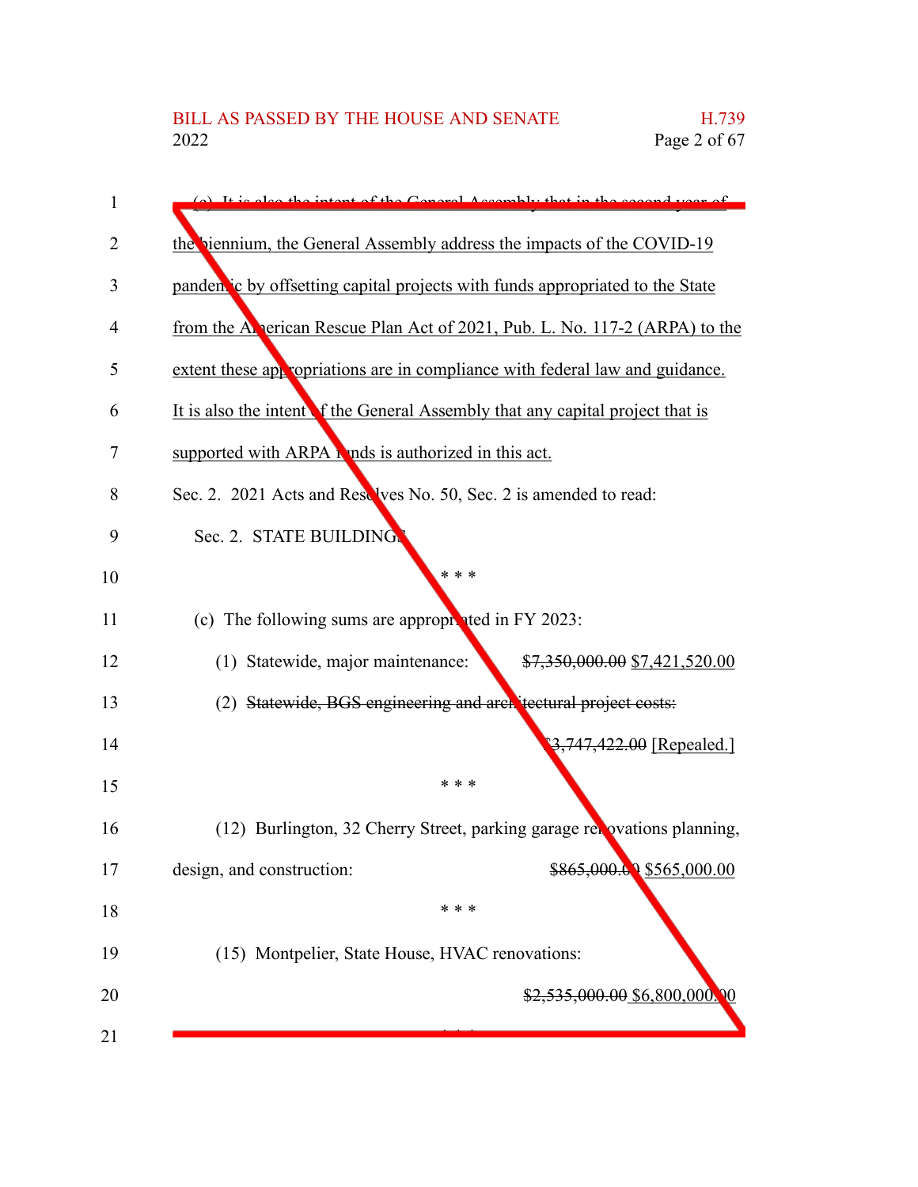(e) It is also the intent of the General Assembly that in the second year of the biennium, the General Assembly address the impacts of the COVID-19 pandemic by offsetting capital projects with funds appropriated to the State from the American Rescue Plan Act of 2021, Pub. L. No. 117-2 (ARPA) to the extent these appropriations are in compliance with federal law and guidance. It is also the intent of the General Assembly that any capital project that is supported with ARPA funds is authorized in this act.

Sec. 2. 2021 Acts and Resolves No. 50, Sec. 2 is amended to read:

Sec. 2. STATE BUILDINGS

\* \* \*

(c) The following sums are appropriated in FY 2023:

(1) Statewide, major maintenance: ~~$7,350,000.00~~ $7,421,520.00

(2) ~~Statewide, BGS engineering and architectural project costs:~~ ~~$3,747,422.00~~ [Repealed.]

\* \* \*

(12) Burlington, 32 Cherry Street, parking garage renovations planning, design, and construction: ~~$865,000.00~~ $565,000.00

\* \* \*

(15) Montpelier, State House, HVAC renovations: ~~$2,535,000.00~~ $6,800,000.00

\* \* \*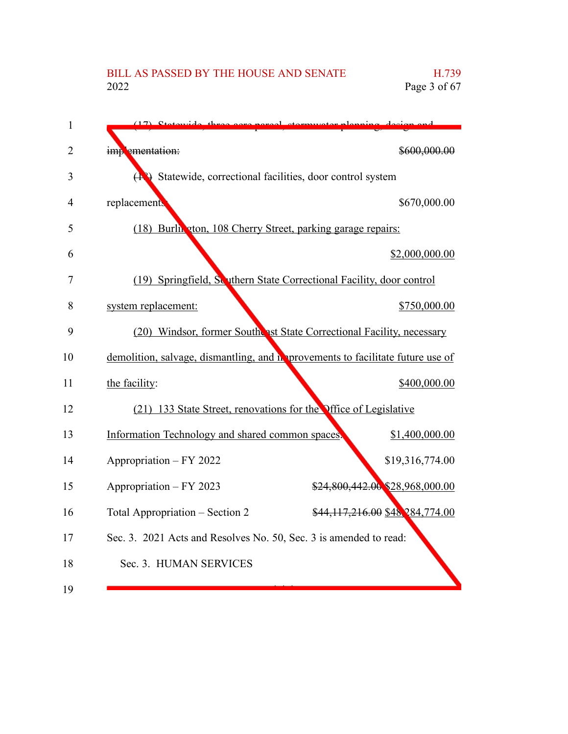~~(17) Statewide, three-acre parcel, stormwater planning, design and implementation: $600,000.00~~

~~(18)~~ Statewide, correctional facilities, door control system replacements: $670,000.00

(18) Burlington, 108 Cherry Street, parking garage repairs: $2,000,000.00

(19) Springfield, Southern State Correctional Facility, door control system replacement: $750,000.00

(20) Windsor, former Southeast State Correctional Facility, necessary demolition, salvage, dismantling, and improvements to facilitate future use of the facility: $400,000.00

(21) 133 State Street, renovations for the Office of Legislative Information Technology and shared common spaces: $1,400,000.00

Appropriation – FY 2022 $19,316,774.00

Appropriation – FY 2023 ~~$24,800,442.00~~ $28,968,000.00

Total Appropriation – Section 2 ~~$44,117,216.00~~ $48,284,774.00

Sec. 3. 2021 Acts and Resolves No. 50, Sec. 3 is amended to read:

Sec. 3. HUMAN SERVICES

\* \* \*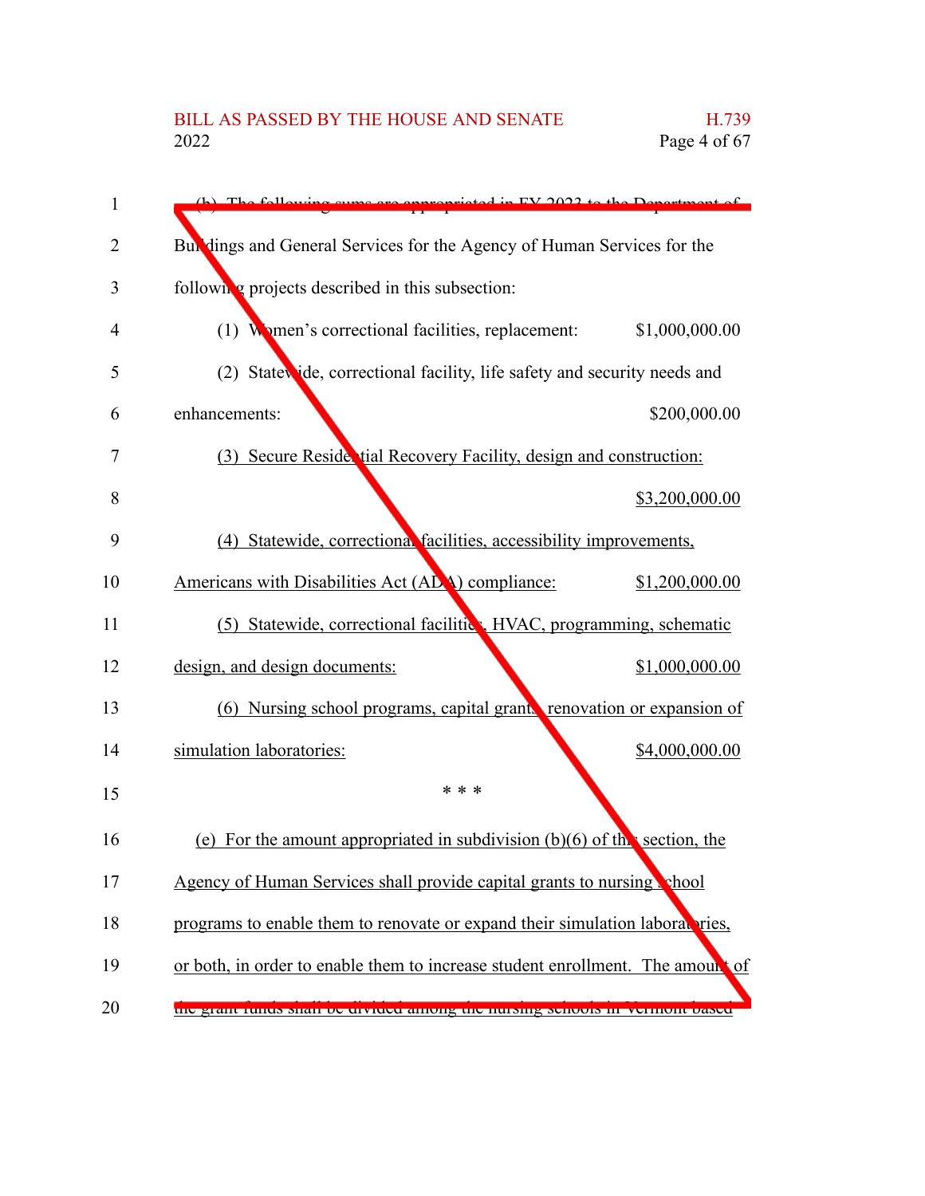(b) The following sums are appropriated in FY 2023 to the Department of Buildings and General Services for the Agency of Human Services for the following projects described in this subsection:

(1) Women's correctional facilities, replacement: $1,000,000.00

(2) Statewide, correctional facility, life safety and security needs and enhancements: $200,000.00

(3) Secure Residential Recovery Facility, design and construction: $3,200,000.00

(4) Statewide, correctional facilities, accessibility improvements, Americans with Disabilities Act (ADA) compliance: $1,200,000.00

(5) Statewide, correctional facilities, HVAC, programming, schematic design, and design documents: $1,000,000.00

(6) Nursing school programs, capital grants, renovation or expansion of simulation laboratories: $4,000,000.00

\* \* \*

(e) For the amount appropriated in subdivision (b)(6) of this section, the Agency of Human Services shall provide capital grants to nursing school programs to enable them to renovate or expand their simulation laboratories, or both, in order to enable them to increase student enrollment. The amount of the grant funds shall be divided among the nursing schools in Vermont based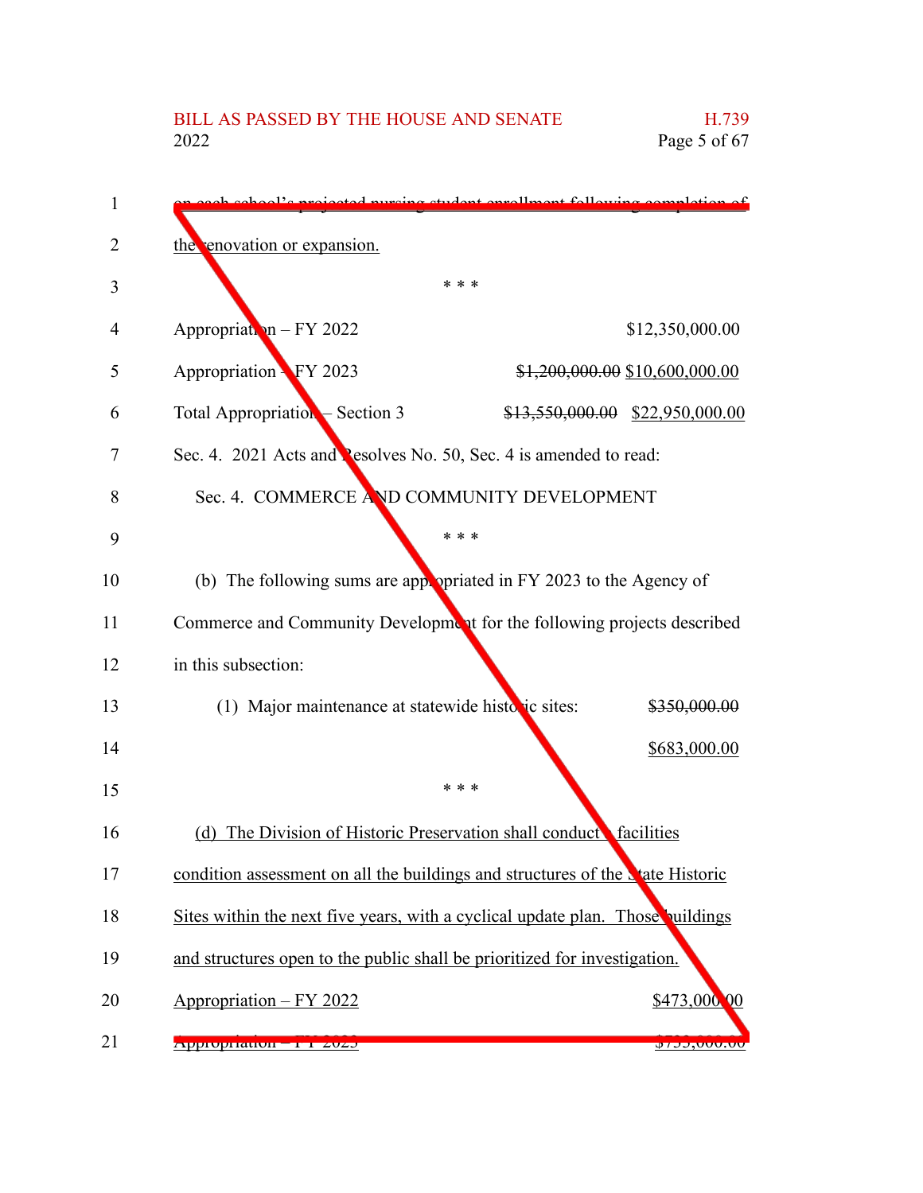on each school's projected nursing student enrollment following completion of the renovation or expansion.

\* \* \*

| | |
|---|---|
| Appropriation – FY 2022 | $12,350,000.00 |
| Appropriation – FY 2023 | ~~$1,200,000.00~~ $10,600,000.00 |
| Total Appropriation – Section 3 | ~~$13,550,000.00~~ $22,950,000.00 |

Sec. 4. 2021 Acts and Resolves No. 50, Sec. 4 is amended to read:

Sec. 4. COMMERCE AND COMMUNITY DEVELOPMENT

\* \* \*

(b) The following sums are appropriated in FY 2023 to the Agency of Commerce and Community Development for the following projects described in this subsection:

(1) Major maintenance at statewide historic sites: ~~$350,000.00~~ $683,000.00

\* \* \*

(d) The Division of Historic Preservation shall conduct a facilities condition assessment on all the buildings and structures of the State Historic Sites within the next five years, with a cyclical update plan. Those buildings and structures open to the public shall be prioritized for investigation.

| | |
|---|---|
| Appropriation – FY 2022 | $473,000.00 |
| Appropriation – FY 2023 | $733,000.00 |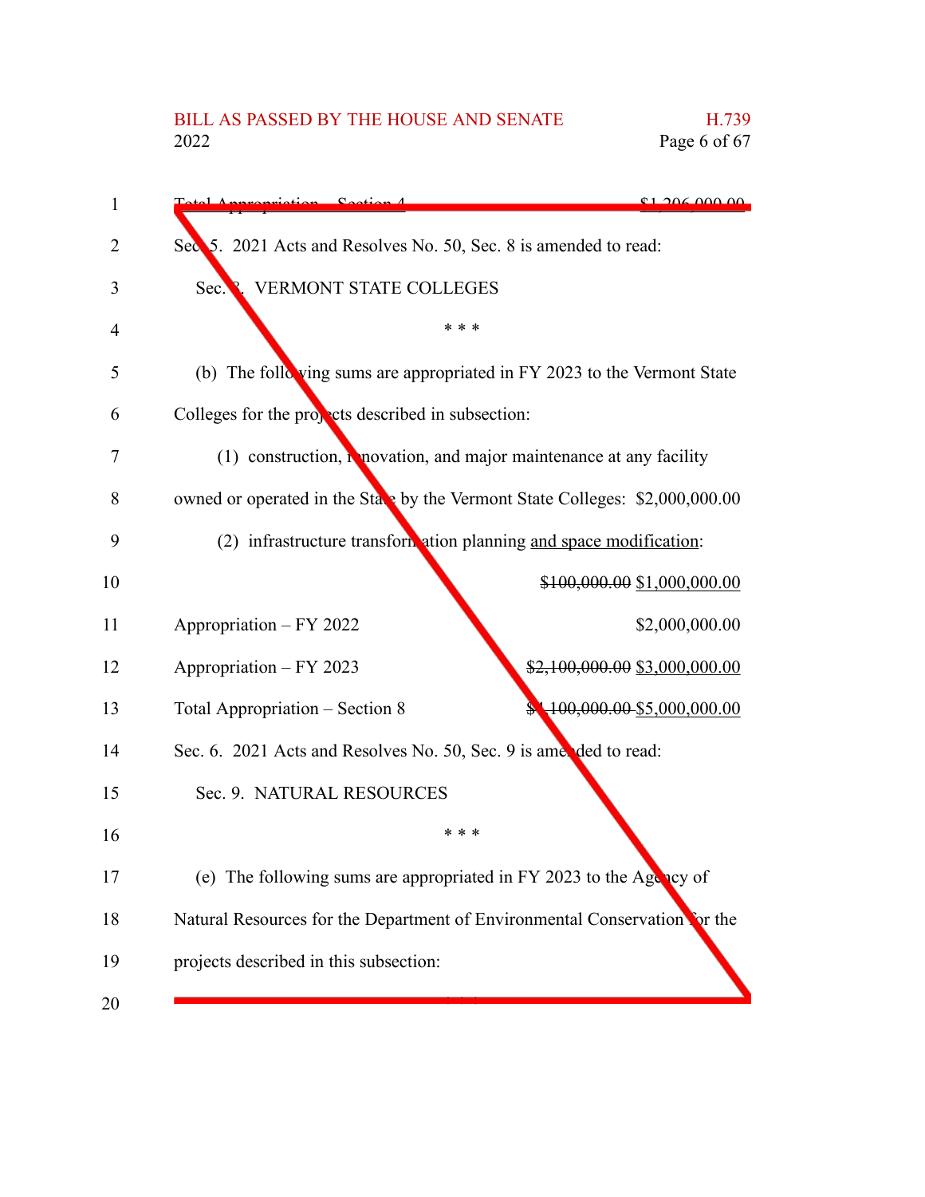Total Appropriation – Section 4 ~~$1,206,000.00~~

Sec. 5. 2021 Acts and Resolves No. 50, Sec. 8 is amended to read:

Sec. 8. VERMONT STATE COLLEGES

\* \* \*

(b) The following sums are appropriated in FY 2023 to the Vermont State Colleges for the projects described in subsection:

(1) construction, renovation, and major maintenance at any facility owned or operated in the State by the Vermont State Colleges: $2,000,000.00

(2) infrastructure transformation planning <u>and space modification</u>:

~~$100,000.00~~ <u>$1,000,000.00</u>

Appropriation – FY 2022 $2,000,000.00

Appropriation – FY 2023 ~~$2,100,000.00~~ <u>$3,000,000.00</u>

Total Appropriation – Section 8 ~~$4,100,000.00~~ <u>$5,000,000.00</u>

Sec. 6. 2021 Acts and Resolves No. 50, Sec. 9 is amended to read:

Sec. 9. NATURAL RESOURCES

\* \* \*

(e) The following sums are appropriated in FY 2023 to the Agency of Natural Resources for the Department of Environmental Conservation for the projects described in this subsection: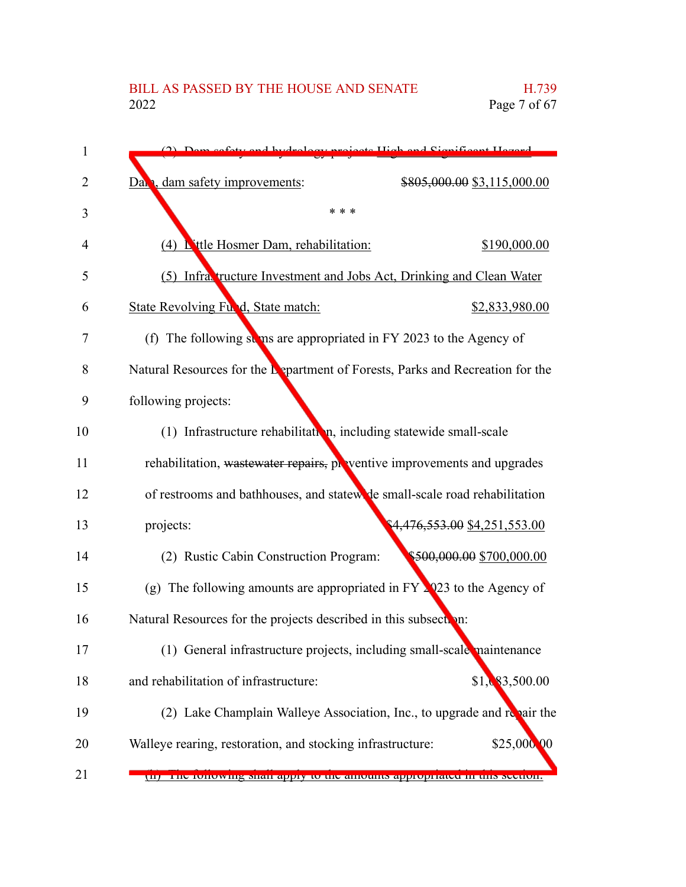(2) Dam safety and hydrology projects High and Significant Hazard Dam, dam safety improvements: ~~$805,000.00~~ $3,115,000.00

\* \* \*

(4) Little Hosmer Dam, rehabilitation: $190,000.00

(5) Infrastructure Investment and Jobs Act, Drinking and Clean Water State Revolving Fund, State match: $2,833,980.00

(f) The following sums are appropriated in FY 2023 to the Agency of Natural Resources for the Department of Forests, Parks and Recreation for the following projects:

(1) Infrastructure rehabilitation, including statewide small-scale rehabilitation, ~~wastewater repairs,~~ preventive improvements and upgrades of restrooms and bathhouses, and statewide small-scale road rehabilitation projects: ~~$4,476,553.00~~ $4,251,553.00

(2) Rustic Cabin Construction Program: ~~$500,000.00~~ $700,000.00

(g) The following amounts are appropriated in FY 2023 to the Agency of Natural Resources for the projects described in this subsection:

(1) General infrastructure projects, including small-scale maintenance and rehabilitation of infrastructure: $1,083,500.00

(2) Lake Champlain Walleye Association, Inc., to upgrade and repair the Walleye rearing, restoration, and stocking infrastructure: $25,000.00

(h) The following shall apply to the amounts appropriated in this section: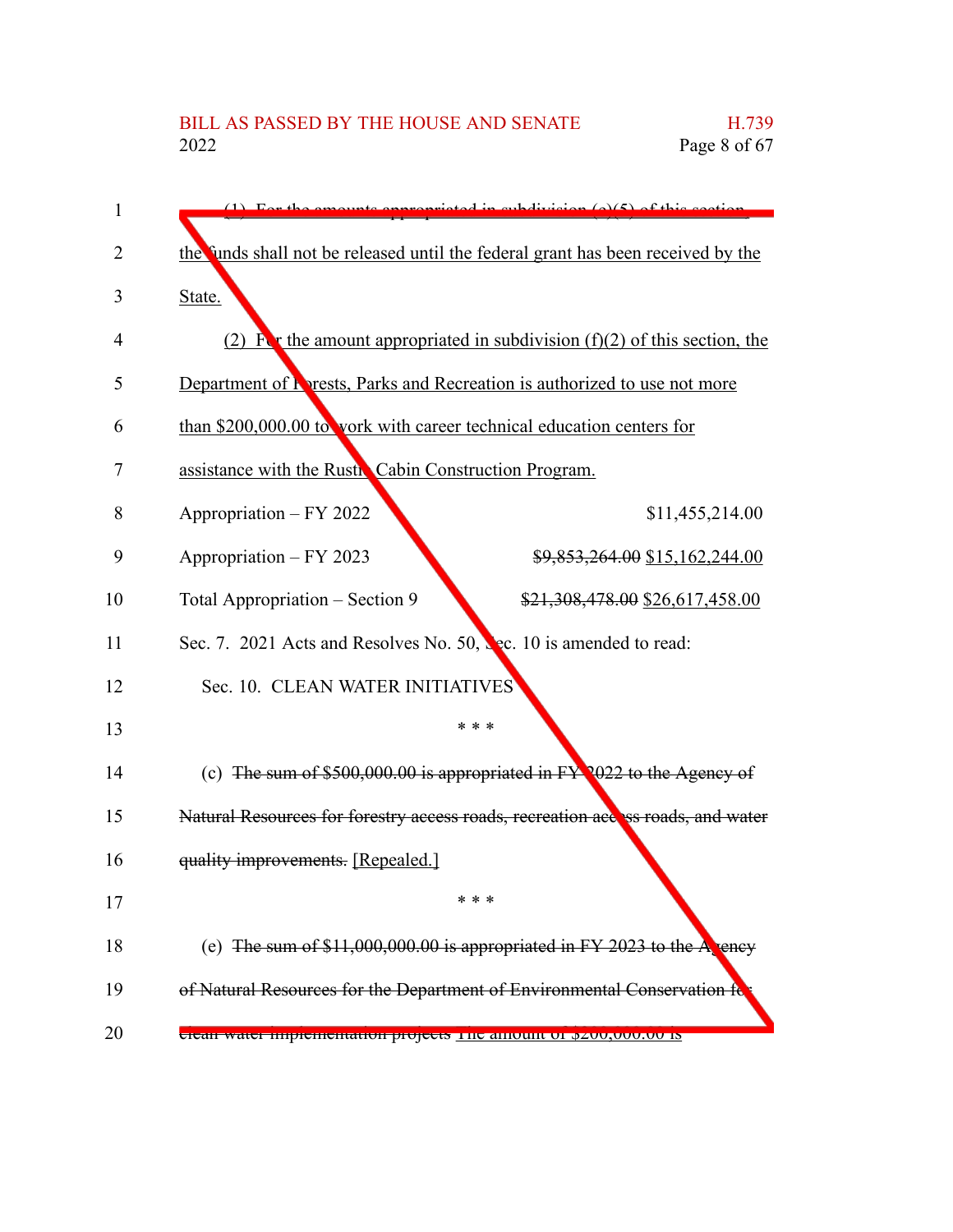(1) For the amounts appropriated in subdivision (e)(5) of this section, the funds shall not be released until the federal grant has been received by the State.

(2) For the amount appropriated in subdivision (f)(2) of this section, the Department of Forests, Parks and Recreation is authorized to use not more than $200,000.00 to work with career technical education centers for assistance with the Rustic Cabin Construction Program.

| | |
|---|---|
| Appropriation – FY 2022 | $11,455,214.00 |
| Appropriation – FY 2023 | ~~$9,853,264.00~~ $15,162,244.00 |
| Total Appropriation – Section 9 | ~~$21,308,478.00~~ $26,617,458.00 |

Sec. 7. 2021 Acts and Resolves No. 50, Sec. 10 is amended to read:

Sec. 10. CLEAN WATER INITIATIVES

\* \* \*

(c) ~~The sum of $500,000.00 is appropriated in FY 2022 to the Agency of Natural Resources for forestry access roads, recreation access roads, and water quality improvements.~~ [Repealed.]

\* \* \*

(e) ~~The sum of $11,000,000.00 is appropriated in FY 2023 to the Agency of Natural Resources for the Department of Environmental Conservation for clean water implementation projects~~ The amount of $200,000.00 is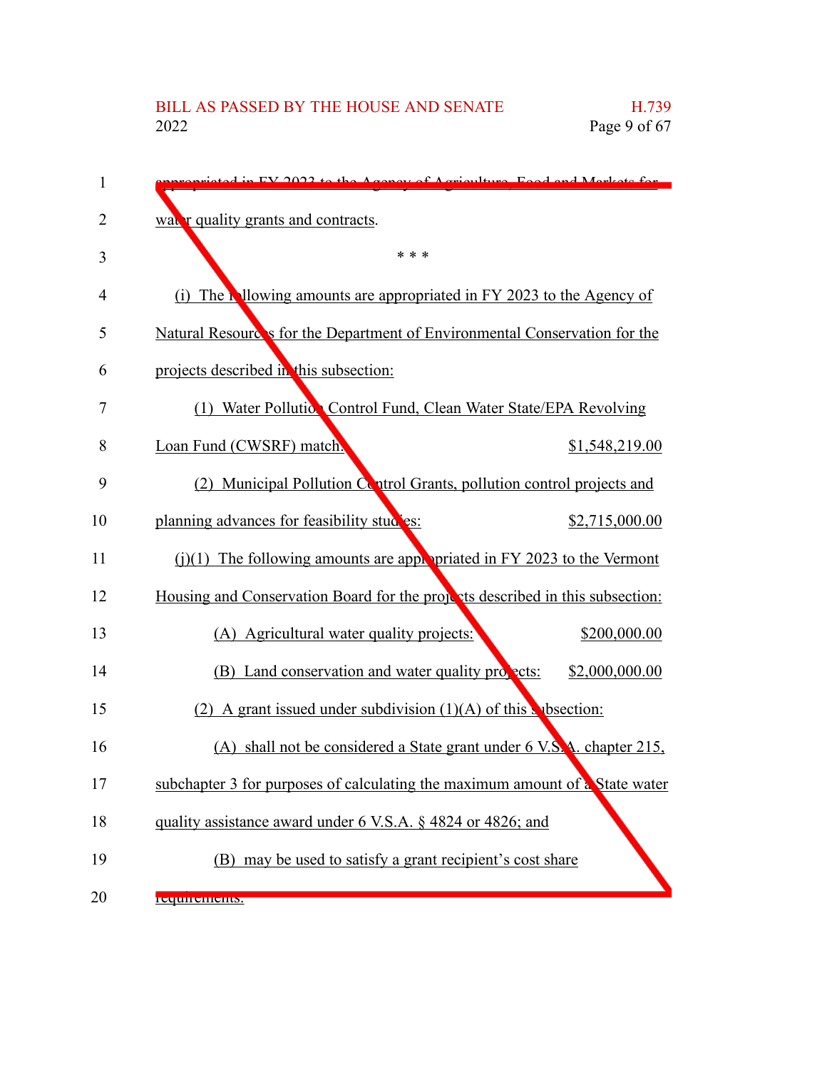appropriated in FY 2023 to the Agency of Agriculture, Food and Markets for water quality grants and contracts.

\* \* \*

(i) The following amounts are appropriated in FY 2023 to the Agency of Natural Resources for the Department of Environmental Conservation for the projects described in this subsection:

(1) Water Pollution Control Fund, Clean Water State/EPA Revolving Loan Fund (CWSRF) match: $1,548,219.00

(2) Municipal Pollution Control Grants, pollution control projects and planning advances for feasibility studies: $2,715,000.00

(j)(1) The following amounts are appropriated in FY 2023 to the Vermont Housing and Conservation Board for the projects described in this subsection:

(A) Agricultural water quality projects: $200,000.00

(B) Land conservation and water quality projects: $2,000,000.00

(2) A grant issued under subdivision (1)(A) of this subsection:

(A) shall not be considered a State grant under 6 V.S.A. chapter 215, subchapter 3 for purposes of calculating the maximum amount of a State water quality assistance award under 6 V.S.A. § 4824 or 4826; and

(B) may be used to satisfy a grant recipient's cost share requirements.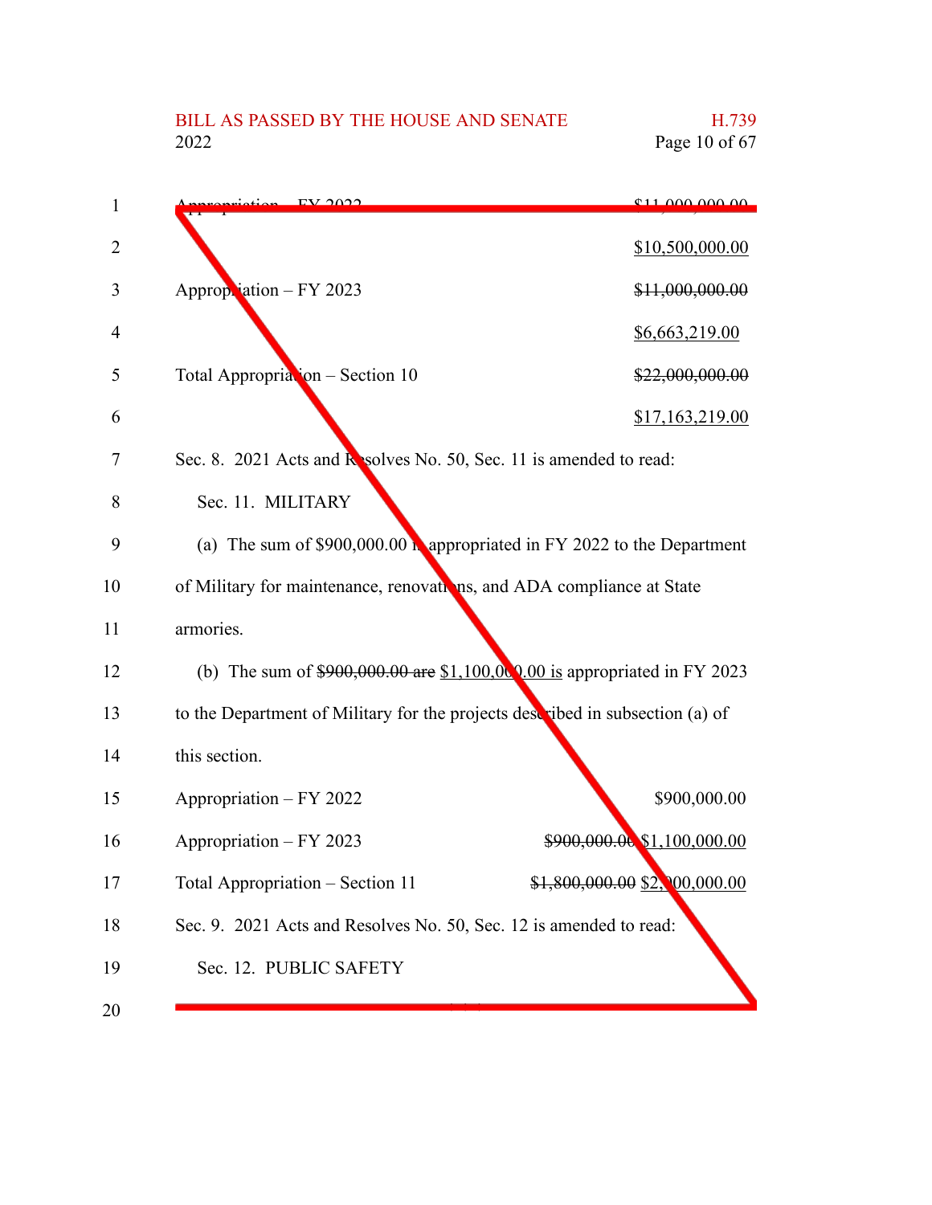Appropriation – FY 2022 ~~$11,000,000.00~~

$10,500,000.00

Appropriation – FY 2023 ~~$11,000,000.00~~

$6,663,219.00

Total Appropriation – Section 10 ~~$22,000,000.00~~

$17,163,219.00

Sec. 8. 2021 Acts and Resolves No. 50, Sec. 11 is amended to read:

Sec. 11. MILITARY

(a) The sum of $900,000.00 is appropriated in FY 2022 to the Department of Military for maintenance, renovations, and ADA compliance at State armories.

(b) The sum of ~~$900,000.00 are~~ $1,100,000.00 is appropriated in FY 2023 to the Department of Military for the projects described in subsection (a) of this section.

Appropriation – FY 2022 $900,000.00

Appropriation – FY 2023 ~~$900,000.00~~ $1,100,000.00

Total Appropriation – Section 11 ~~$1,800,000.00~~ $2,000,000.00

Sec. 9. 2021 Acts and Resolves No. 50, Sec. 12 is amended to read:

Sec. 12. PUBLIC SAFETY

\* \* \*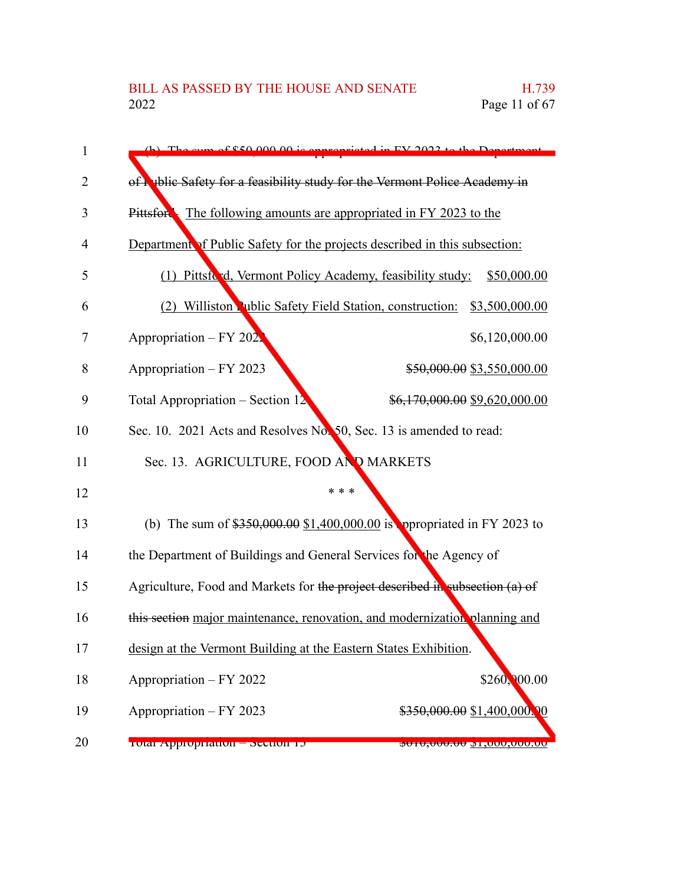(b) ~~The sum of $50,000.00 is appropriated in FY 2023 to the Department of Public Safety for a feasibility study for the Vermont Police Academy in Pittsford.~~ The following amounts are appropriated in FY 2023 to the Department of Public Safety for the projects described in this subsection:

(1) Pittsford, Vermont Policy Academy, feasibility study: $50,000.00

(2) Williston Public Safety Field Station, construction: $3,500,000.00

| | |
|---|---|
| Appropriation – FY 2022 | $6,120,000.00 |
| Appropriation – FY 2023 | ~~$50,000.00~~ $3,550,000.00 |
| Total Appropriation – Section 12 | ~~$6,170,000.00~~ $9,620,000.00 |

Sec. 10. 2021 Acts and Resolves No. 50, Sec. 13 is amended to read:

Sec. 13. AGRICULTURE, FOOD AND MARKETS

\* \* \*

(b) The sum of ~~$350,000.00~~ $1,400,000.00 is appropriated in FY 2023 to the Department of Buildings and General Services for the Agency of Agriculture, Food and Markets for ~~the project described in subsection (a) of this section~~ major maintenance, renovation, and modernization planning and design at the Vermont Building at the Eastern States Exhibition.

| | |
|---|---|
| Appropriation – FY 2022 | $260,000.00 |
| Appropriation – FY 2023 | ~~$350,000.00~~ $1,400,000.00 |
| Total Appropriation – Section 13 | ~~$610,000.00~~ $1,660,000.00 |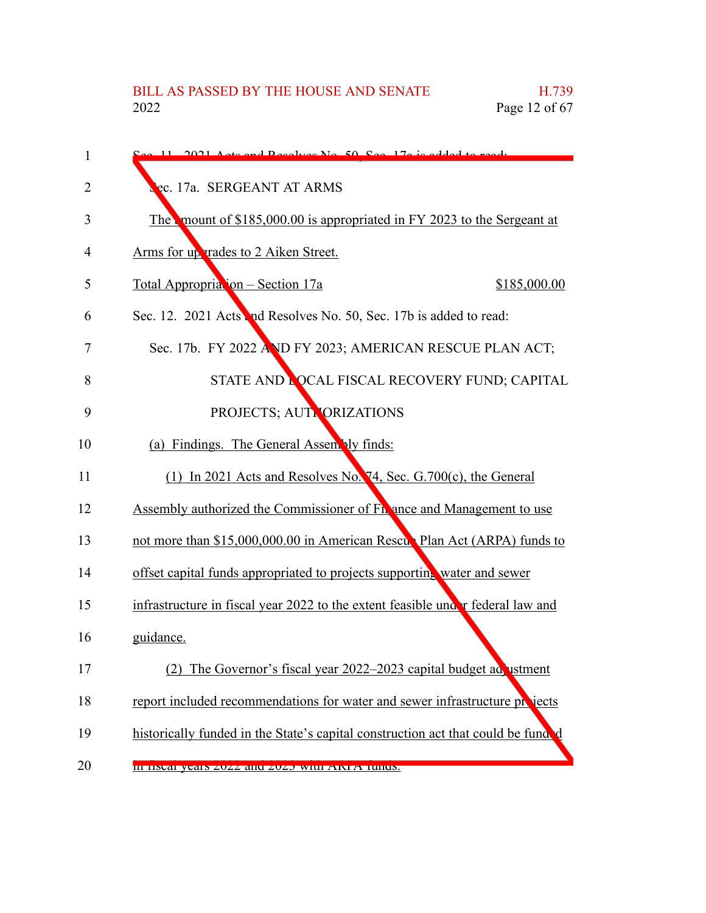Sec. 11. 2021 Acts and Resolves No. 50, Sec. 17a is added to read:

Sec. 17a. SERGEANT AT ARMS

The amount of $185,000.00 is appropriated in FY 2023 to the Sergeant at Arms for upgrades to 2 Aiken Street.

Total Appropriation – Section 17a $185,000.00

Sec. 12. 2021 Acts and Resolves No. 50, Sec. 17b is added to read:

Sec. 17b. FY 2022 AND FY 2023; AMERICAN RESCUE PLAN ACT; STATE AND LOCAL FISCAL RECOVERY FUND; CAPITAL PROJECTS; AUTHORIZATIONS

(a) Findings. The General Assembly finds:

(1) In 2021 Acts and Resolves No. 74, Sec. G.700(c), the General Assembly authorized the Commissioner of Finance and Management to use not more than $15,000,000.00 in American Rescue Plan Act (ARPA) funds to offset capital funds appropriated to projects supporting water and sewer infrastructure in fiscal year 2022 to the extent feasible under federal law and guidance.

(2) The Governor's fiscal year 2022–2023 capital budget adjustment report included recommendations for water and sewer infrastructure projects historically funded in the State's capital construction act that could be funded in fiscal years 2022 and 2023 with ARPA funds.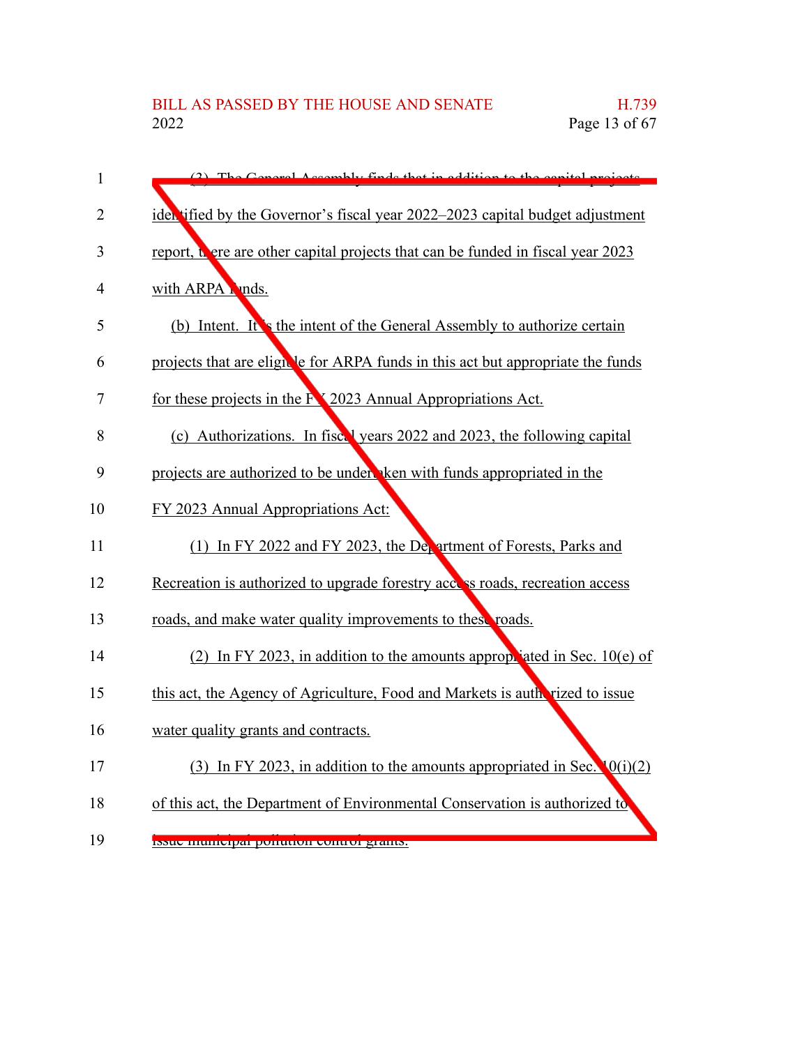(3) The General Assembly finds that in addition to the capital projects identified by the Governor's fiscal year 2022–2023 capital budget adjustment report, there are other capital projects that can be funded in fiscal year 2023 with ARPA funds.

(b) Intent. It is the intent of the General Assembly to authorize certain projects that are eligible for ARPA funds in this act but appropriate the funds for these projects in the FY 2023 Annual Appropriations Act.

(c) Authorizations. In fiscal years 2022 and 2023, the following capital projects are authorized to be undertaken with funds appropriated in the FY 2023 Annual Appropriations Act:

(1) In FY 2022 and FY 2023, the Department of Forests, Parks and Recreation is authorized to upgrade forestry access roads, recreation access roads, and make water quality improvements to these roads.

(2) In FY 2023, in addition to the amounts appropriated in Sec. 10(e) of this act, the Agency of Agriculture, Food and Markets is authorized to issue water quality grants and contracts.

(3) In FY 2023, in addition to the amounts appropriated in Sec. 10(i)(2) of this act, the Department of Environmental Conservation is authorized to issue municipal pollution control grants.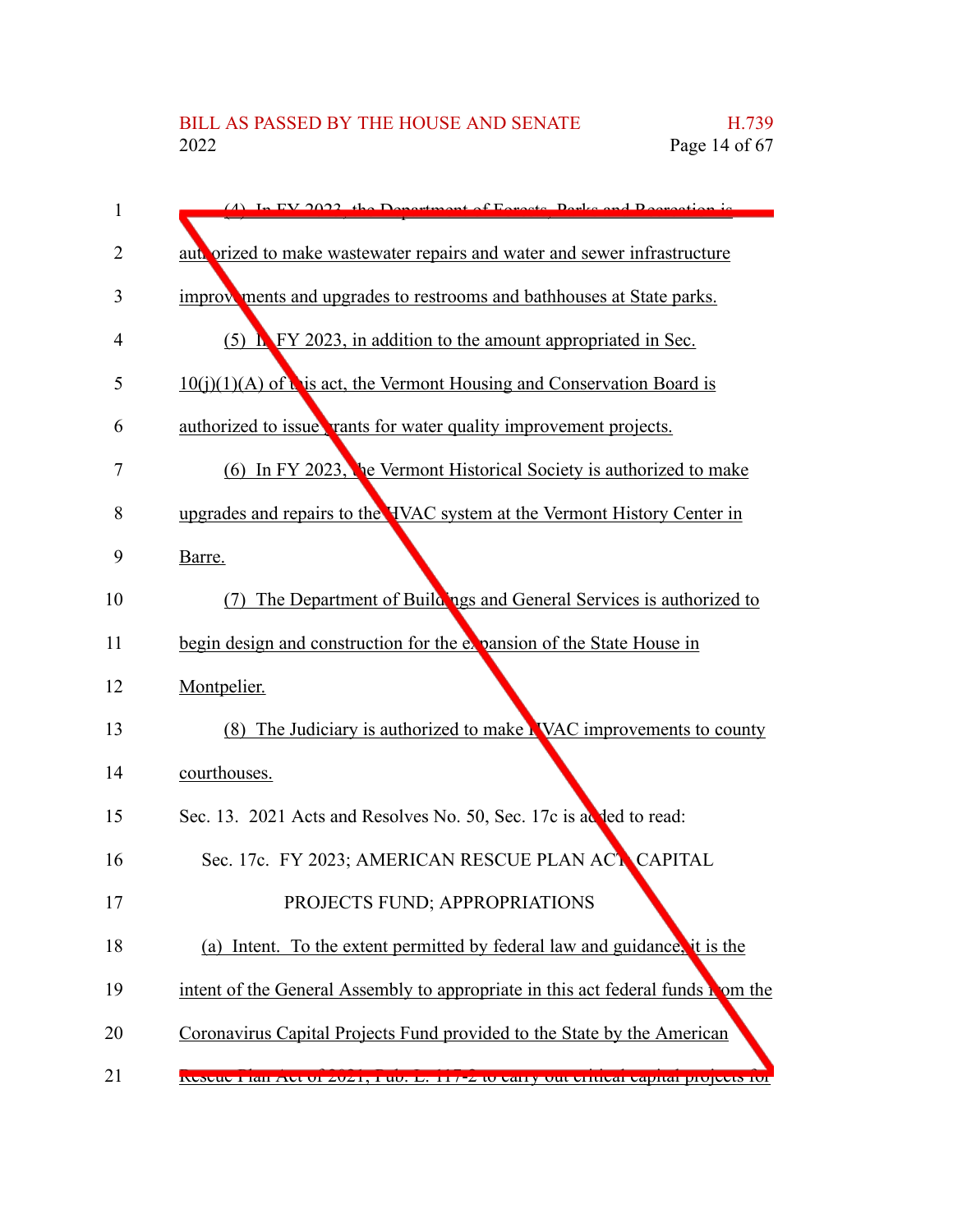(4) In FY 2023, the Department of Forests, Parks and Recreation is authorized to make wastewater repairs and water and sewer infrastructure improvements and upgrades to restrooms and bathhouses at State parks.

(5) In FY 2023, in addition to the amount appropriated in Sec. 10(j)(1)(A) of this act, the Vermont Housing and Conservation Board is authorized to issue grants for water quality improvement projects.

(6) In FY 2023, the Vermont Historical Society is authorized to make upgrades and repairs to the HVAC system at the Vermont History Center in Barre.

(7) The Department of Buildings and General Services is authorized to begin design and construction for the expansion of the State House in Montpelier.

(8) The Judiciary is authorized to make HVAC improvements to county courthouses.

Sec. 13. 2021 Acts and Resolves No. 50, Sec. 17c is added to read:

Sec. 17c. FY 2023; AMERICAN RESCUE PLAN ACT CAPITAL PROJECTS FUND; APPROPRIATIONS

(a) Intent. To the extent permitted by federal law and guidance, it is the intent of the General Assembly to appropriate in this act federal funds from the Coronavirus Capital Projects Fund provided to the State by the American Rescue Plan Act of 2021, Pub. L. 117-2 to carry out critical capital projects for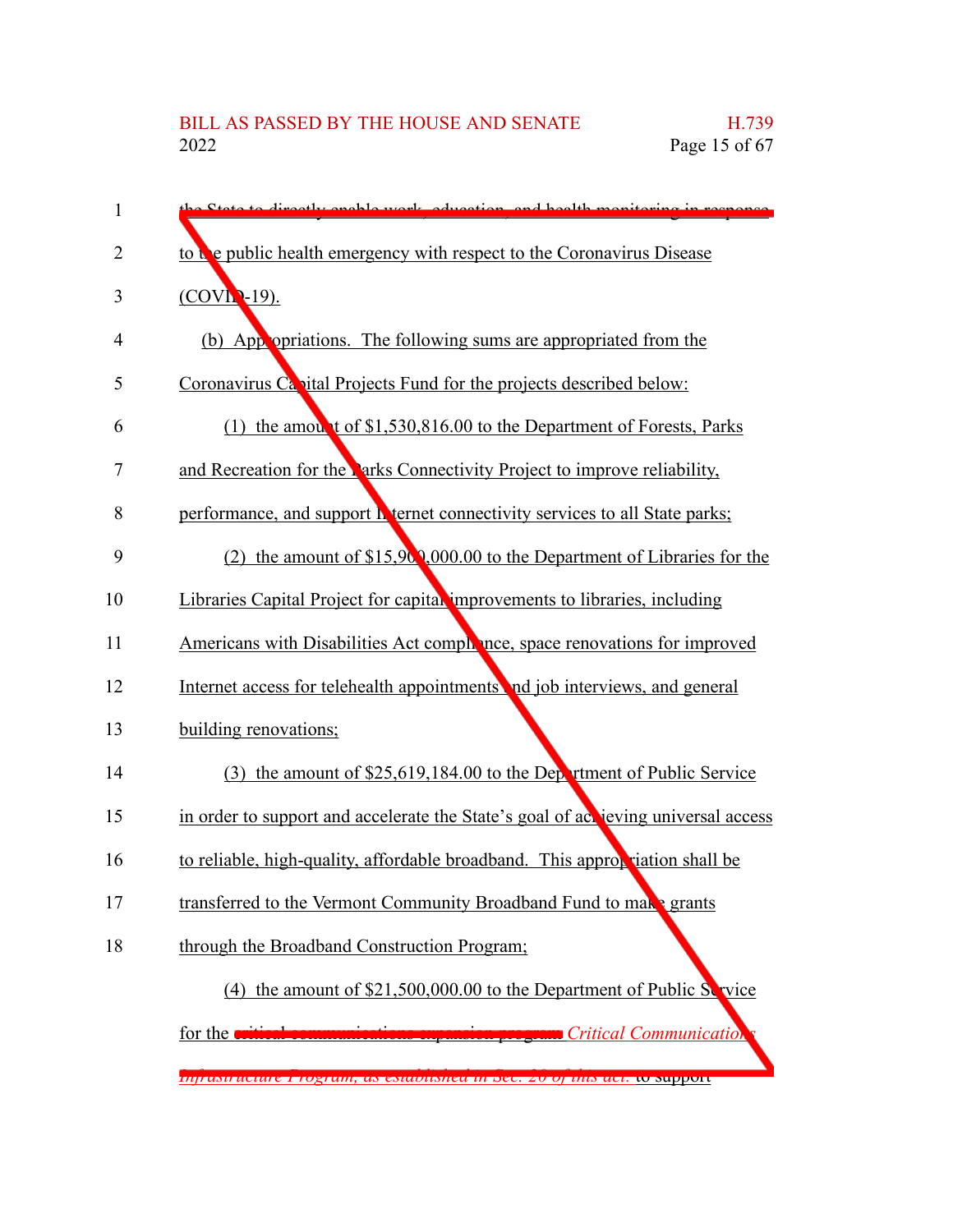the State to directly enable work, education, and health monitoring in response to the public health emergency with respect to the Coronavirus Disease (COVID-19).

(b) Appropriations. The following sums are appropriated from the Coronavirus Capital Projects Fund for the projects described below:

(1) the amount of $1,530,816.00 to the Department of Forests, Parks and Recreation for the Parks Connectivity Project to improve reliability, performance, and support Internet connectivity services to all State parks;

(2) the amount of $15,900,000.00 to the Department of Libraries for the Libraries Capital Project for capital improvements to libraries, including Americans with Disabilities Act compliance, space renovations for improved Internet access for telehealth appointments and job interviews, and general building renovations;

(3) the amount of $25,619,184.00 to the Department of Public Service in order to support and accelerate the State's goal of achieving universal access to reliable, high-quality, affordable broadband. This appropriation shall be transferred to the Vermont Community Broadband Fund to make grants through the Broadband Construction Program;

(4) the amount of $21,500,000.00 to the Department of Public Service for the ~~critical communications expansion program~~ *Critical Communications Infrastructure Program, as established in Sec. 20 of this act,* to support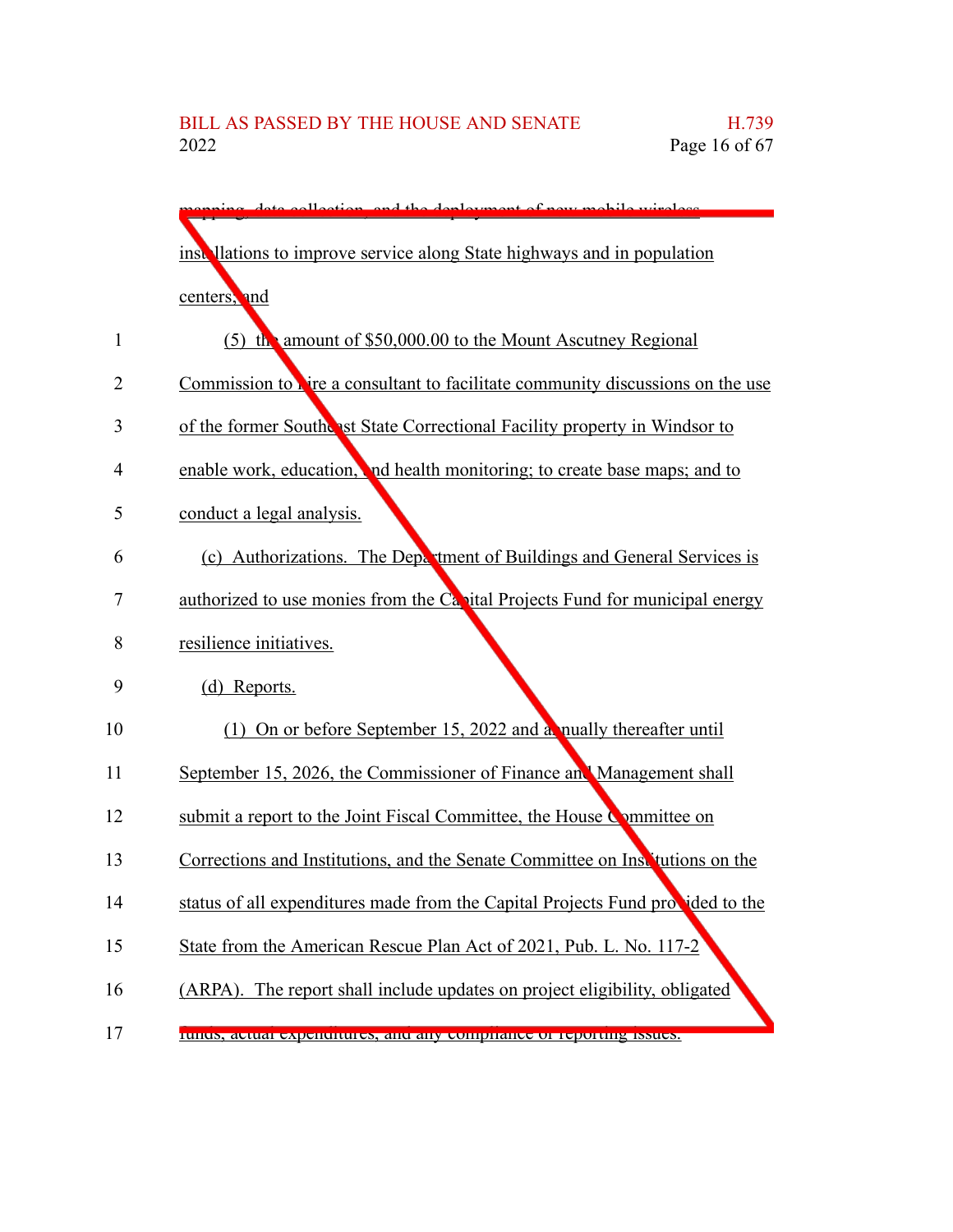mapping, data collection, and the deployment of new mobile wireless installations to improve service along State highways and in population centers; and

(5) the amount of $50,000.00 to the Mount Ascutney Regional Commission to hire a consultant to facilitate community discussions on the use of the former Southeast State Correctional Facility property in Windsor to enable work, education, and health monitoring; to create base maps; and to conduct a legal analysis.

(c) Authorizations. The Department of Buildings and General Services is authorized to use monies from the Capital Projects Fund for municipal energy resilience initiatives.

(d) Reports.

(1) On or before September 15, 2022 and annually thereafter until September 15, 2026, the Commissioner of Finance and Management shall submit a report to the Joint Fiscal Committee, the House Committee on Corrections and Institutions, and the Senate Committee on Institutions on the status of all expenditures made from the Capital Projects Fund provided to the State from the American Rescue Plan Act of 2021, Pub. L. No. 117-2 (ARPA). The report shall include updates on project eligibility, obligated funds, actual expenditures, and any compliance or reporting issues.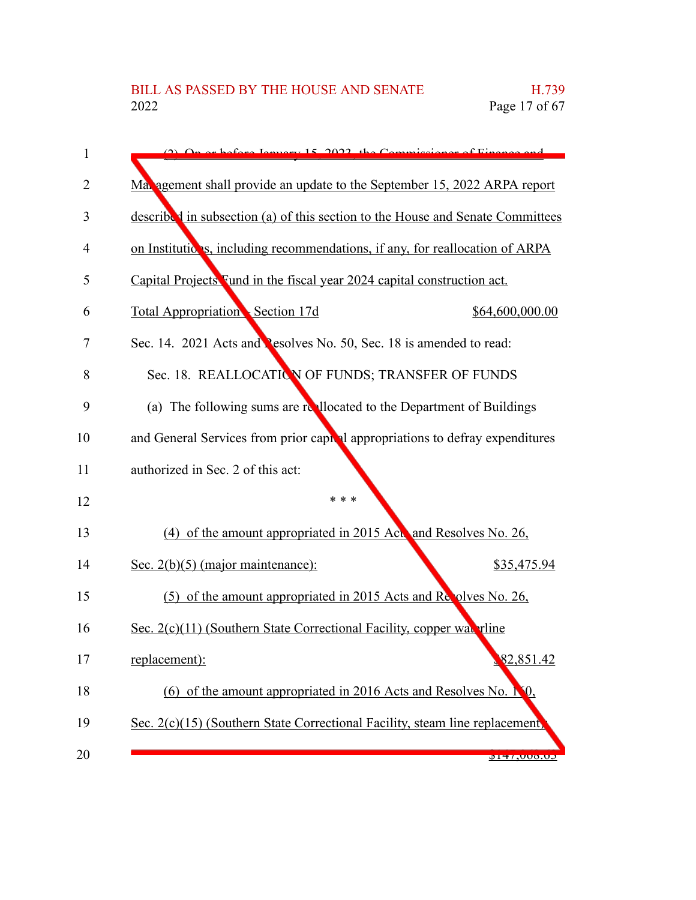(2) On or before January 15, 2023, the Commissioner of Finance and Management shall provide an update to the September 15, 2022 ARPA report described in subsection (a) of this section to the House and Senate Committees on Institutions, including recommendations, if any, for reallocation of ARPA Capital Projects Fund in the fiscal year 2024 capital construction act.

Total Appropriation – Section 17d $64,600,000.00

Sec. 14. 2021 Acts and Resolves No. 50, Sec. 18 is amended to read:

Sec. 18. REALLOCATION OF FUNDS; TRANSFER OF FUNDS

(a) The following sums are reallocated to the Department of Buildings and General Services from prior capital appropriations to defray expenditures authorized in Sec. 2 of this act:

\* \* \*

(4) of the amount appropriated in 2015 Acts and Resolves No. 26, Sec. 2(b)(5) (major maintenance): $35,475.94

(5) of the amount appropriated in 2015 Acts and Resolves No. 26, Sec. 2(c)(11) (Southern State Correctional Facility, copper waterline replacement): $82,851.42

(6) of the amount appropriated in 2016 Acts and Resolves No. 160, Sec. 2(c)(15) (Southern State Correctional Facility, steam line replacement): $147,068.03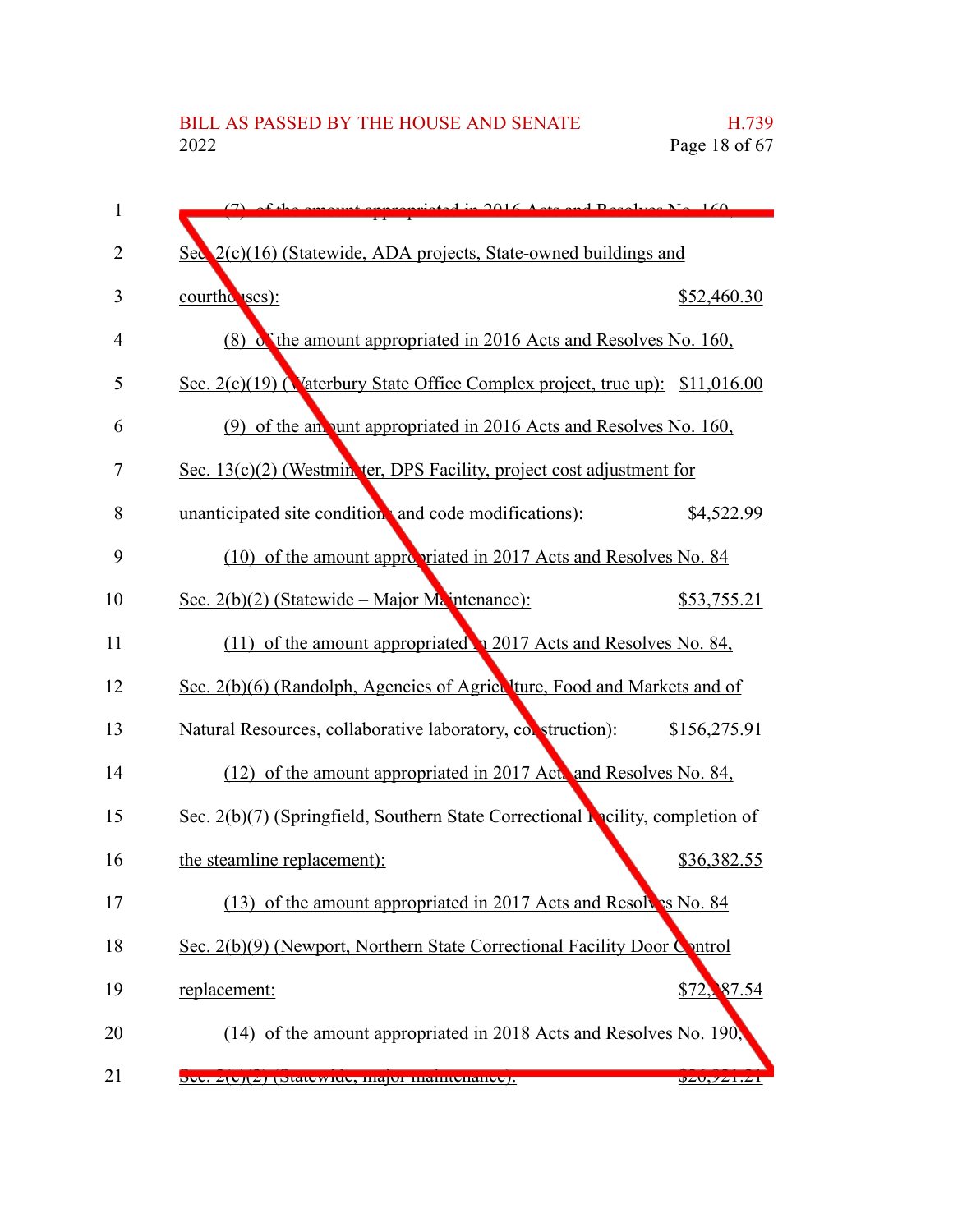(7) of the amount appropriated in 2016 Acts and Resolves No. 160, Sec. 2(c)(16) (Statewide, ADA projects, State-owned buildings and courthouses): $52,460.30

(8) of the amount appropriated in 2016 Acts and Resolves No. 160, Sec. 2(c)(19) (Waterbury State Office Complex project, true up): $11,016.00

(9) of the amount appropriated in 2016 Acts and Resolves No. 160, Sec. 13(c)(2) (Westminster, DPS Facility, project cost adjustment for unanticipated site conditions and code modifications): $4,522.99

(10) of the amount appropriated in 2017 Acts and Resolves No. 84 Sec. 2(b)(2) (Statewide – Major Maintenance): $53,755.21

(11) of the amount appropriated in 2017 Acts and Resolves No. 84, Sec. 2(b)(6) (Randolph, Agencies of Agriculture, Food and Markets and of Natural Resources, collaborative laboratory, construction): $156,275.91

(12) of the amount appropriated in 2017 Acts and Resolves No. 84, Sec. 2(b)(7) (Springfield, Southern State Correctional Facility, completion of the steamline replacement): $36,382.55

(13) of the amount appropriated in 2017 Acts and Resolves No. 84 Sec. 2(b)(9) (Newport, Northern State Correctional Facility Door Control replacement: $72,287.54

(14) of the amount appropriated in 2018 Acts and Resolves No. 190, Sec. 2(c)(2) (Statewide, major maintenance): $26,921.21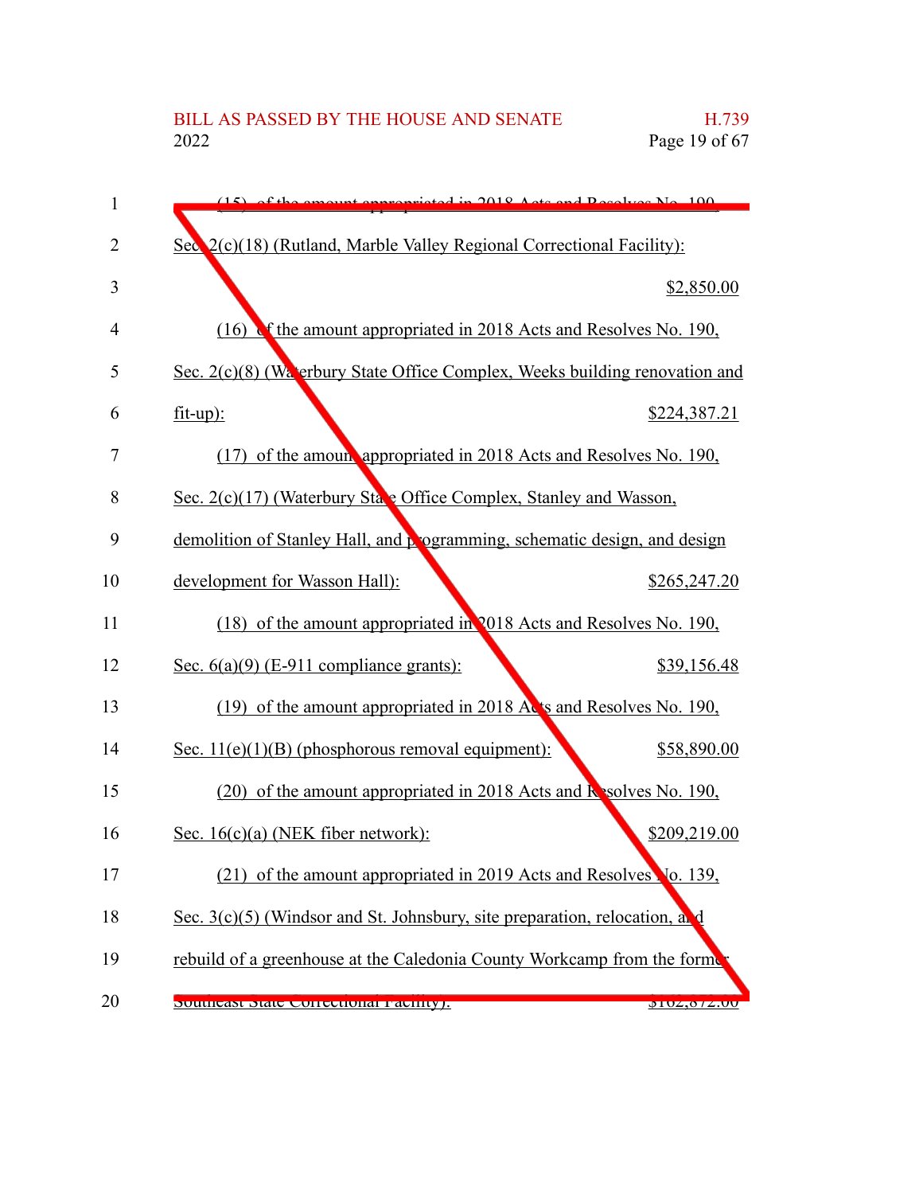(15) of the amount appropriated in 2018 Acts and Resolves No. 190, Sec. 2(c)(18) (Rutland, Marble Valley Regional Correctional Facility): $2,850.00

(16) of the amount appropriated in 2018 Acts and Resolves No. 190, Sec. 2(c)(8) (Waterbury State Office Complex, Weeks building renovation and fit-up): $224,387.21

(17) of the amount appropriated in 2018 Acts and Resolves No. 190, Sec. 2(c)(17) (Waterbury State Office Complex, Stanley and Wasson, demolition of Stanley Hall, and programming, schematic design, and design development for Wasson Hall): $265,247.20

(18) of the amount appropriated in 2018 Acts and Resolves No. 190, Sec. 6(a)(9) (E-911 compliance grants): $39,156.48

(19) of the amount appropriated in 2018 Acts and Resolves No. 190, Sec. 11(e)(1)(B) (phosphorous removal equipment): $58,890.00

(20) of the amount appropriated in 2018 Acts and Resolves No. 190, Sec. 16(c)(a) (NEK fiber network): $209,219.00

(21) of the amount appropriated in 2019 Acts and Resolves No. 139, Sec. 3(c)(5) (Windsor and St. Johnsbury, site preparation, relocation, and rebuild of a greenhouse at the Caledonia County Workcamp from the former Southeast State Correctional Facility): $162,872.00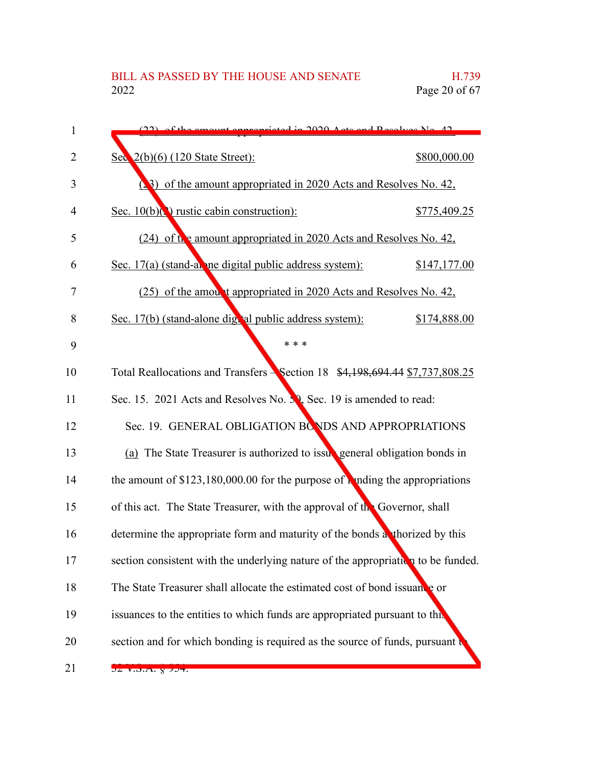(22) of the amount appropriated in 2020 Acts and Resolves No. 42,

Sec. 2(b)(6) (120 State Street): $800,000.00

(23) of the amount appropriated in 2020 Acts and Resolves No. 42,

Sec. 10(b)(3) rustic cabin construction): $775,409.25

(24) of the amount appropriated in 2020 Acts and Resolves No. 42,

Sec. 17(a) (stand-alone digital public address system): $147,177.00

(25) of the amount appropriated in 2020 Acts and Resolves No. 42,

Sec. 17(b) (stand-alone digital public address system): $174,888.00

\* \* \*

Total Reallocations and Transfers – Section 18 ~~$4,198,694.44~~ $7,737,808.25

Sec. 15. 2021 Acts and Resolves No. 50, Sec. 19 is amended to read:

Sec. 19. GENERAL OBLIGATION BONDS AND APPROPRIATIONS

(a) The State Treasurer is authorized to issue general obligation bonds in the amount of $123,180,000.00 for the purpose of funding the appropriations of this act. The State Treasurer, with the approval of the Governor, shall determine the appropriate form and maturity of the bonds authorized by this section consistent with the underlying nature of the appropriation to be funded. The State Treasurer shall allocate the estimated cost of bond issuance or issuances to the entities to which funds are appropriated pursuant to this section and for which bonding is required as the source of funds, pursuant to 32 V.S.A. § 954.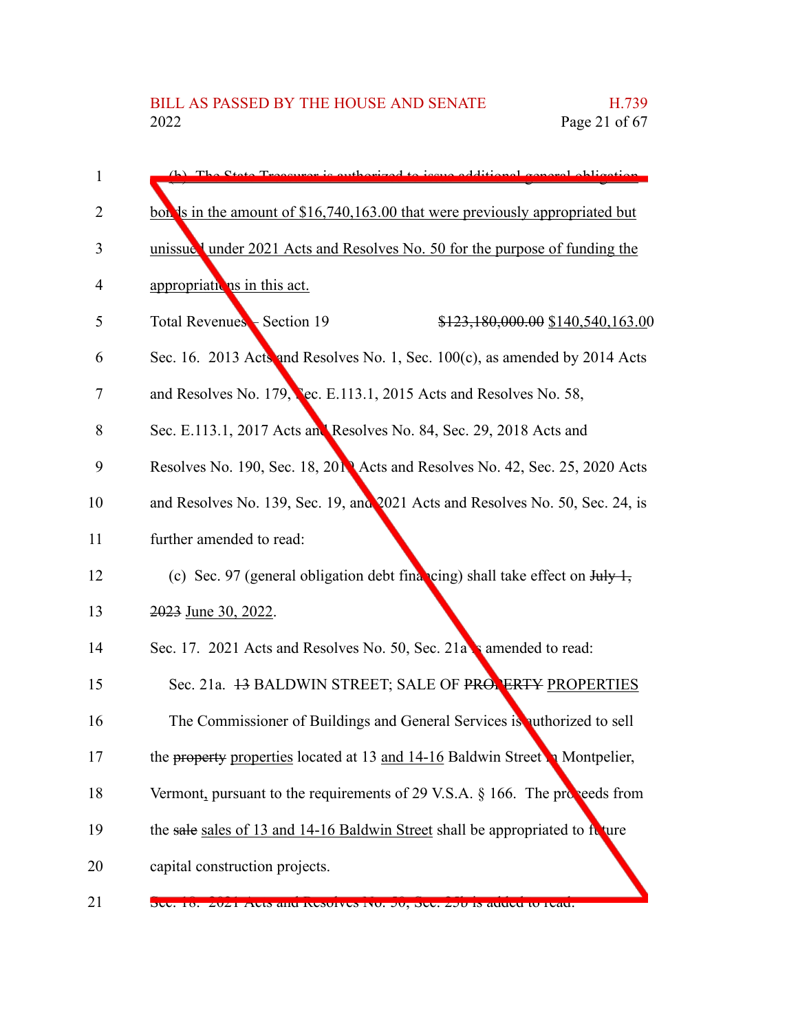(b) The State Treasurer is authorized to issue additional general obligation bonds in the amount of $16,740,163.00 that were previously appropriated but unissued under 2021 Acts and Resolves No. 50 for the purpose of funding the appropriations in this act.

Total Revenues – Section 19 ~~$123,180,000.00~~ $140,540,163.00

Sec. 16. 2013 Acts and Resolves No. 1, Sec. 100(c), as amended by 2014 Acts and Resolves No. 179, Sec. E.113.1, 2015 Acts and Resolves No. 58, Sec. E.113.1, 2017 Acts and Resolves No. 84, Sec. 29, 2018 Acts and Resolves No. 190, Sec. 18, 2019 Acts and Resolves No. 42, Sec. 25, 2020 Acts and Resolves No. 139, Sec. 19, and 2021 Acts and Resolves No. 50, Sec. 24, is further amended to read:

(c) Sec. 97 (general obligation debt financing) shall take effect on ~~July 1, 2023~~ June 30, 2022.

Sec. 17. 2021 Acts and Resolves No. 50, Sec. 21a is amended to read:

Sec. 21a. ~~13~~ BALDWIN STREET; SALE OF ~~PROPERTY~~ PROPERTIES

The Commissioner of Buildings and General Services is authorized to sell the ~~property~~ properties located at 13 and 14-16 Baldwin Street in Montpelier, Vermont, pursuant to the requirements of 29 V.S.A. § 166. The proceeds from the ~~sale~~ sales of 13 and 14-16 Baldwin Street shall be appropriated to future capital construction projects.

Sec. 18. 2021 Acts and Resolves No. 50, Sec. 25b is added to read: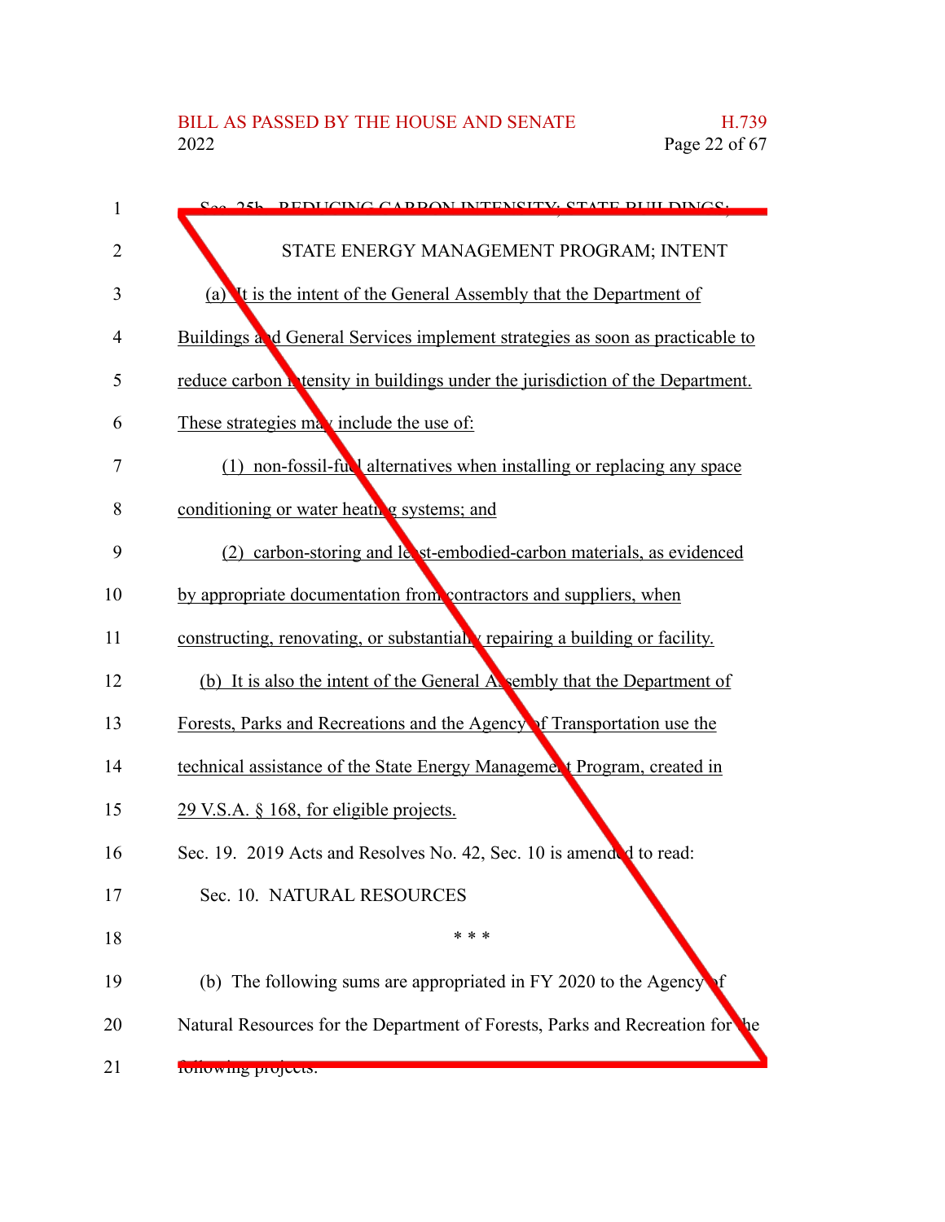Sec. 25b. REDUCING CARBON INTENSITY; STATE BUILDINGS; STATE ENERGY MANAGEMENT PROGRAM; INTENT

(a) It is the intent of the General Assembly that the Department of Buildings and General Services implement strategies as soon as practicable to reduce carbon intensity in buildings under the jurisdiction of the Department. These strategies may include the use of:

(1) non-fossil-fuel alternatives when installing or replacing any space conditioning or water heating systems; and

(2) carbon-storing and least-embodied-carbon materials, as evidenced by appropriate documentation from contractors and suppliers, when constructing, renovating, or substantially repairing a building or facility.

(b) It is also the intent of the General Assembly that the Department of Forests, Parks and Recreations and the Agency of Transportation use the technical assistance of the State Energy Management Program, created in 29 V.S.A. § 168, for eligible projects.

Sec. 19. 2019 Acts and Resolves No. 42, Sec. 10 is amended to read:

Sec. 10. NATURAL RESOURCES

\* \* \*

(b) The following sums are appropriated in FY 2020 to the Agency of Natural Resources for the Department of Forests, Parks and Recreation for the following projects: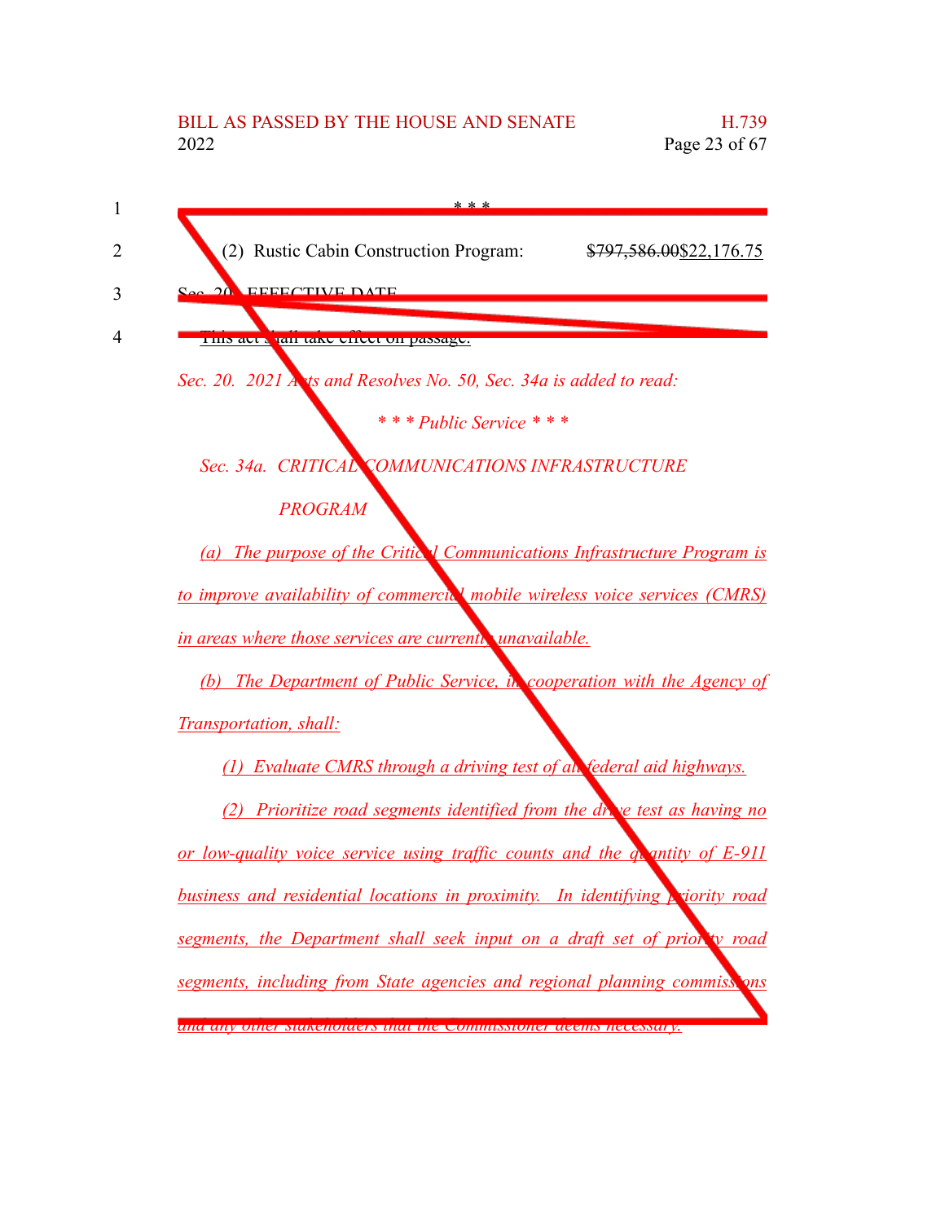\* \* \*

(2) Rustic Cabin Construction Program: ~~$797,586.00~~$22,176.75

Sec. 20. EFFECTIVE DATE

This act shall take effect on passage.

*Sec. 20. 2021 Acts and Resolves No. 50, Sec. 34a is added to read:*

*\* \* \* Public Service \* \* \**

*Sec. 34a. CRITICAL COMMUNICATIONS INFRASTRUCTURE PROGRAM*

*(a) The purpose of the Critical Communications Infrastructure Program is to improve availability of commercial mobile wireless voice services (CMRS) in areas where those services are currently unavailable.*

*(b) The Department of Public Service, in cooperation with the Agency of Transportation, shall:*

*(1) Evaluate CMRS through a driving test of all federal aid highways.*

*(2) Prioritize road segments identified from the drive test as having no or low-quality voice service using traffic counts and the quantity of E-911 business and residential locations in proximity. In identifying priority road segments, the Department shall seek input on a draft set of priority road segments, including from State agencies and regional planning commissions and any other stakeholders that the Commissioner deems necessary.*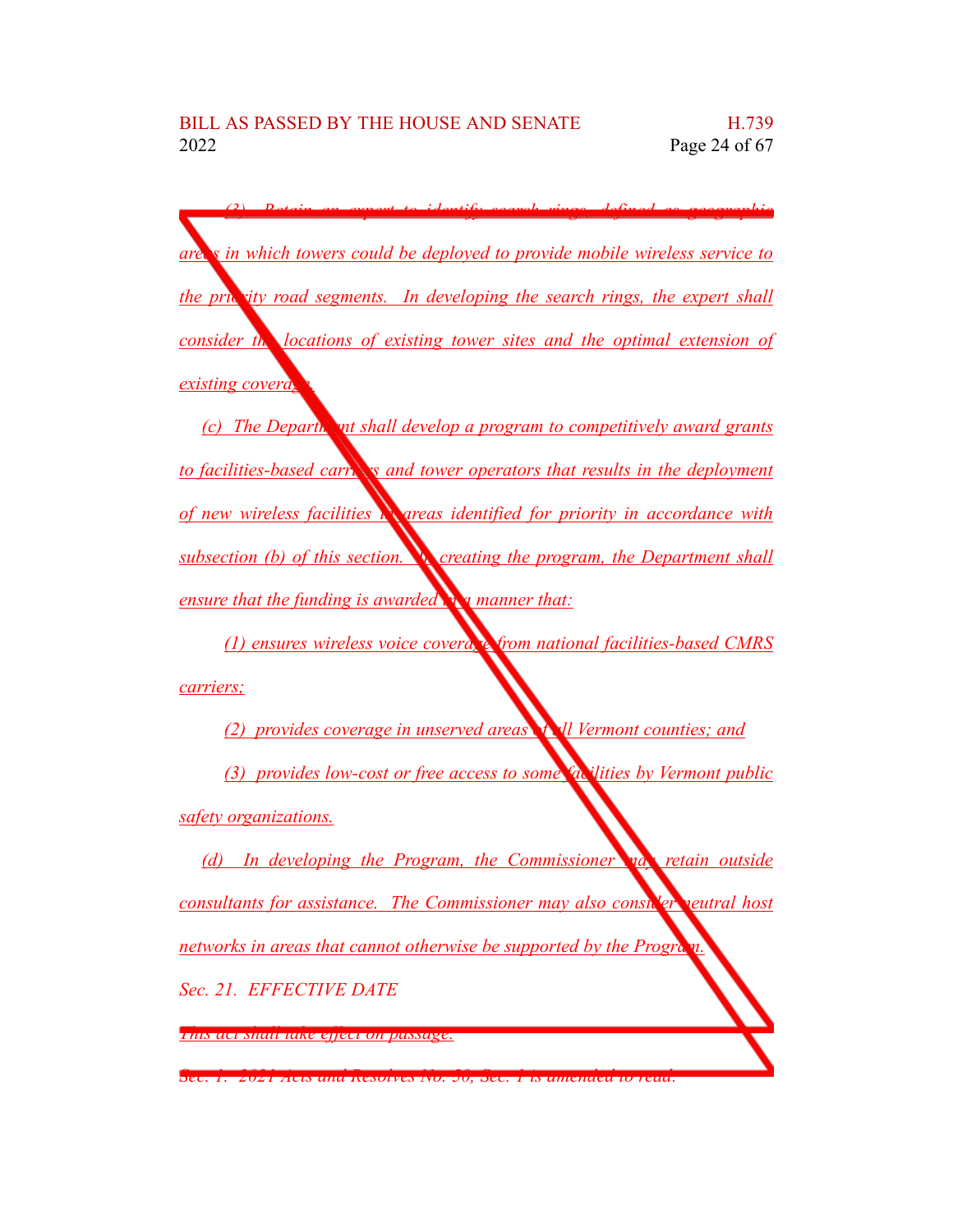(3) Retain an expert to identify search rings, defined as geographic areas in which towers could be deployed to provide mobile wireless service to the priority road segments. In developing the search rings, the expert shall consider the locations of existing tower sites and the optimal extension of existing coverage.

(c) The Department shall develop a program to competitively award grants to facilities-based carriers and tower operators that results in the deployment of new wireless facilities in areas identified for priority in accordance with subsection (b) of this section. In creating the program, the Department shall ensure that the funding is awarded in a manner that:

(1) ensures wireless voice coverage from national facilities-based CMRS carriers;

(2) provides coverage in unserved areas of all Vermont counties; and

(3) provides low-cost or free access to some facilities by Vermont public safety organizations.

(d) In developing the Program, the Commissioner may retain outside consultants for assistance. The Commissioner may also consider neutral host networks in areas that cannot otherwise be supported by the Program.

Sec. 21. EFFECTIVE DATE

This act shall take effect on passage.

Sec. 1. 2021 Acts and Resolves No. 50, Sec. 1 is amended to read: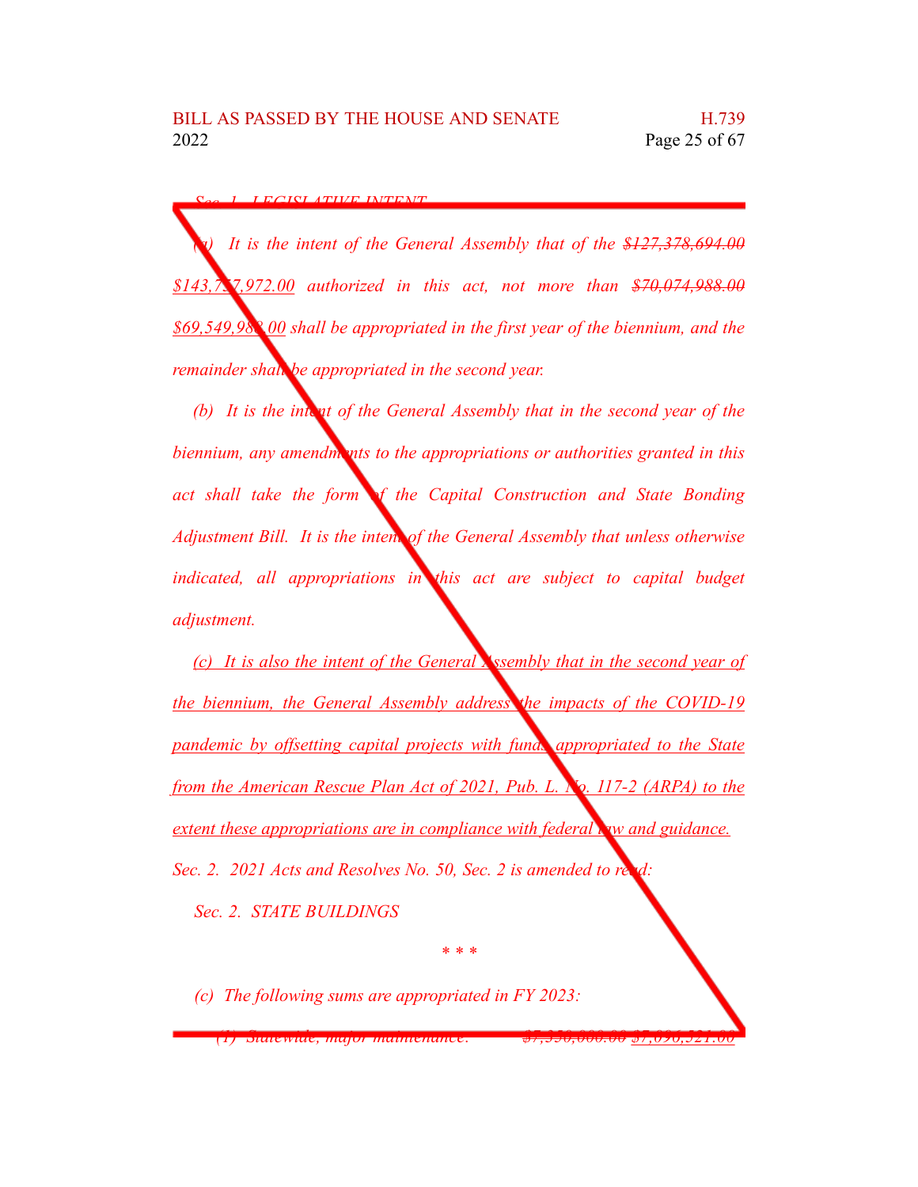*Sec. 1. LEGISLATIVE INTENT*

*(a) It is the intent of the General Assembly that of the ~~$127,378,694.00~~ $143,757,972.00 authorized in this act, not more than ~~$70,074,988.00~~ $69,549,988.00 shall be appropriated in the first year of the biennium, and the remainder shall be appropriated in the second year.*

*(b) It is the intent of the General Assembly that in the second year of the biennium, any amendments to the appropriations or authorities granted in this act shall take the form of the Capital Construction and State Bonding Adjustment Bill. It is the intent of the General Assembly that unless otherwise indicated, all appropriations in this act are subject to capital budget adjustment.*

*(c) It is also the intent of the General Assembly that in the second year of the biennium, the General Assembly address the impacts of the COVID-19 pandemic by offsetting capital projects with funds appropriated to the State from the American Rescue Plan Act of 2021, Pub. L. No. 117-2 (ARPA) to the extent these appropriations are in compliance with federal law and guidance.*

*Sec. 2. 2021 Acts and Resolves No. 50, Sec. 2 is amended to read:*

*Sec. 2. STATE BUILDINGS*

*\* \* \**

*(c) The following sums are appropriated in FY 2023:*

*(1) Statewide, major maintenance: ~~$7,350,000.00~~ $7,096,521.00*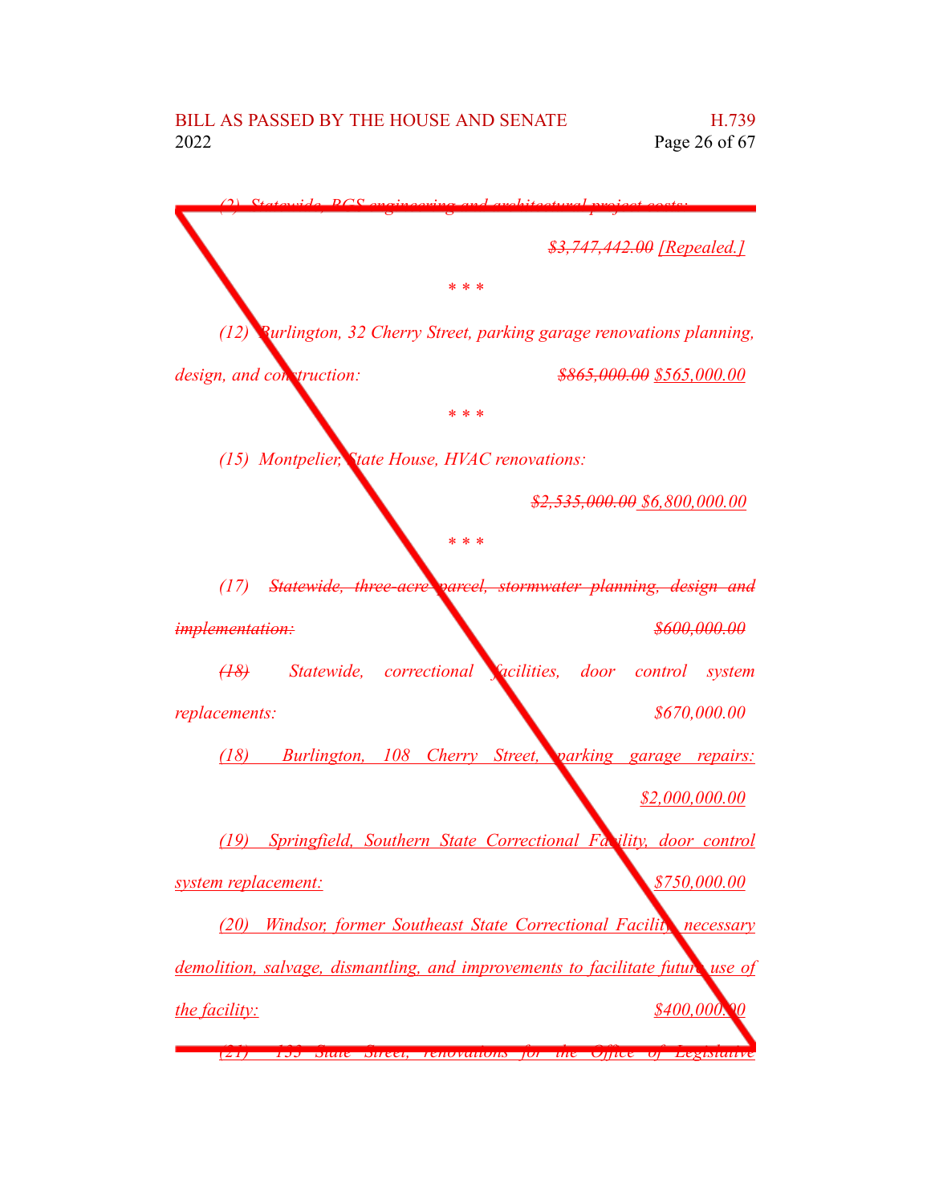(2) ~~Statewide, BGS engineering and architectural project costs:~~

~~$3,747,442.00~~ [Repealed.]

\* \* \*

(12) Burlington, 32 Cherry Street, parking garage renovations planning, design, and construction: ~~$865,000.00~~ $565,000.00

\* \* \*

(15) Montpelier, State House, HVAC renovations:

~~$2,535,000.00~~ $6,800,000.00

\* \* \*

(17) ~~Statewide, three-acre parcel, stormwater planning, design and implementation:~~ ~~$600,000.00~~

~~(18)~~ Statewide, correctional facilities, door control system replacements: $670,000.00

(18) Burlington, 108 Cherry Street, parking garage repairs: $2,000,000.00

(19) Springfield, Southern State Correctional Facility, door control system replacement: $750,000.00

(20) Windsor, former Southeast State Correctional Facility, necessary demolition, salvage, dismantling, and improvements to facilitate future use of the facility: $400,000.00

(21) 133 State Street, renovations for the Office of Legislative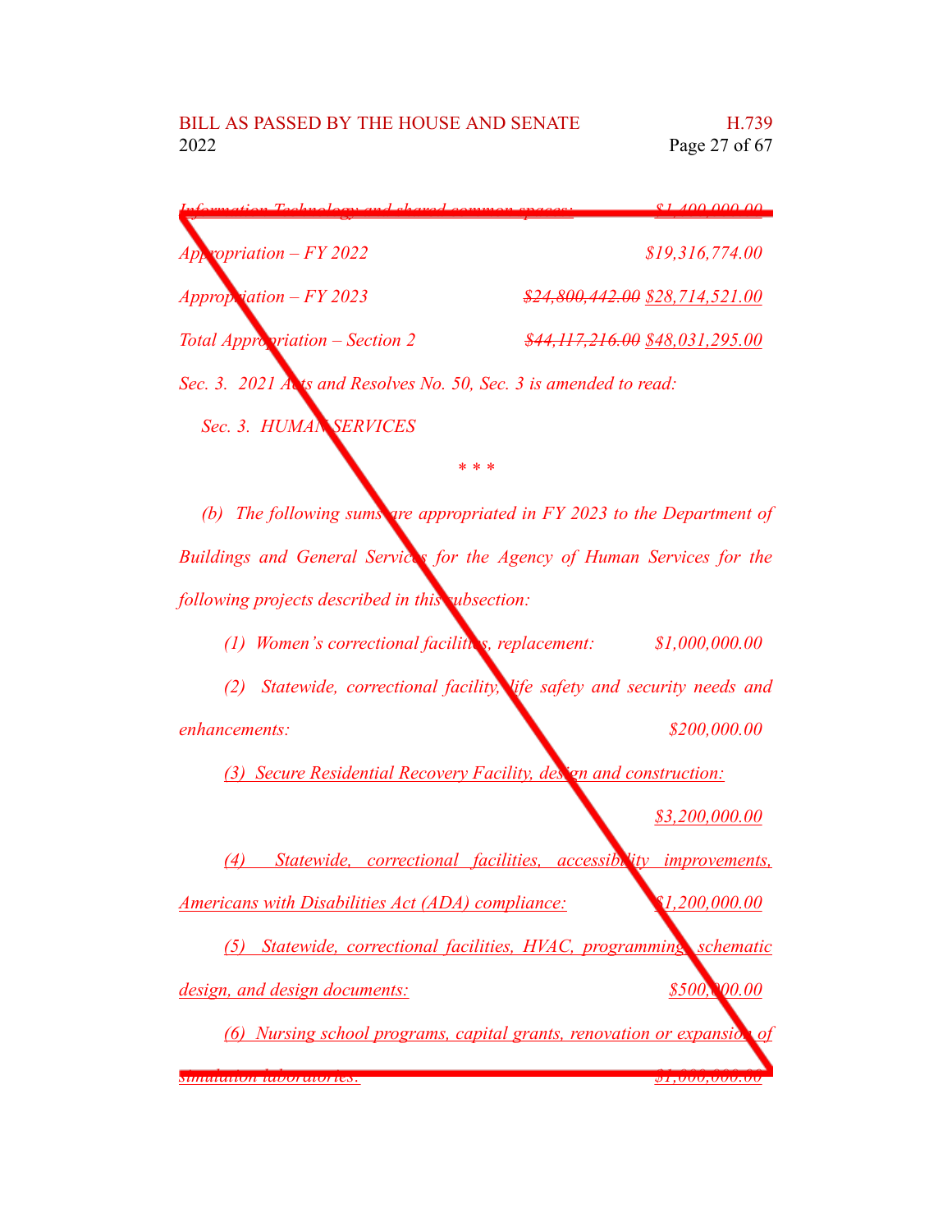~~Information Technology and shared common spaces: $1,400,000.00~~

*Appropriation – FY 2022* *$19,316,774.00*

*Appropriation – FY 2023* ~~*$24,800,442.00*~~ <u>*$28,714,521.00*</u>

*Total Appropriation – Section 2* ~~*$44,117,216.00*~~ <u>*$48,031,295.00*</u>

*Sec. 3. 2021 Acts and Resolves No. 50, Sec. 3 is amended to read:*

*Sec. 3. HUMAN SERVICES*

\* \* \*

*(b) The following sums are appropriated in FY 2023 to the Department of Buildings and General Services for the Agency of Human Services for the following projects described in this subsection:*

*(1) Women's correctional facilities, replacement:* *$1,000,000.00*

*(2) Statewide, correctional facility, life safety and security needs and enhancements:* *$200,000.00*

<u>*(3) Secure Residential Recovery Facility, design and construction:*</u> <u>*$3,200,000.00*</u>

<u>*(4) Statewide, correctional facilities, accessibility improvements, Americans with Disabilities Act (ADA) compliance:*</u> <u>*$1,200,000.00*</u>

<u>*(5) Statewide, correctional facilities, HVAC, programming, schematic design, and design documents:*</u> <u>*$500,000.00*</u>

<u>*(6) Nursing school programs, capital grants, renovation or expansion of simulation laboratories:*</u> <u>*$1,000,000.00*</u>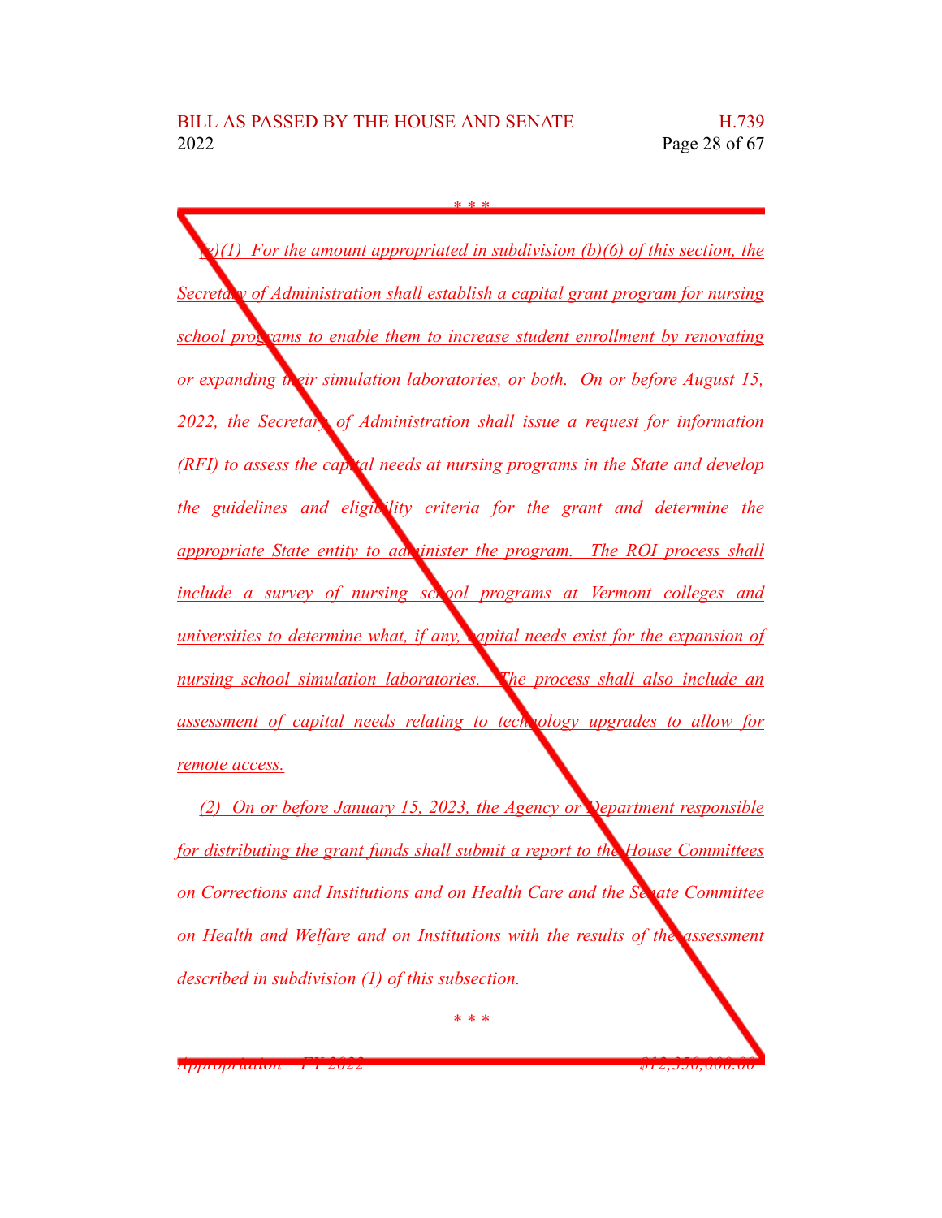\* \* \*

*(e)(1) For the amount appropriated in subdivision (b)(6) of this section, the Secretary of Administration shall establish a capital grant program for nursing school programs to enable them to increase student enrollment by renovating or expanding their simulation laboratories, or both. On or before August 15, 2022, the Secretary of Administration shall issue a request for information (RFI) to assess the capital needs at nursing programs in the State and develop the guidelines and eligibility criteria for the grant and determine the appropriate State entity to administer the program. The ROI process shall include a survey of nursing school programs at Vermont colleges and universities to determine what, if any, capital needs exist for the expansion of nursing school simulation laboratories. The process shall also include an assessment of capital needs relating to technology upgrades to allow for remote access.*

*(2) On or before January 15, 2023, the Agency or Department responsible for distributing the grant funds shall submit a report to the House Committees on Corrections and Institutions and on Health Care and the Senate Committee on Health and Welfare and on Institutions with the results of the assessment described in subdivision (1) of this subsection.*

\* \* \*

~~*Appropriation – FY 2022 $12,350,000.00*~~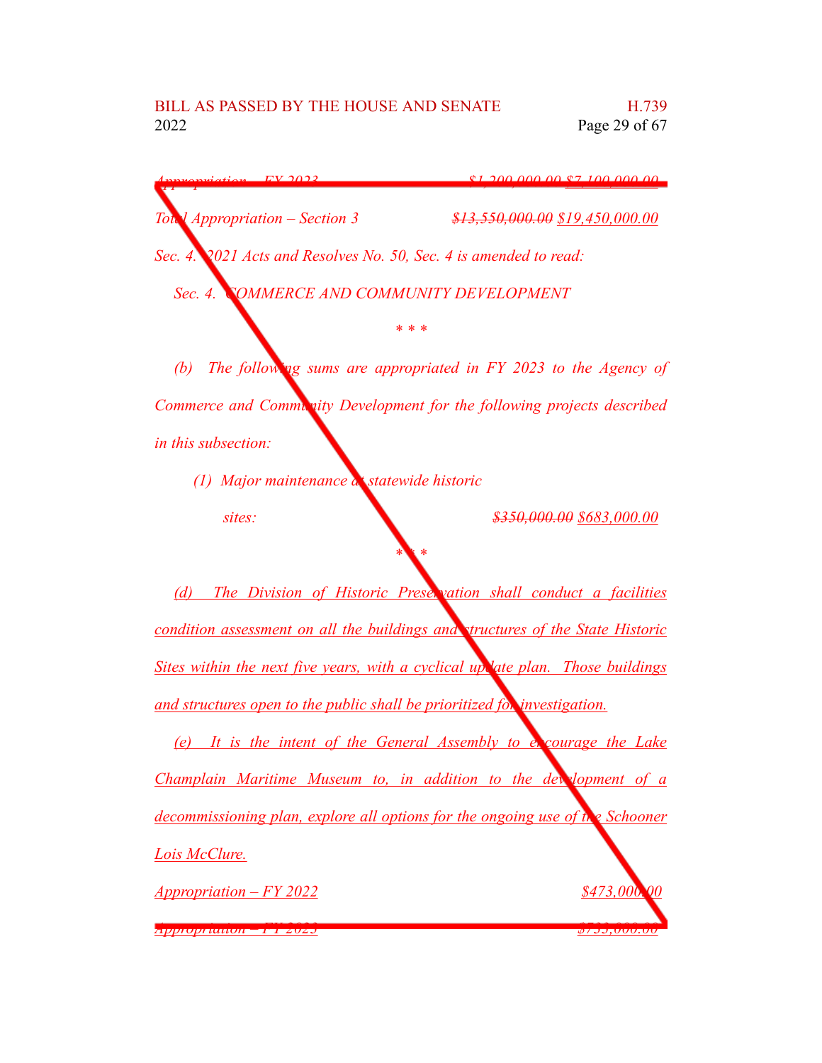*Appropriation – FY 2023* ~~*$1,200,000.00*~~ *$7,100,000.00*

*Total Appropriation – Section 3* ~~*$13,550,000.00*~~ *$19,450,000.00*

*Sec. 4. 2021 Acts and Resolves No. 50, Sec. 4 is amended to read:*

*Sec. 4. COMMERCE AND COMMUNITY DEVELOPMENT*

*\* \* \**

*(b) The following sums are appropriated in FY 2023 to the Agency of Commerce and Community Development for the following projects described in this subsection:*

*(1) Major maintenance at statewide historic sites:* ~~*$350,000.00*~~ *$683,000.00*

*\* \* \**

*(d) The Division of Historic Preservation shall conduct a facilities condition assessment on all the buildings and structures of the State Historic Sites within the next five years, with a cyclical update plan. Those buildings and structures open to the public shall be prioritized for investigation.*

*(e) It is the intent of the General Assembly to encourage the Lake Champlain Maritime Museum to, in addition to the development of a decommissioning plan, explore all options for the ongoing use of the Schooner Lois McClure.*

*Appropriation – FY 2022* *$473,000.00*

*Appropriation – FY 2023* *$733,000.00*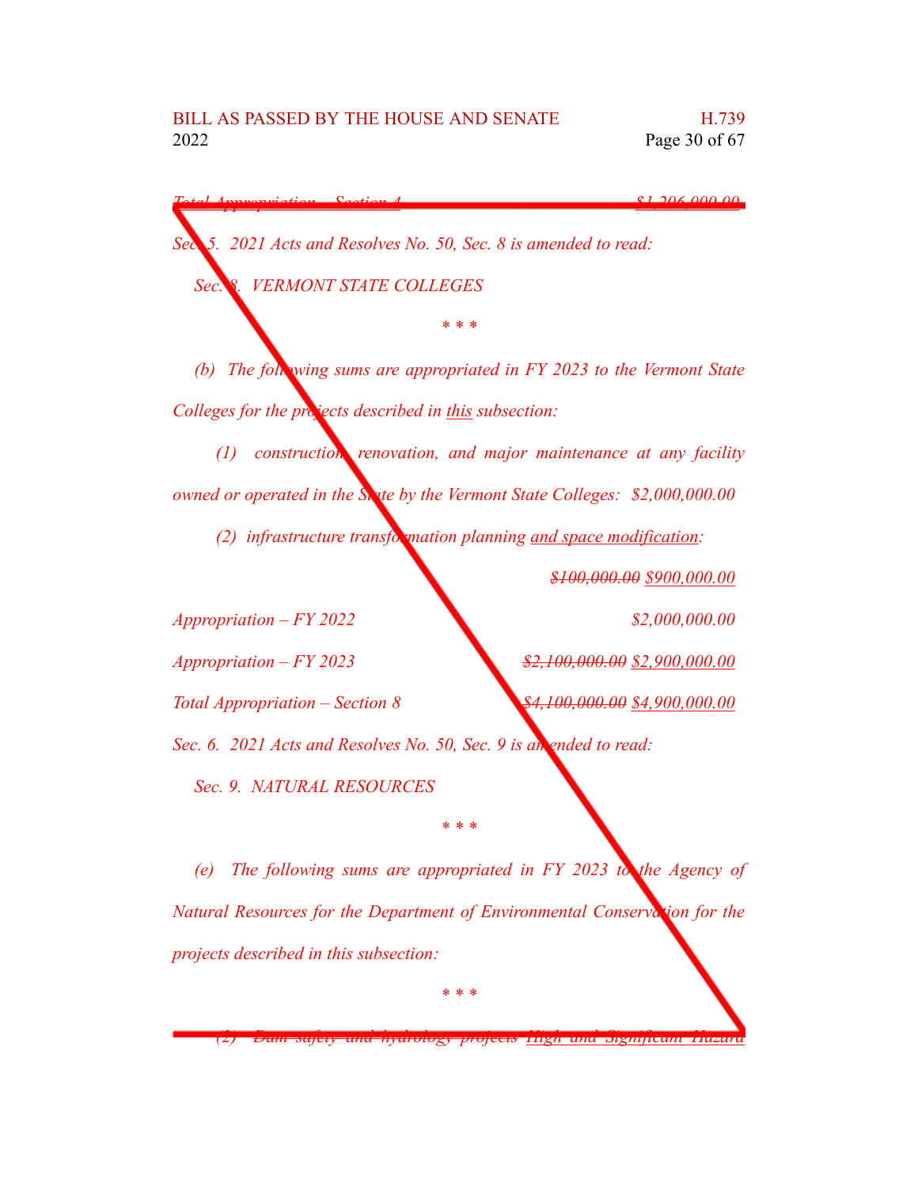*Total Appropriation – Section 4* ~~*$1,206,000.00*~~

*Sec. 5. 2021 Acts and Resolves No. 50, Sec. 8 is amended to read:*

*Sec. 8. VERMONT STATE COLLEGES*

*\* \* \**

*(b) The following sums are appropriated in FY 2023 to the Vermont State Colleges for the projects described in <u>this</u> subsection:*

*(1) construction, renovation, and major maintenance at any facility owned or operated in the State by the Vermont State Colleges: $2,000,000.00*

*(2) infrastructure transformation planning <u>and space modification</u>:*

~~*$100,000.00*~~ *<u>$900,000.00</u>*

*Appropriation – FY 2022* *$2,000,000.00*

*Appropriation – FY 2023* ~~*$2,100,000.00*~~ *<u>$2,900,000.00</u>*

*Total Appropriation – Section 8* ~~*$4,100,000.00*~~ *<u>$4,900,000.00</u>*

*Sec. 6. 2021 Acts and Resolves No. 50, Sec. 9 is amended to read:*

*Sec. 9. NATURAL RESOURCES*

*\* \* \**

*(e) The following sums are appropriated in FY 2023 to the Agency of Natural Resources for the Department of Environmental Conservation for the projects described in this subsection:*

*\* \* \**

*(2)* ~~*Dam safety and hydrology projects*~~ *<u>High and Significant Hazard</u>*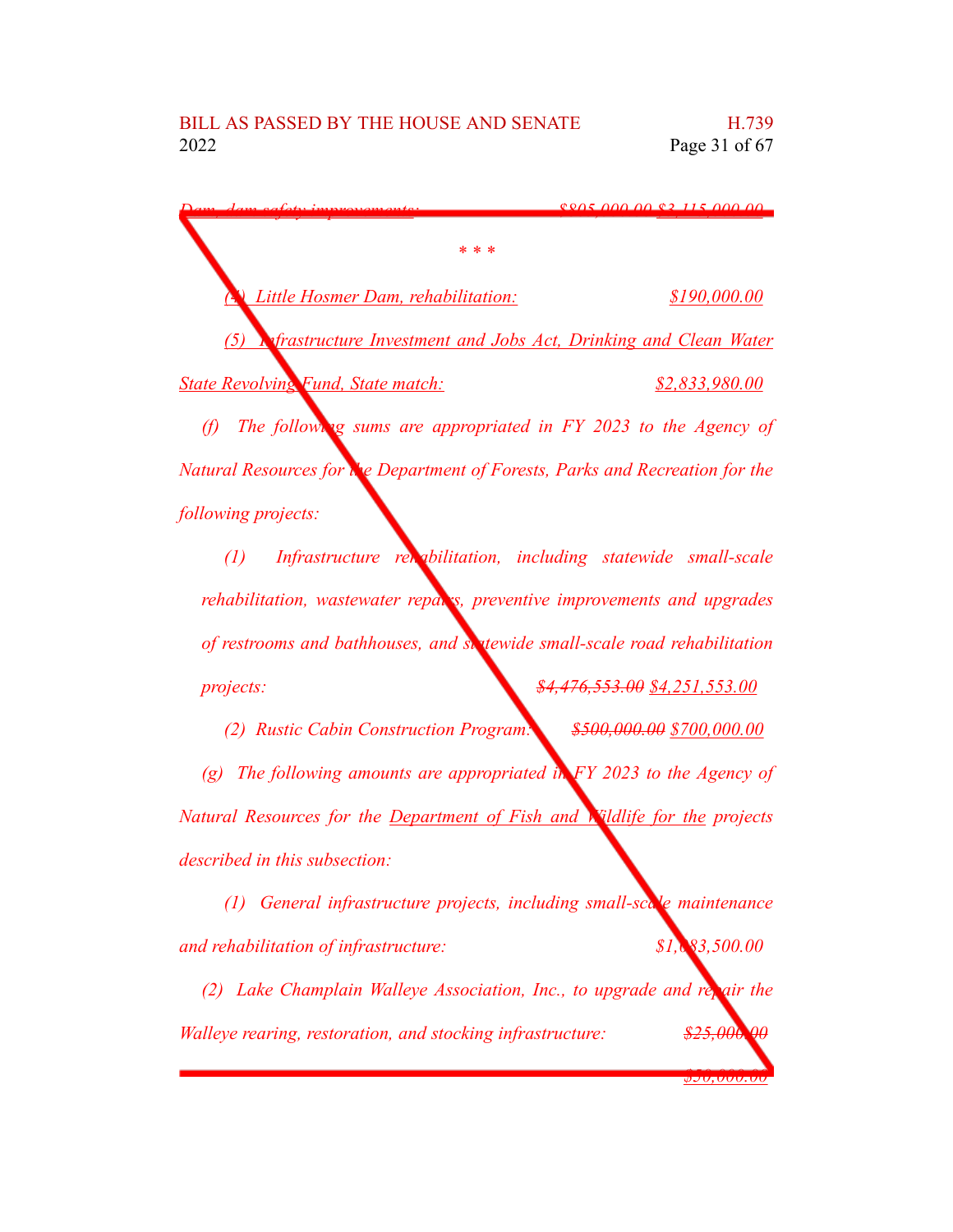*Dam, dam safety improvements:* ~~$805,000.00~~ $3,115,000.00

\* \* \*

*(4) Little Hosmer Dam, rehabilitation:* *$190,000.00*

*(5) Infrastructure Investment and Jobs Act, Drinking and Clean Water State Revolving Fund, State match:* *$2,833,980.00*

*(f) The following sums are appropriated in FY 2023 to the Agency of Natural Resources for the Department of Forests, Parks and Recreation for the following projects:*

*(1) Infrastructure rehabilitation, including statewide small-scale rehabilitation, wastewater repairs, preventive improvements and upgrades of restrooms and bathhouses, and statewide small-scale road rehabilitation projects:* ~~$4,476,553.00~~ *$4,251,553.00*

*(2) Rustic Cabin Construction Program:* ~~$500,000.00~~ *$700,000.00*

*(g) The following amounts are appropriated in FY 2023 to the Agency of Natural Resources for the Department of Fish and Wildlife for the projects described in this subsection:*

*(1) General infrastructure projects, including small-scale maintenance and rehabilitation of infrastructure:* *$1,083,500.00*

*(2) Lake Champlain Walleye Association, Inc., to upgrade and repair the Walleye rearing, restoration, and stocking infrastructure:* ~~$25,000.00~~ *$50,000.00*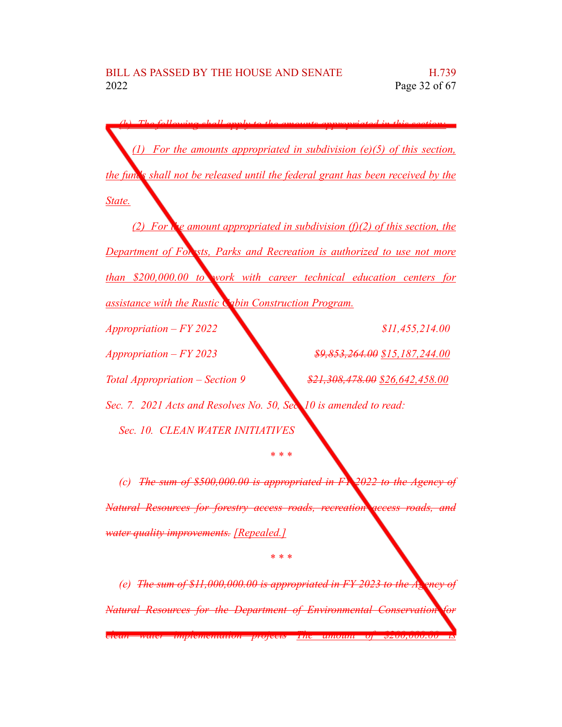~~(h) The following shall apply to the amounts appropriated in this section:~~

*(1) For the amounts appropriated in subdivision (e)(5) of this section, the funds shall not be released until the federal grant has been received by the State.*

*(2) For the amount appropriated in subdivision (f)(2) of this section, the Department of Forests, Parks and Recreation is authorized to use not more than $200,000.00 to work with career technical education centers for assistance with the Rustic Cabin Construction Program.*

| | |
|---|---|
| *Appropriation – FY 2022* | *$11,455,214.00* |
| *Appropriation – FY 2023* | ~~*$9,853,264.00*~~ *$15,187,244.00* |
| *Total Appropriation – Section 9* | ~~*$21,308,478.00*~~ *$26,642,458.00* |

*Sec. 7. 2021 Acts and Resolves No. 50, Sec. 10 is amended to read:*

*Sec. 10. CLEAN WATER INITIATIVES*

*\* \* \**

*(c)* ~~*The sum of $500,000.00 is appropriated in FY 2022 to the Agency of Natural Resources for forestry access roads, recreation access roads, and water quality improvements.*~~ *[Repealed.]*

*\* \* \**

*(e)* ~~*The sum of $11,000,000.00 is appropriated in FY 2023 to the Agency of Natural Resources for the Department of Environmental Conservation for clean water implementation projects. The amount of $200,000.00 is*~~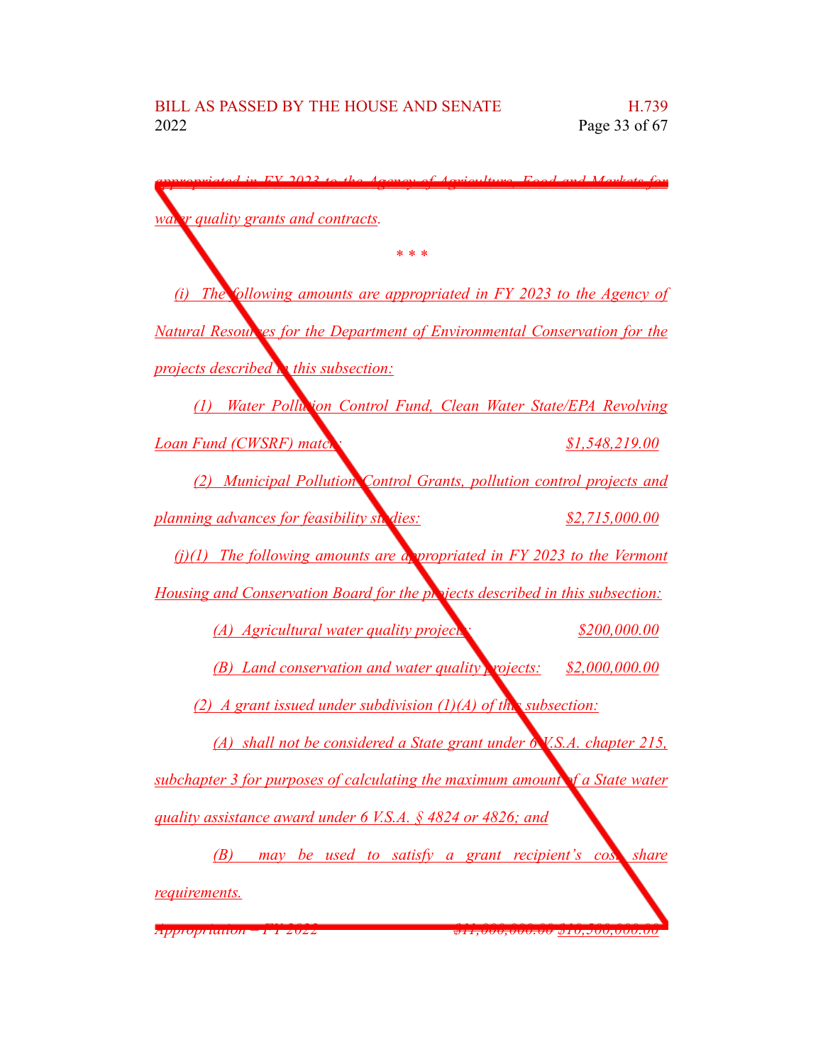~~appropriated in FY 2023 to the Agency of Agriculture, Food and Markets for water quality grants and contracts.~~

\* \* \*

(i) The following amounts are appropriated in FY 2023 to the Agency of Natural Resources for the Department of Environmental Conservation for the projects described in this subsection:

(1) Water Pollution Control Fund, Clean Water State/EPA Revolving Loan Fund (CWSRF) match: $1,548,219.00

(2) Municipal Pollution Control Grants, pollution control projects and planning advances for feasibility studies: $2,715,000.00

(j)(1) The following amounts are appropriated in FY 2023 to the Vermont Housing and Conservation Board for the projects described in this subsection:

(A) Agricultural water quality projects: $200,000.00

(B) Land conservation and water quality projects: $2,000,000.00

(2) A grant issued under subdivision (1)(A) of this subsection:

(A) shall not be considered a State grant under 6 V.S.A. chapter 215, subchapter 3 for purposes of calculating the maximum amount of a State water quality assistance award under 6 V.S.A. § 4824 or 4826; and

(B) may be used to satisfy a grant recipient's cost share requirements.

~~Appropriation – FY 2022~~ ~~$11,000,000.00~~ ~~$10,500,000.00~~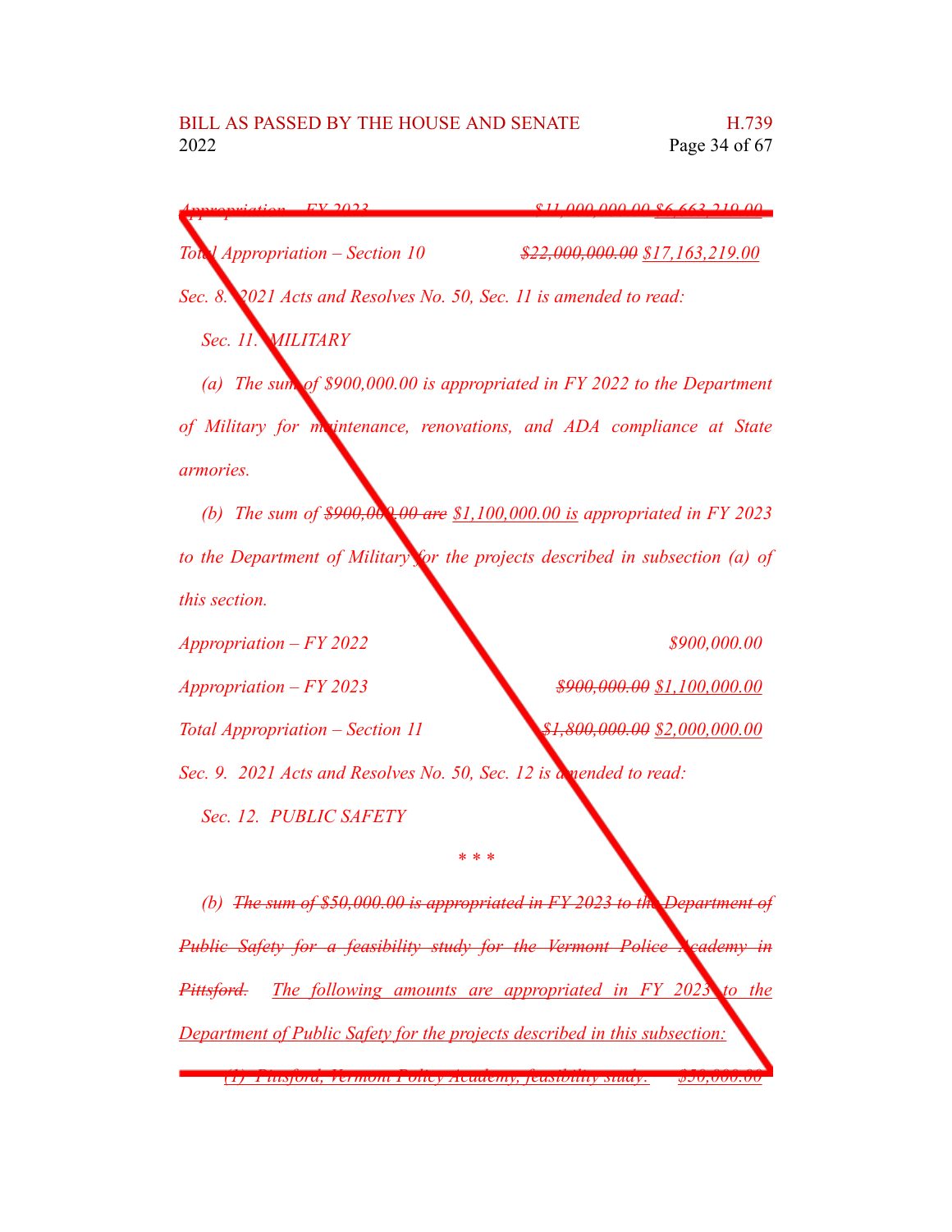*Appropriation – FY 2023* ~~*$11,000,000.00*~~ *$6,663,219.00*

*Total Appropriation – Section 10* ~~*$22,000,000.00*~~ *$17,163,219.00*

*Sec. 8. 2021 Acts and Resolves No. 50, Sec. 11 is amended to read:*

*Sec. 11. MILITARY*

*(a) The sum of $900,000.00 is appropriated in FY 2022 to the Department of Military for maintenance, renovations, and ADA compliance at State armories.*

*(b) The sum of* ~~*$900,000.00 are*~~ *$1,100,000.00 is appropriated in FY 2023 to the Department of Military for the projects described in subsection (a) of this section.*

| | |
|---|---|
| *Appropriation – FY 2022* | *$900,000.00* |
| *Appropriation – FY 2023* | ~~*$900,000.00*~~ *$1,100,000.00* |
| *Total Appropriation – Section 11* | ~~*$1,800,000.00*~~ *$2,000,000.00* |

*Sec. 9. 2021 Acts and Resolves No. 50, Sec. 12 is amended to read:*

*Sec. 12. PUBLIC SAFETY*

\* \* \*

*(b)* ~~*The sum of $50,000.00 is appropriated in FY 2023 to the Department of Public Safety for a feasibility study for the Vermont Police Academy in Pittsford.*~~ *The following amounts are appropriated in FY 2023 to the Department of Public Safety for the projects described in this subsection:*

*(1) Pittsford, Vermont Policy Academy, feasibility study:* *$50,000.00*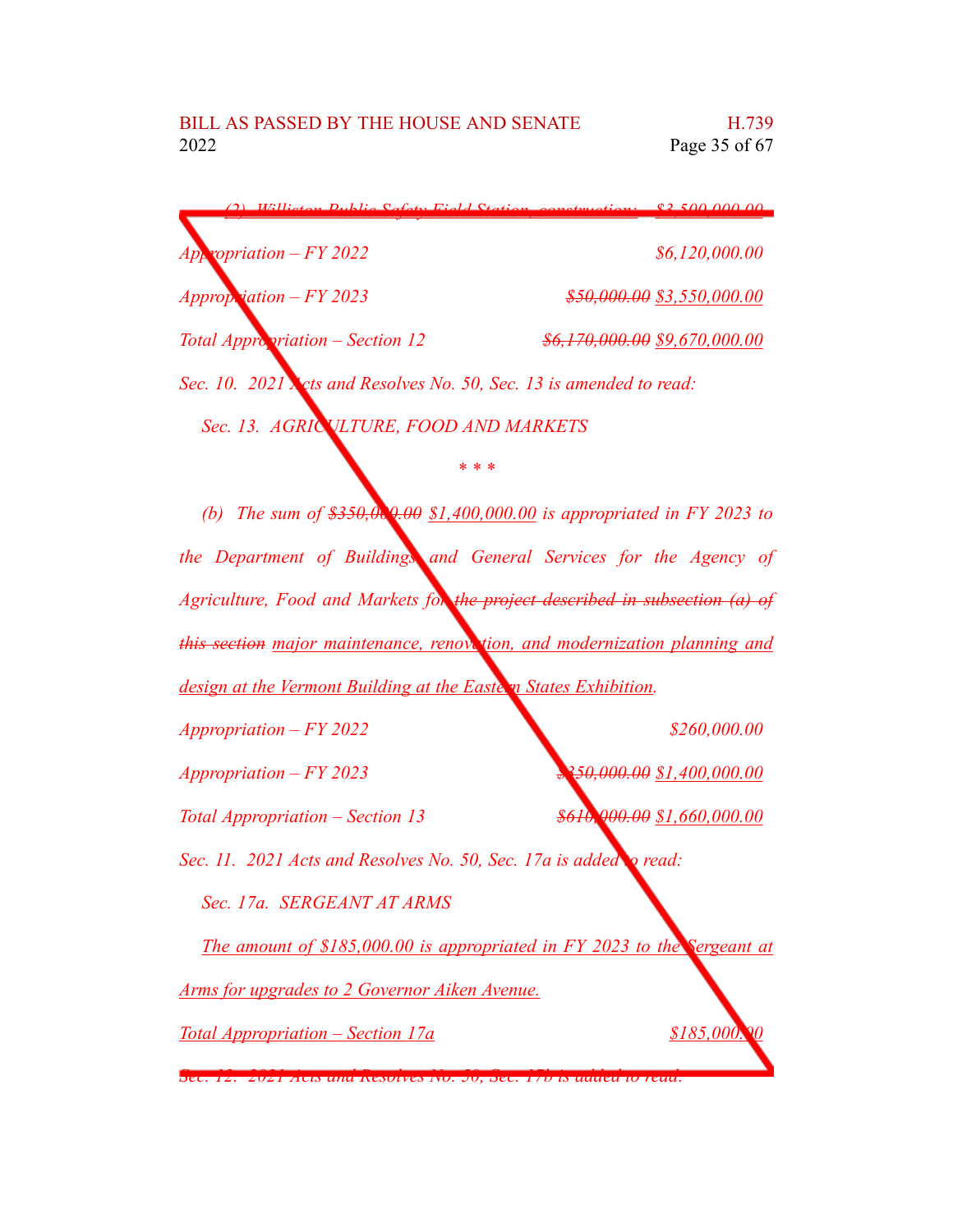(2) Williston Public Safety Field Station, construction: $3,500,000.00

Appropriation – FY 2022 $6,120,000.00

Appropriation – FY 2023 ~~$50,000.00~~ $3,550,000.00

Total Appropriation – Section 12 ~~$6,170,000.00~~ $9,670,000.00

Sec. 10. 2021 Acts and Resolves No. 50, Sec. 13 is amended to read:

Sec. 13. AGRICULTURE, FOOD AND MARKETS

\* \* \*

(b) The sum of ~~$350,000.00~~ $1,400,000.00 is appropriated in FY 2023 to the Department of Buildings and General Services for the Agency of Agriculture, Food and Markets for ~~the project described in subsection (a) of this section~~ major maintenance, renovation, and modernization planning and design at the Vermont Building at the Eastern States Exhibition.

Appropriation – FY 2022 $260,000.00

Appropriation – FY 2023 ~~$350,000.00~~ $1,400,000.00

Total Appropriation – Section 13 ~~$610,000.00~~ $1,660,000.00

Sec. 11. 2021 Acts and Resolves No. 50, Sec. 17a is added to read:

Sec. 17a. SERGEANT AT ARMS

The amount of $185,000.00 is appropriated in FY 2023 to the Sergeant at Arms for upgrades to 2 Governor Aiken Avenue.

Total Appropriation – Section 17a $185,000.00

Sec. 12. 2021 Acts and Resolves No. 50, Sec. 17b is added to read: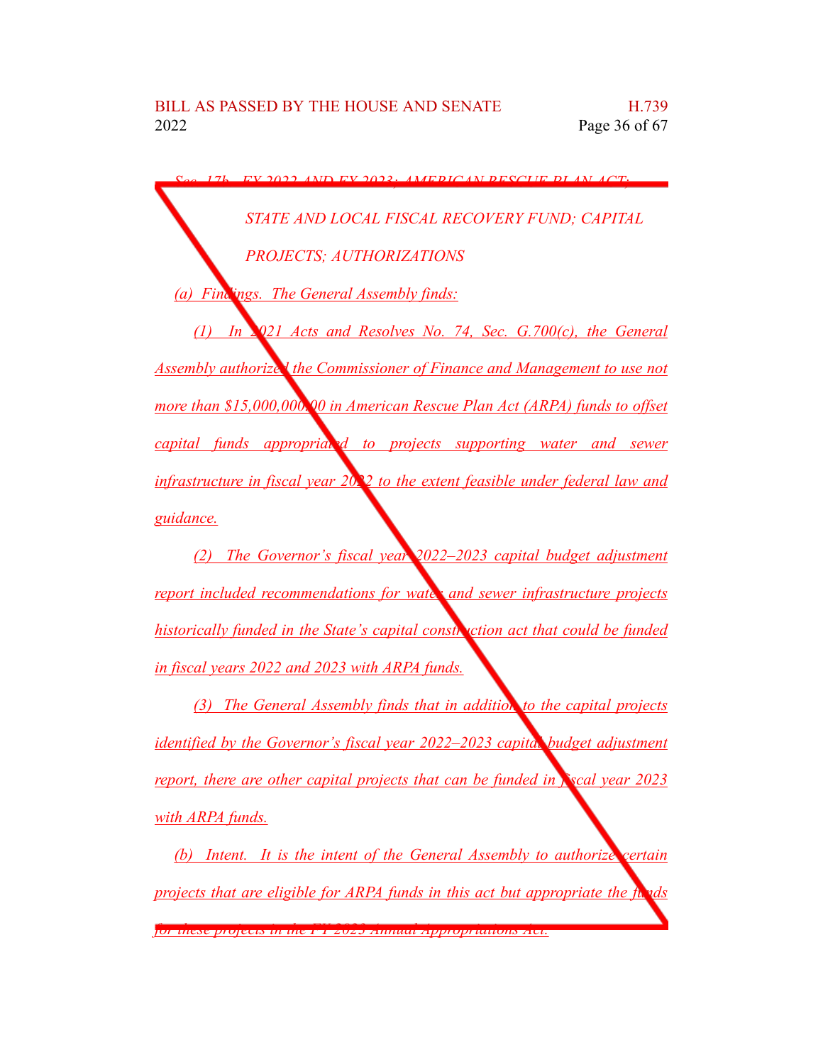*Sec. 17b. FY 2022 AND FY 2023; AMERICAN RESCUE PLAN ACT; STATE AND LOCAL FISCAL RECOVERY FUND; CAPITAL PROJECTS; AUTHORIZATIONS*

*(a) Findings. The General Assembly finds:*

*(1) In 2021 Acts and Resolves No. 74, Sec. G.700(c), the General Assembly authorized the Commissioner of Finance and Management to use not more than $15,000,000.00 in American Rescue Plan Act (ARPA) funds to offset capital funds appropriated to projects supporting water and sewer infrastructure in fiscal year 2022 to the extent feasible under federal law and guidance.*

*(2) The Governor's fiscal year 2022–2023 capital budget adjustment report included recommendations for water and sewer infrastructure projects historically funded in the State's capital construction act that could be funded in fiscal years 2022 and 2023 with ARPA funds.*

*(3) The General Assembly finds that in addition to the capital projects identified by the Governor's fiscal year 2022–2023 capital budget adjustment report, there are other capital projects that can be funded in fiscal year 2023 with ARPA funds.*

*(b) Intent. It is the intent of the General Assembly to authorize certain projects that are eligible for ARPA funds in this act but appropriate the funds for these projects in the FY 2023 Annual Appropriations Act.*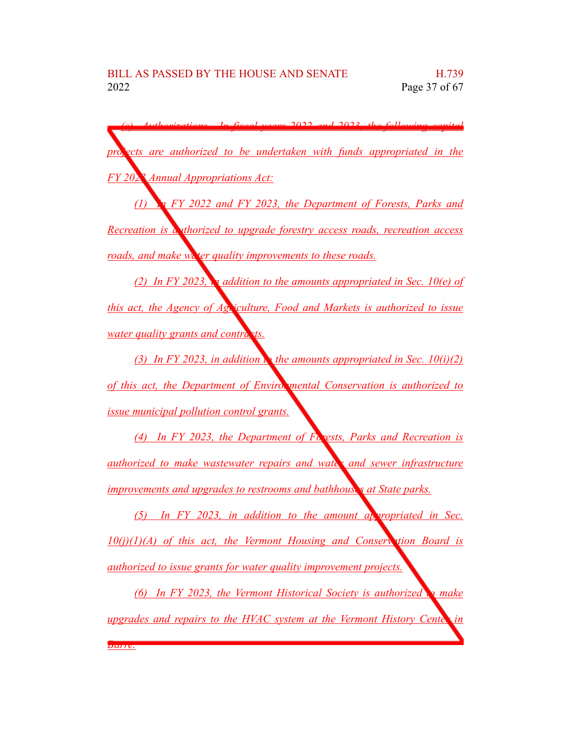*(c) Authorizations. In fiscal years 2022 and 2023, the following capital projects are authorized to be undertaken with funds appropriated in the FY 2023 Annual Appropriations Act:*

*(1) In FY 2022 and FY 2023, the Department of Forests, Parks and Recreation is authorized to upgrade forestry access roads, recreation access roads, and make water quality improvements to these roads.*

*(2) In FY 2023, in addition to the amounts appropriated in Sec. 10(e) of this act, the Agency of Agriculture, Food and Markets is authorized to issue water quality grants and contracts.*

*(3) In FY 2023, in addition to the amounts appropriated in Sec. 10(i)(2) of this act, the Department of Environmental Conservation is authorized to issue municipal pollution control grants.*

*(4) In FY 2023, the Department of Forests, Parks and Recreation is authorized to make wastewater repairs and water and sewer infrastructure improvements and upgrades to restrooms and bathhouses at State parks.*

*(5) In FY 2023, in addition to the amount appropriated in Sec. 10(j)(1)(A) of this act, the Vermont Housing and Conservation Board is authorized to issue grants for water quality improvement projects.*

*(6) In FY 2023, the Vermont Historical Society is authorized to make upgrades and repairs to the HVAC system at the Vermont History Center in Barre.*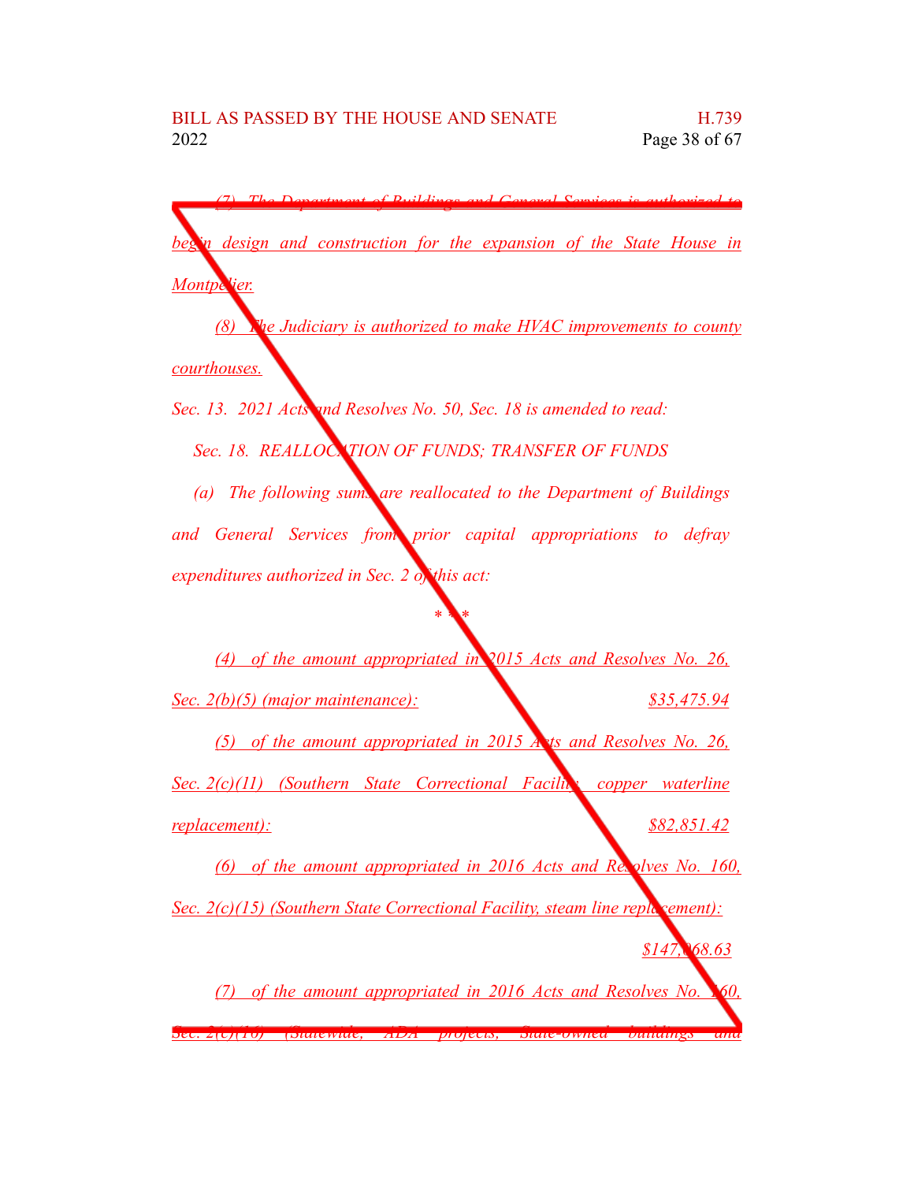(7) The Department of Buildings and General Services is authorized to begin design and construction for the expansion of the State House in Montpelier.

(8) The Judiciary is authorized to make HVAC improvements to county courthouses.

*Sec. 13. 2021 Acts and Resolves No. 50, Sec. 18 is amended to read:*

*Sec. 18. REALLOCATION OF FUNDS; TRANSFER OF FUNDS*

*(a) The following sums are reallocated to the Department of Buildings and General Services from prior capital appropriations to defray expenditures authorized in Sec. 2 of this act:*

\* \* \*

(4) of the amount appropriated in 2015 Acts and Resolves No. 26, Sec. 2(b)(5) (major maintenance): $35,475.94

(5) of the amount appropriated in 2015 Acts and Resolves No. 26, Sec. 2(c)(11) (Southern State Correctional Facility, copper waterline replacement): $82,851.42

(6) of the amount appropriated in 2016 Acts and Resolves No. 160, Sec. 2(c)(15) (Southern State Correctional Facility, steam line replacement): $147,068.63

(7) of the amount appropriated in 2016 Acts and Resolves No. 160, Sec. 2(c)(16) (Statewide, ADA projects, State-owned buildings and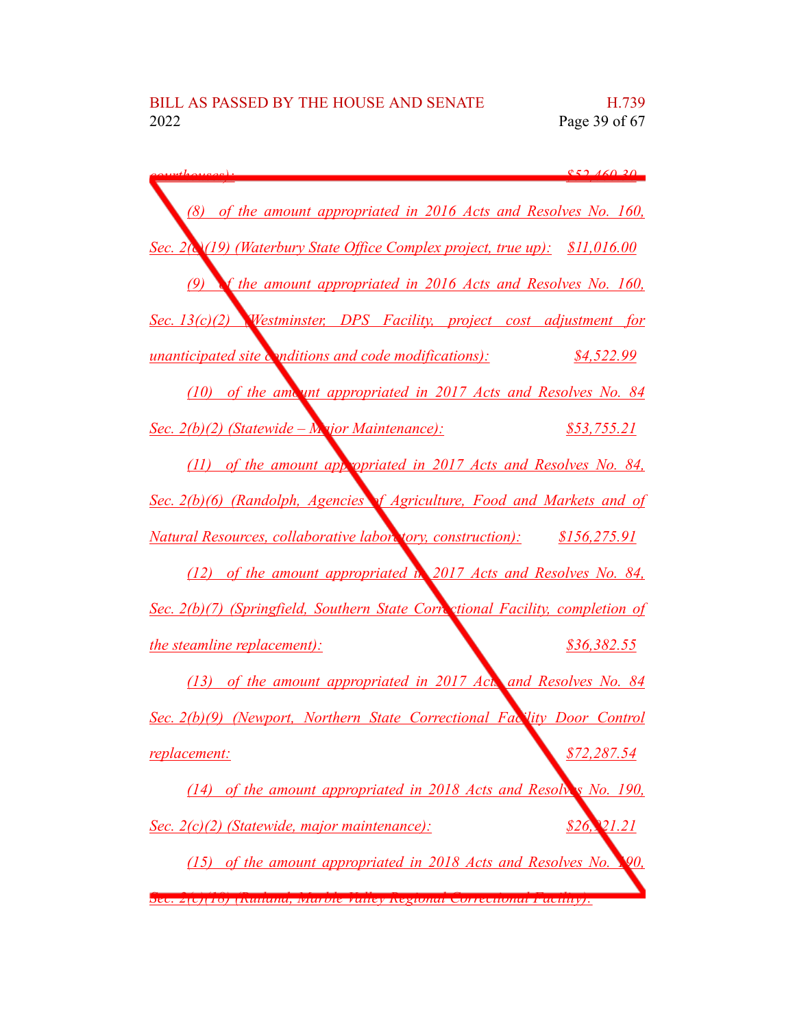courthouses): $52,460.30

(8) of the amount appropriated in 2016 Acts and Resolves No. 160, Sec. 2(c)(19) (Waterbury State Office Complex project, true up): $11,016.00

(9) of the amount appropriated in 2016 Acts and Resolves No. 160, Sec. 13(c)(2) (Westminster, DPS Facility, project cost adjustment for unanticipated site conditions and code modifications): $4,522.99

(10) of the amount appropriated in 2017 Acts and Resolves No. 84 Sec. 2(b)(2) (Statewide – Major Maintenance): $53,755.21

(11) of the amount appropriated in 2017 Acts and Resolves No. 84, Sec. 2(b)(6) (Randolph, Agencies of Agriculture, Food and Markets and of Natural Resources, collaborative laboratory, construction): $156,275.91

(12) of the amount appropriated in 2017 Acts and Resolves No. 84, Sec. 2(b)(7) (Springfield, Southern State Correctional Facility, completion of the steamline replacement): $36,382.55

(13) of the amount appropriated in 2017 Acts and Resolves No. 84 Sec. 2(b)(9) (Newport, Northern State Correctional Facility Door Control replacement: $72,287.54

(14) of the amount appropriated in 2018 Acts and Resolves No. 190, Sec. 2(c)(2) (Statewide, major maintenance): $26,921.21

(15) of the amount appropriated in 2018 Acts and Resolves No. 190, Sec. 2(c)(18) (Rutland, Marble Valley Regional Correctional Facility):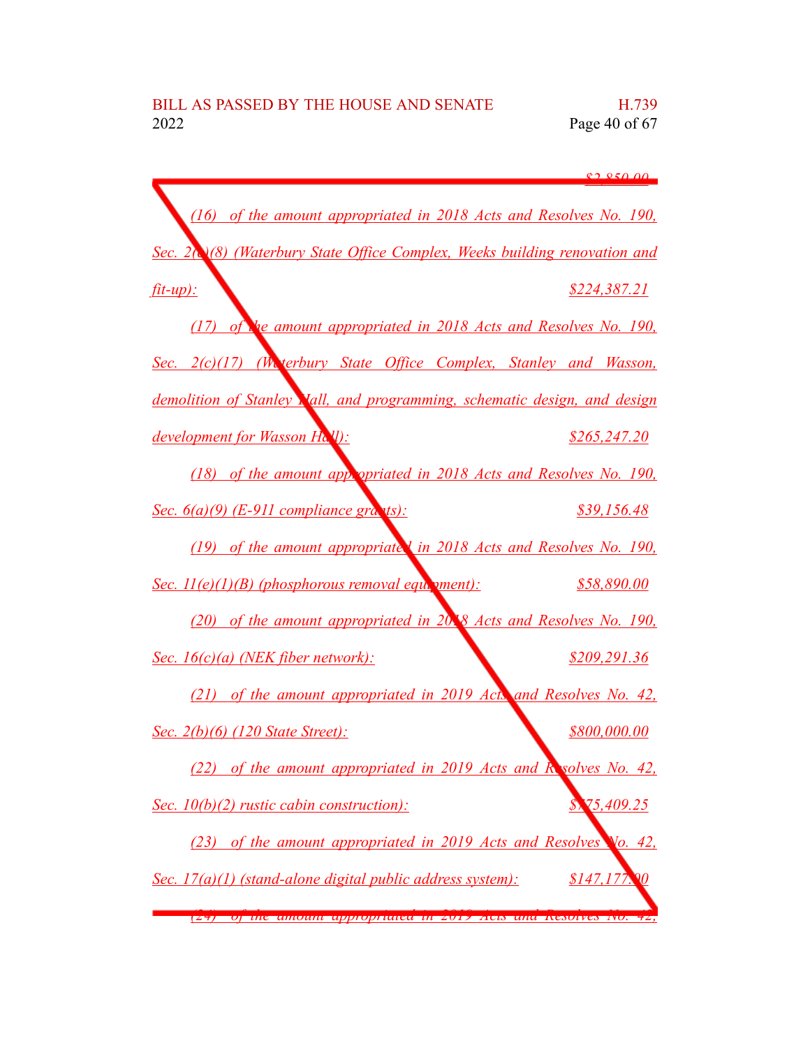$2,850.00

(16) of the amount appropriated in 2018 Acts and Resolves No. 190, Sec. 2(c)(8) (Waterbury State Office Complex, Weeks building renovation and fit-up): $224,387.21

(17) of the amount appropriated in 2018 Acts and Resolves No. 190, Sec. 2(c)(17) (Waterbury State Office Complex, Stanley and Wasson, demolition of Stanley Hall, and programming, schematic design, and design development for Wasson Hall): $265,247.20

(18) of the amount appropriated in 2018 Acts and Resolves No. 190, Sec. 6(a)(9) (E-911 compliance grants): $39,156.48

(19) of the amount appropriated in 2018 Acts and Resolves No. 190, Sec. 11(e)(1)(B) (phosphorous removal equipment): $58,890.00

(20) of the amount appropriated in 2018 Acts and Resolves No. 190, Sec. 16(c)(a) (NEK fiber network): $209,291.36

(21) of the amount appropriated in 2019 Acts and Resolves No. 42, Sec. 2(b)(6) (120 State Street): $800,000.00

(22) of the amount appropriated in 2019 Acts and Resolves No. 42, Sec. 10(b)(2) rustic cabin construction): $175,409.25

(23) of the amount appropriated in 2019 Acts and Resolves No. 42, Sec. 17(a)(1) (stand-alone digital public address system): $147,177.00

(24) of the amount appropriated in 2019 Acts and Resolves No. 42,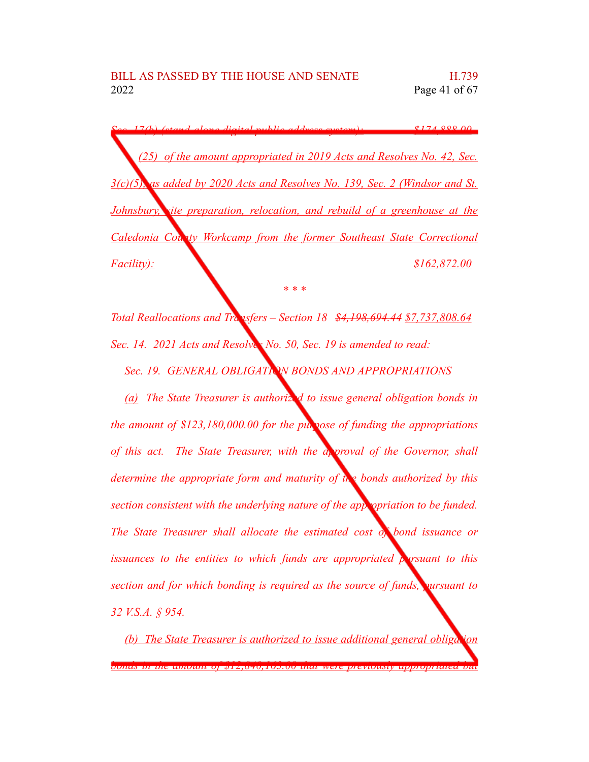~~Sec. 17(b) (stand-alone digital public address system):~~ ~~$174,888.00~~

(25) of the amount appropriated in 2019 Acts and Resolves No. 42, Sec. 3(c)(5), as added by 2020 Acts and Resolves No. 139, Sec. 2 (Windsor and St. Johnsbury, site preparation, relocation, and rebuild of a greenhouse at the Caledonia County Workcamp from the former Southeast State Correctional Facility): $162,872.00

\* \* \*

Total Reallocations and Transfers – Section 18 ~~$4,198,694.44~~ $7,737,808.64

Sec. 14. 2021 Acts and Resolves No. 50, Sec. 19 is amended to read:

Sec. 19. GENERAL OBLIGATION BONDS AND APPROPRIATIONS

(a) The State Treasurer is authorized to issue general obligation bonds in the amount of $123,180,000.00 for the purpose of funding the appropriations of this act. The State Treasurer, with the approval of the Governor, shall determine the appropriate form and maturity of the bonds authorized by this section consistent with the underlying nature of the appropriation to be funded. The State Treasurer shall allocate the estimated cost of bond issuance or issuances to the entities to which funds are appropriated pursuant to this section and for which bonding is required as the source of funds, pursuant to 32 V.S.A. § 954.

(b) The State Treasurer is authorized to issue additional general obligation bonds in the amount of $12,840,163.00 that were previously appropriated but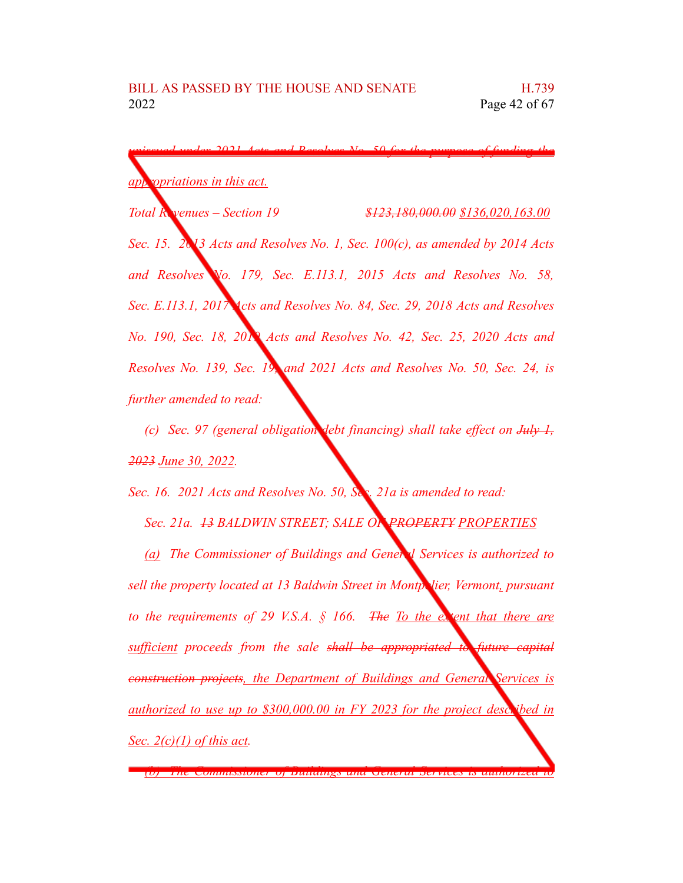~~unissued under 2021 Acts and Resolves No. 50 for the purpose of funding the~~ appropriations in this act.

*Total Revenues – Section 19* ~~*$123,180,000.00*~~ *$136,020,163.00*

*Sec. 15. 2013 Acts and Resolves No. 1, Sec. 100(c), as amended by 2014 Acts and Resolves No. 179, Sec. E.113.1, 2015 Acts and Resolves No. 58, Sec. E.113.1, 2017 Acts and Resolves No. 84, Sec. 29, 2018 Acts and Resolves No. 190, Sec. 18, 2019 Acts and Resolves No. 42, Sec. 25, 2020 Acts and Resolves No. 139, Sec. 19, and 2021 Acts and Resolves No. 50, Sec. 24, is further amended to read:*

*(c) Sec. 97 (general obligation debt financing) shall take effect on* ~~*July 1, 2023*~~ *June 30, 2022.*

*Sec. 16. 2021 Acts and Resolves No. 50, Sec. 21a is amended to read:*

*Sec. 21a.* ~~*13*~~ *BALDWIN STREET; SALE OF* ~~*PROPERTY*~~ *PROPERTIES*

*(a) The Commissioner of Buildings and General Services is authorized to sell the property located at 13 Baldwin Street in Montpelier, Vermont, pursuant to the requirements of 29 V.S.A. § 166.* ~~*The*~~ *To the extent that there are sufficient proceeds from the sale* ~~*shall be appropriated to future capital construction projects*~~*, the Department of Buildings and General Services is authorized to use up to $300,000.00 in FY 2023 for the project described in Sec. 2(c)(1) of this act.*

~~*(b) The Commissioner of Buildings and General Services is authorized to*~~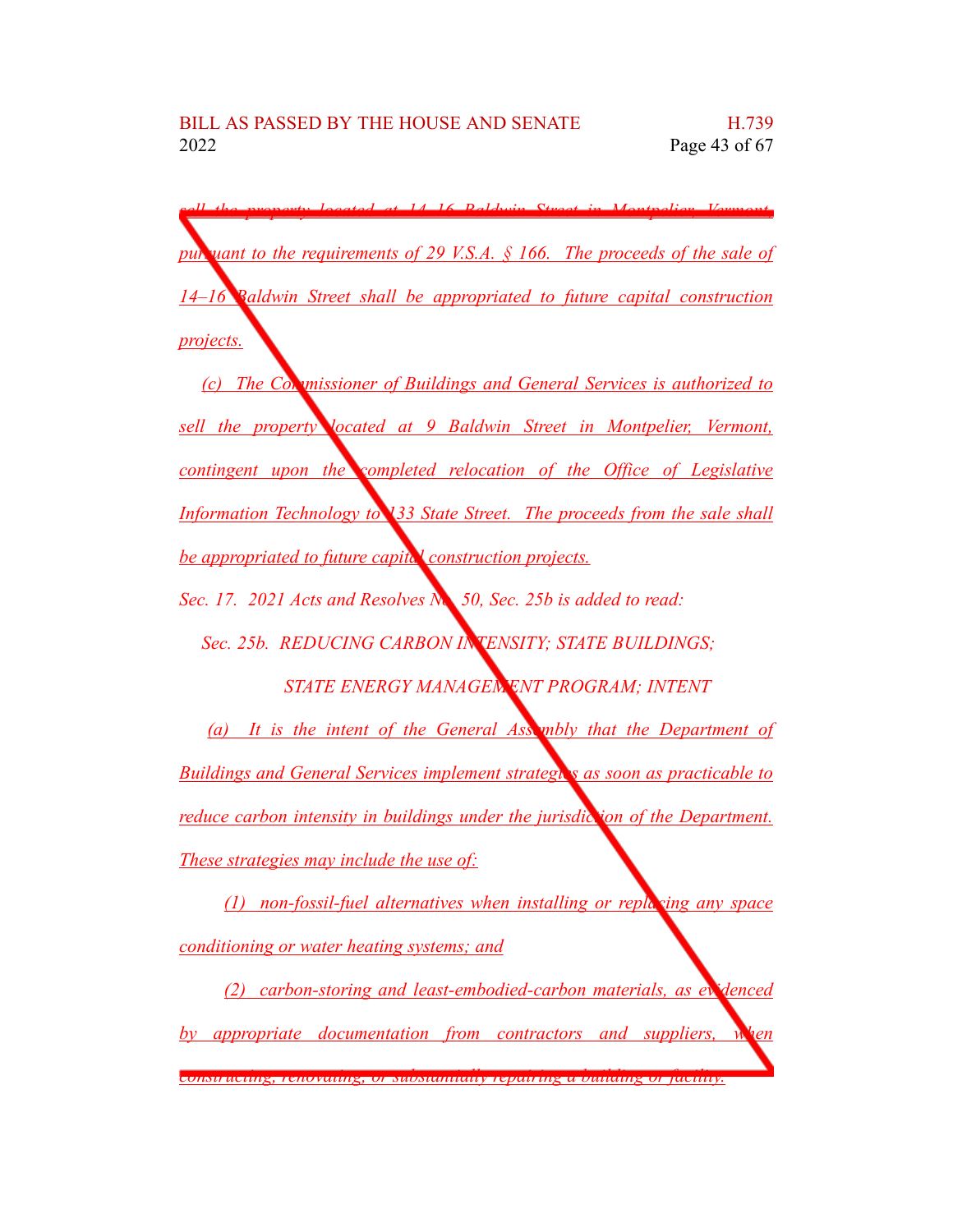sell the property located at 14–16 Baldwin Street in Montpelier, Vermont, pursuant to the requirements of 29 V.S.A. § 166. The proceeds of the sale of 14–16 Baldwin Street shall be appropriated to future capital construction projects.

(c) The Commissioner of Buildings and General Services is authorized to sell the property located at 9 Baldwin Street in Montpelier, Vermont, contingent upon the completed relocation of the Office of Legislative Information Technology to 133 State Street. The proceeds from the sale shall be appropriated to future capital construction projects.

Sec. 17. 2021 Acts and Resolves No. 50, Sec. 25b is added to read:

Sec. 25b. REDUCING CARBON INTENSITY; STATE BUILDINGS; STATE ENERGY MANAGEMENT PROGRAM; INTENT

(a) It is the intent of the General Assembly that the Department of Buildings and General Services implement strategies as soon as practicable to reduce carbon intensity in buildings under the jurisdiction of the Department. These strategies may include the use of:

(1) non-fossil-fuel alternatives when installing or replacing any space conditioning or water heating systems; and

(2) carbon-storing and least-embodied-carbon materials, as evidenced by appropriate documentation from contractors and suppliers, when constructing, renovating, or substantially repairing a building or facility.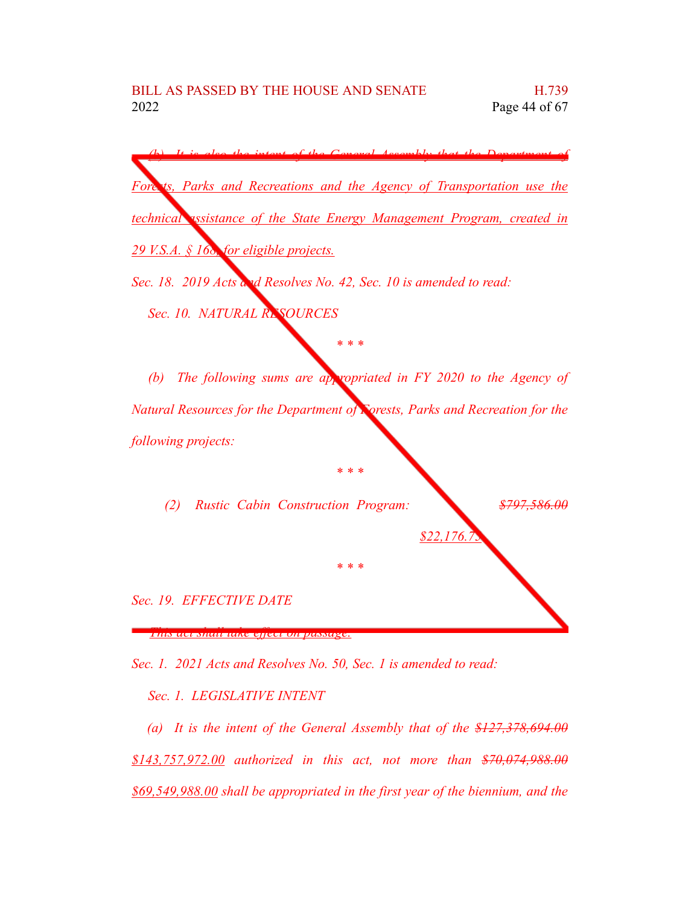(b) It is also the intent of the General Assembly that the Department of Forests, Parks and Recreations and the Agency of Transportation use the technical assistance of the State Energy Management Program, created in 29 V.S.A. § 168, for eligible projects.

*Sec. 18. 2019 Acts and Resolves No. 42, Sec. 10 is amended to read:*

*Sec. 10. NATURAL RESOURCES*

\* \* \*

*(b) The following sums are appropriated in FY 2020 to the Agency of Natural Resources for the Department of Forests, Parks and Recreation for the following projects:*

\* \* \*

*(2) Rustic Cabin Construction Program:* ~~$797,586.00~~ $22,176.75

\* \* \*

*Sec. 19. EFFECTIVE DATE*

~~This act shall take effect on passage.~~

*Sec. 1. 2021 Acts and Resolves No. 50, Sec. 1 is amended to read:*

*Sec. 1. LEGISLATIVE INTENT*

*(a) It is the intent of the General Assembly that of the* ~~$127,378,694.00~~ $143,757,972.00 *authorized in this act, not more than* ~~$70,074,988.00~~ $69,549,988.00 *shall be appropriated in the first year of the biennium, and the*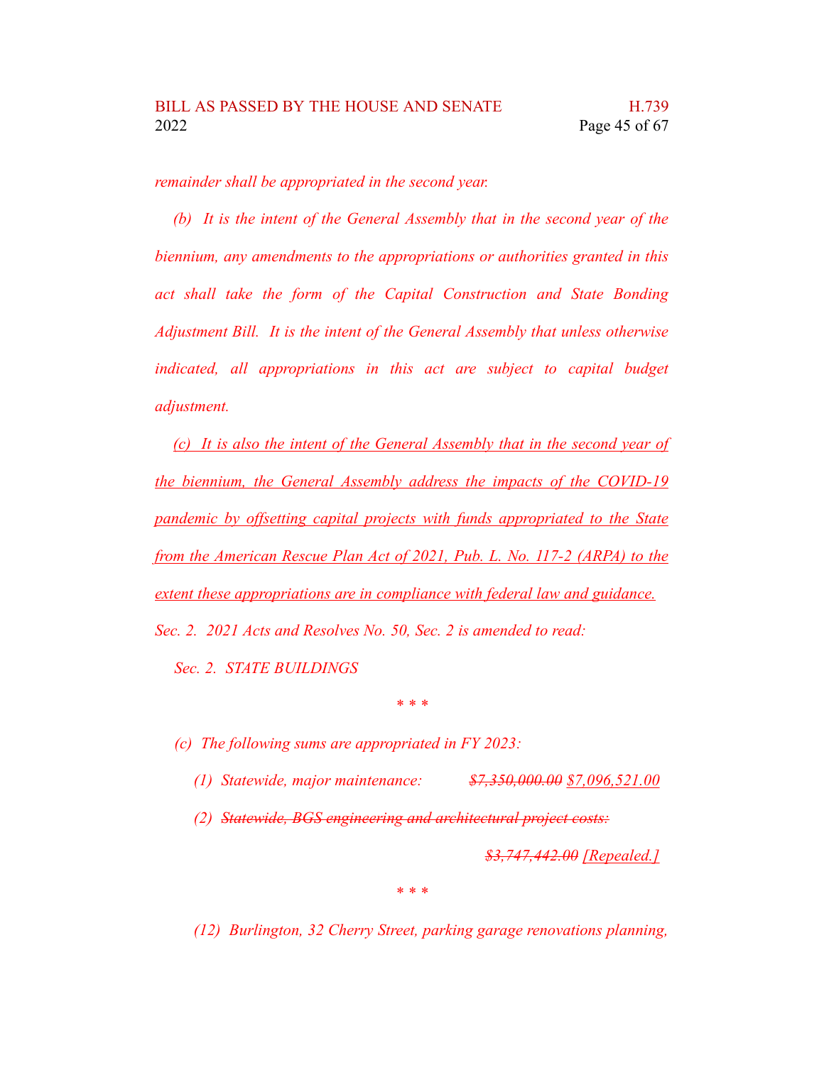*remainder shall be appropriated in the second year.*

*(b) It is the intent of the General Assembly that in the second year of the biennium, any amendments to the appropriations or authorities granted in this act shall take the form of the Capital Construction and State Bonding Adjustment Bill. It is the intent of the General Assembly that unless otherwise indicated, all appropriations in this act are subject to capital budget adjustment.*

<u>*(c) It is also the intent of the General Assembly that in the second year of the biennium, the General Assembly address the impacts of the COVID-19 pandemic by offsetting capital projects with funds appropriated to the State from the American Rescue Plan Act of 2021, Pub. L. No. 117-2 (ARPA) to the extent these appropriations are in compliance with federal law and guidance.*</u>

*Sec. 2. 2021 Acts and Resolves No. 50, Sec. 2 is amended to read:*

*Sec. 2. STATE BUILDINGS*

*\* \* \**

*(c) The following sums are appropriated in FY 2023:*

*(1) Statewide, major maintenance:* ~~*$7,350,000.00*~~ <u>*$7,096,521.00*</u>

*(2)* ~~*Statewide, BGS engineering and architectural project costs:*~~

~~*$3,747,442.00*~~ <u>*[Repealed.]*</u>

*\* \* \**

*(12) Burlington, 32 Cherry Street, parking garage renovations planning,*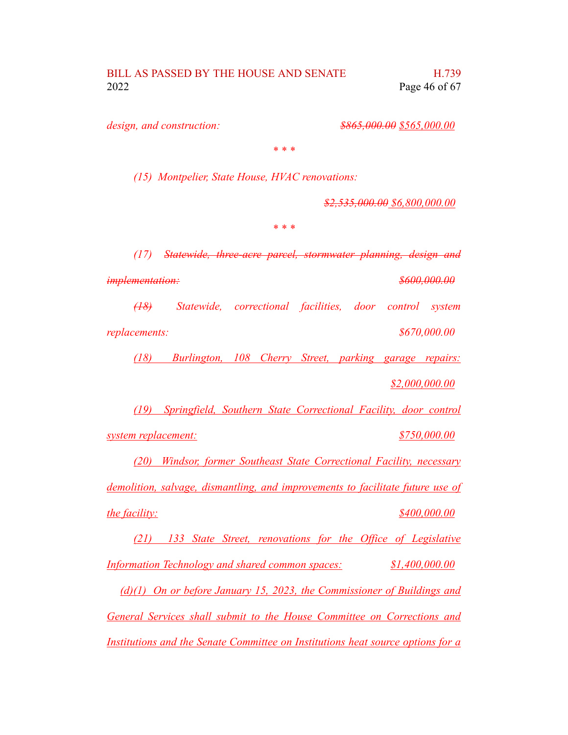*design, and construction: ~~$865,000.00~~ $565,000.00*

\* \* \*

*(15) Montpelier, State House, HVAC renovations:*

*~~$2,535,000.00~~ $6,800,000.00*

\* \* \*

*(17) ~~Statewide, three-acre parcel, stormwater planning, design and implementation: $600,000.00~~*

*~~(18)~~ Statewide, correctional facilities, door control system replacements: $670,000.00*

*<u>(18) Burlington, 108 Cherry Street, parking garage repairs: $2,000,000.00</u>*

*<u>(19) Springfield, Southern State Correctional Facility, door control system replacement: $750,000.00</u>*

*<u>(20) Windsor, former Southeast State Correctional Facility, necessary demolition, salvage, dismantling, and improvements to facilitate future use of the facility: $400,000.00</u>*

*<u>(21) 133 State Street, renovations for the Office of Legislative Information Technology and shared common spaces: $1,400,000.00</u>*

*<u>(d)(1) On or before January 15, 2023, the Commissioner of Buildings and General Services shall submit to the House Committee on Corrections and Institutions and the Senate Committee on Institutions heat source options for a</u>*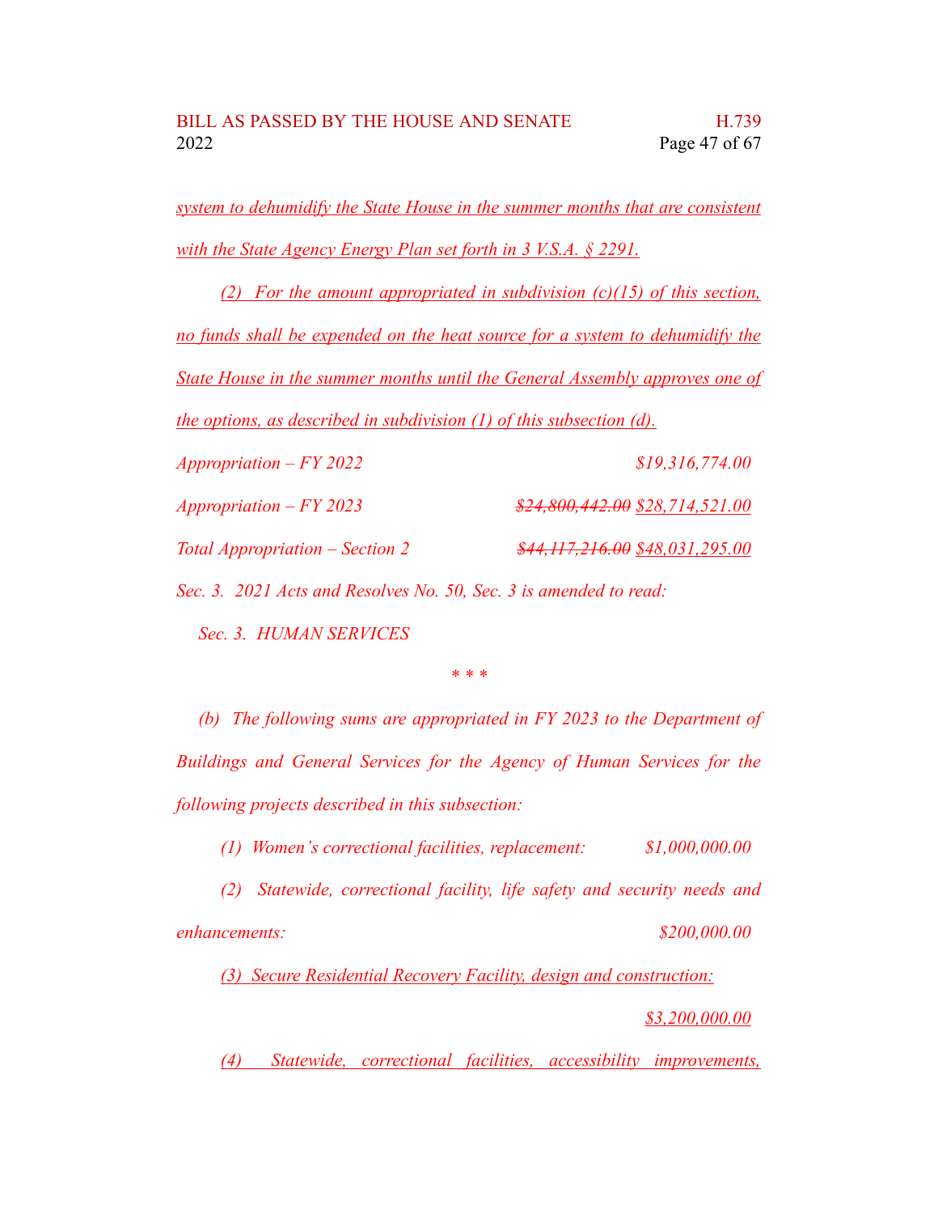*system to dehumidify the State House in the summer months that are consistent with the State Agency Energy Plan set forth in 3 V.S.A. § 2291.*

*(2) For the amount appropriated in subdivision (c)(15) of this section, no funds shall be expended on the heat source for a system to dehumidify the State House in the summer months until the General Assembly approves one of the options, as described in subdivision (1) of this subsection (d).*

*Appropriation – FY 2022* $19,316,774.00

*Appropriation – FY 2023* ~~$24,800,442.00~~ $28,714,521.00

*Total Appropriation – Section 2* ~~$44,117,216.00~~ $48,031,295.00

*Sec. 3. 2021 Acts and Resolves No. 50, Sec. 3 is amended to read:*

*Sec. 3. HUMAN SERVICES*

\* \* \*

*(b) The following sums are appropriated in FY 2023 to the Department of Buildings and General Services for the Agency of Human Services for the following projects described in this subsection:*

*(1) Women's correctional facilities, replacement:* $1,000,000.00

*(2) Statewide, correctional facility, life safety and security needs and enhancements:* $200,000.00

*(3) Secure Residential Recovery Facility, design and construction:* $3,200,000.00

*(4) Statewide, correctional facilities, accessibility improvements,*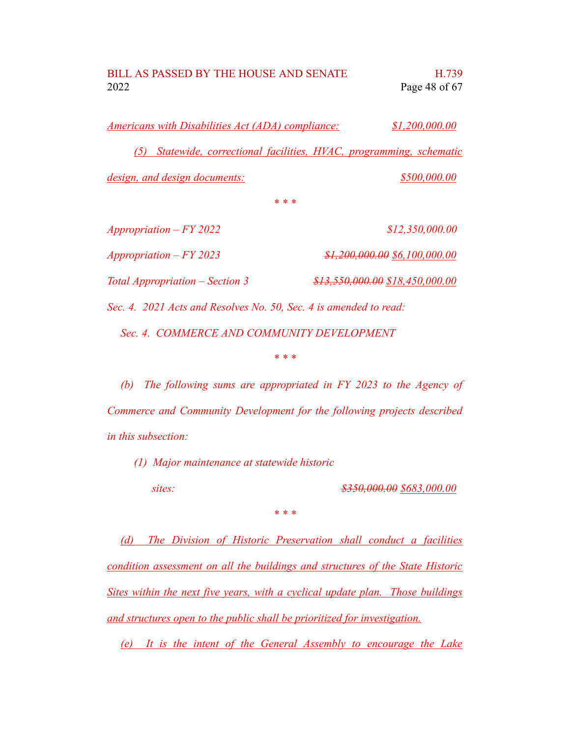*Americans with Disabilities Act (ADA) compliance: $1,200,000.00*

*(5) Statewide, correctional facilities, HVAC, programming, schematic design, and design documents: $500,000.00*

*\* \* \**

*Appropriation – FY 2022 $12,350,000.00*

*Appropriation – FY 2023 ~~$1,200,000.00~~ $6,100,000.00*

*Total Appropriation – Section 3 ~~$13,550,000.00~~ $18,450,000.00*

*Sec. 4. 2021 Acts and Resolves No. 50, Sec. 4 is amended to read:*

*Sec. 4. COMMERCE AND COMMUNITY DEVELOPMENT*

*\* \* \**

*(b) The following sums are appropriated in FY 2023 to the Agency of Commerce and Community Development for the following projects described in this subsection:*

*(1) Major maintenance at statewide historic sites: ~~$350,000.00~~ $683,000.00*

*\* \* \**

*(d) The Division of Historic Preservation shall conduct a facilities condition assessment on all the buildings and structures of the State Historic Sites within the next five years, with a cyclical update plan. Those buildings and structures open to the public shall be prioritized for investigation.*

*(e) It is the intent of the General Assembly to encourage the Lake*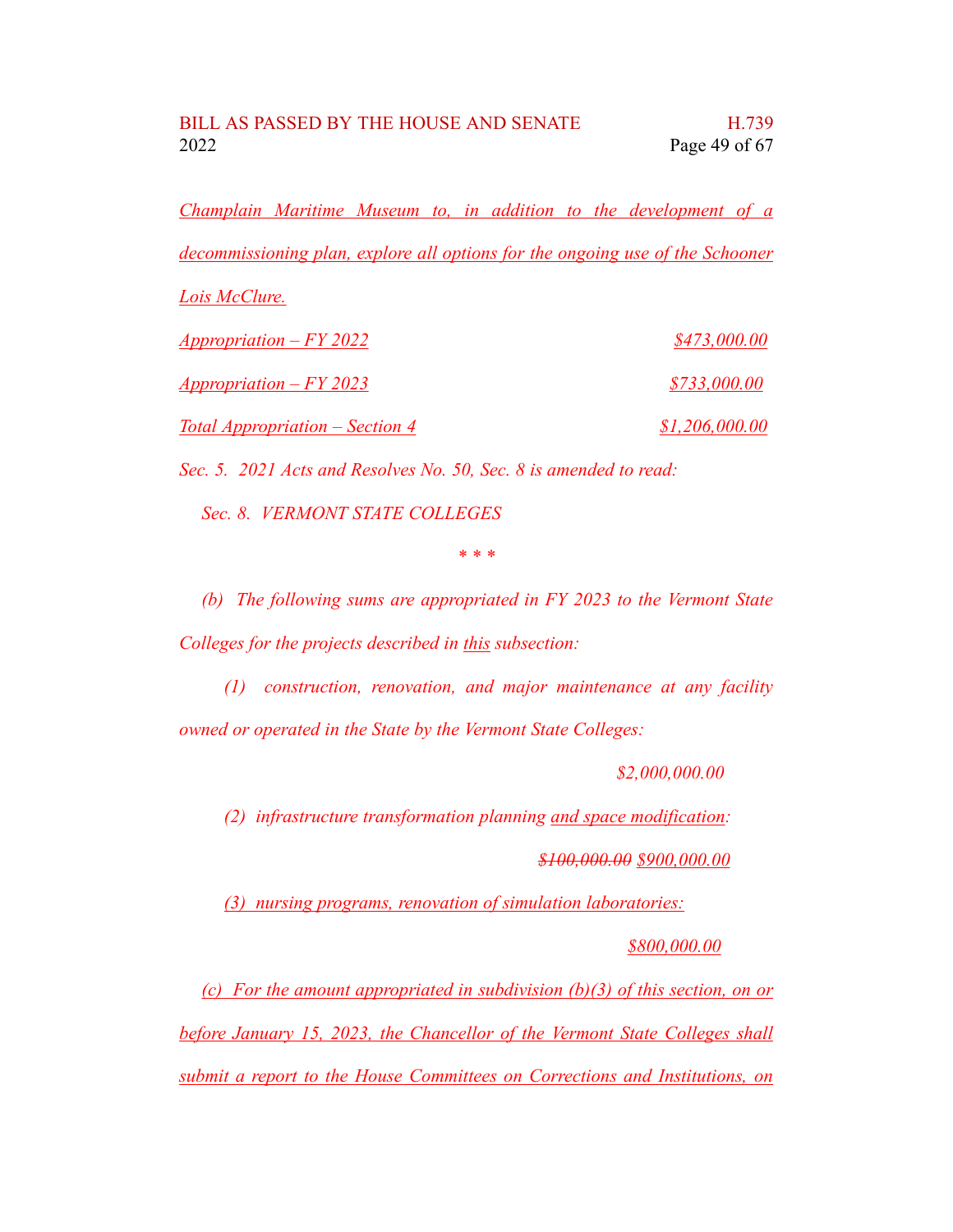Champlain Maritime Museum to, in addition to the development of a decommissioning plan, explore all options for the ongoing use of the Schooner Lois McClure.

Appropriation – FY 2022 $473,000.00

Appropriation – FY 2023 $733,000.00

Total Appropriation – Section 4 $1,206,000.00

*Sec. 5. 2021 Acts and Resolves No. 50, Sec. 8 is amended to read:*

*Sec. 8. VERMONT STATE COLLEGES*

*\* \* \**

*(b) The following sums are appropriated in FY 2023 to the Vermont State Colleges for the projects described in this subsection:*

*(1) construction, renovation, and major maintenance at any facility owned or operated in the State by the Vermont State Colleges:*

*$2,000,000.00*

*(2) infrastructure transformation planning and space modification:*

*~~$100,000.00~~ $900,000.00*

*(3) nursing programs, renovation of simulation laboratories:*

*$800,000.00*

*(c) For the amount appropriated in subdivision (b)(3) of this section, on or before January 15, 2023, the Chancellor of the Vermont State Colleges shall submit a report to the House Committees on Corrections and Institutions, on*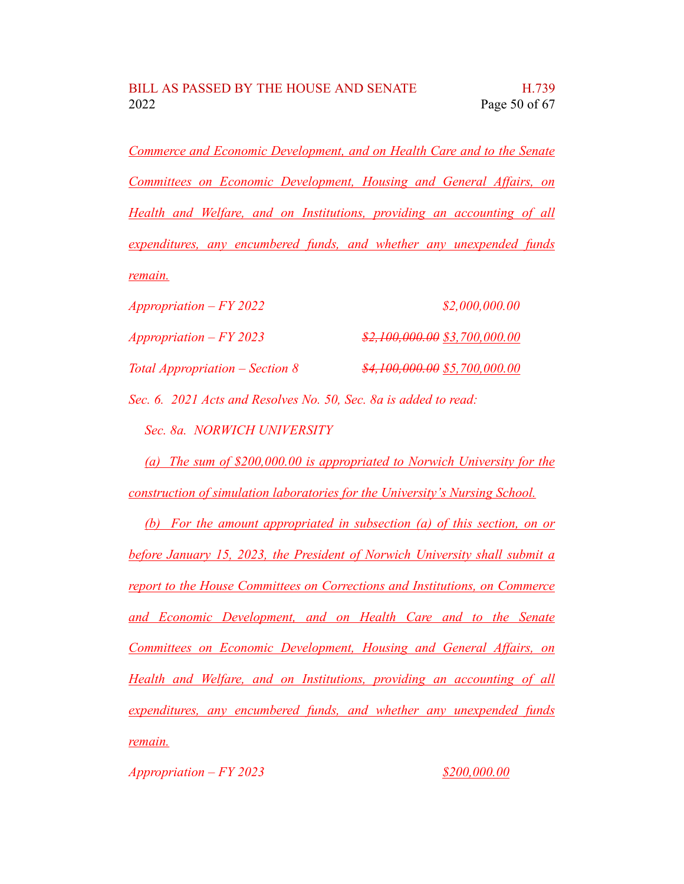*Commerce and Economic Development, and on Health Care and to the Senate Committees on Economic Development, Housing and General Affairs, on Health and Welfare, and on Institutions, providing an accounting of all expenditures, any encumbered funds, and whether any unexpended funds remain.*

| | |
|---|---|
| *Appropriation – FY 2022* | *$2,000,000.00* |
| *Appropriation – FY 2023* | ~~*$2,100,000.00*~~ *$3,700,000.00* |
| *Total Appropriation – Section 8* | ~~*$4,100,000.00*~~ *$5,700,000.00* |

*Sec. 6. 2021 Acts and Resolves No. 50, Sec. 8a is added to read:*

*Sec. 8a. NORWICH UNIVERSITY*

*(a) The sum of $200,000.00 is appropriated to Norwich University for the construction of simulation laboratories for the University's Nursing School.*

*(b) For the amount appropriated in subsection (a) of this section, on or before January 15, 2023, the President of Norwich University shall submit a report to the House Committees on Corrections and Institutions, on Commerce and Economic Development, and on Health Care and to the Senate Committees on Economic Development, Housing and General Affairs, on Health and Welfare, and on Institutions, providing an accounting of all expenditures, any encumbered funds, and whether any unexpended funds remain.*

| | |
|---|---|
| *Appropriation – FY 2023* | *$200,000.00* |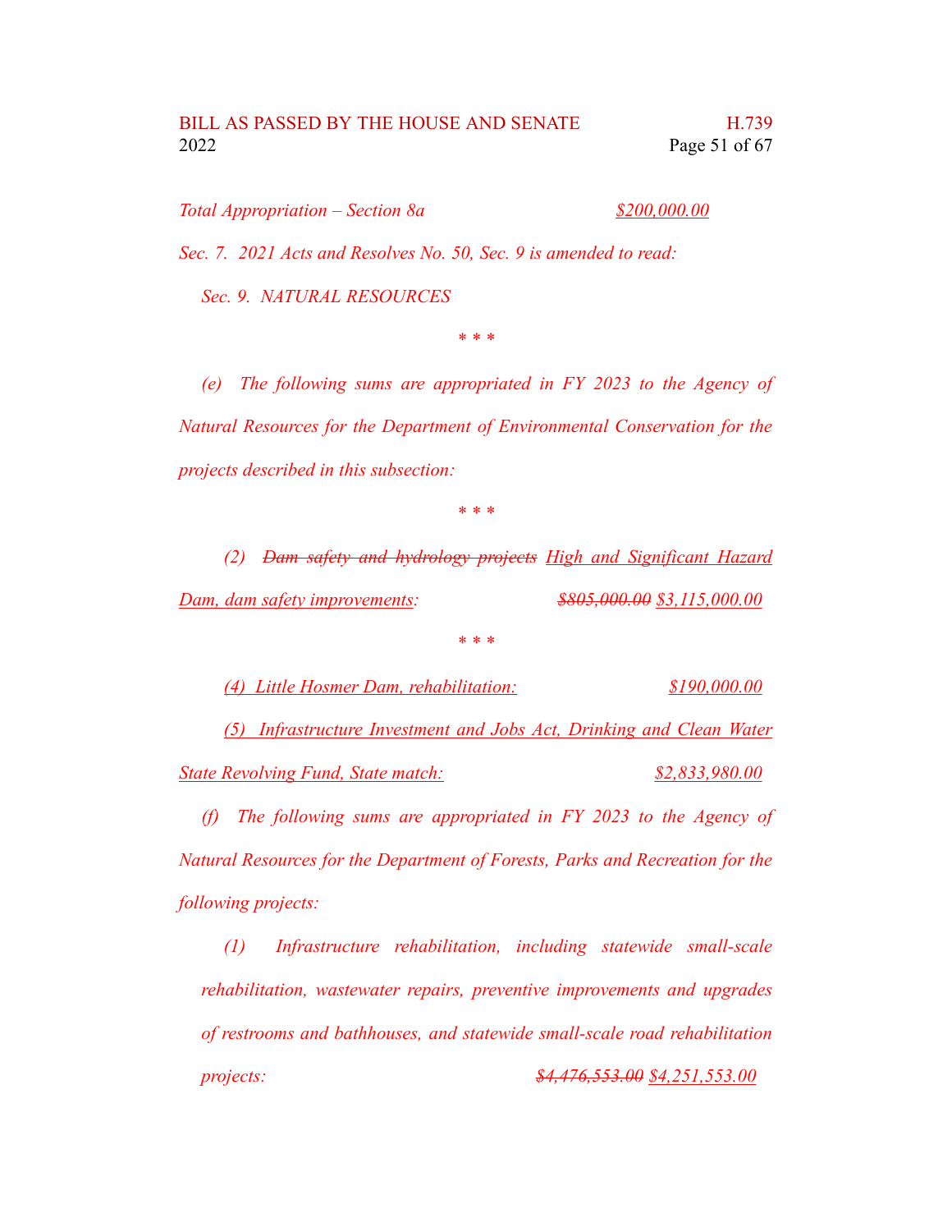*Total Appropriation – Section 8a* <u>*$200,000.00*</u>

*Sec. 7. 2021 Acts and Resolves No. 50, Sec. 9 is amended to read:*

*Sec. 9. NATURAL RESOURCES*

*\* \* \**

*(e) The following sums are appropriated in FY 2023 to the Agency of Natural Resources for the Department of Environmental Conservation for the projects described in this subsection:*

*\* \* \**

*(2) ~~Dam safety and hydrology projects~~ <u>High and Significant Hazard Dam, dam safety improvements</u>: ~~$805,000.00~~ <u>$3,115,000.00</u>*

*\* \* \**

<u>*(4) Little Hosmer Dam, rehabilitation: $190,000.00*</u>

<u>*(5) Infrastructure Investment and Jobs Act, Drinking and Clean Water State Revolving Fund, State match: $2,833,980.00*</u>

*(f) The following sums are appropriated in FY 2023 to the Agency of Natural Resources for the Department of Forests, Parks and Recreation for the following projects:*

*(1) Infrastructure rehabilitation, including statewide small-scale rehabilitation, wastewater repairs, preventive improvements and upgrades of restrooms and bathhouses, and statewide small-scale road rehabilitation projects: ~~$4,476,553.00~~ <u>$4,251,553.00</u>*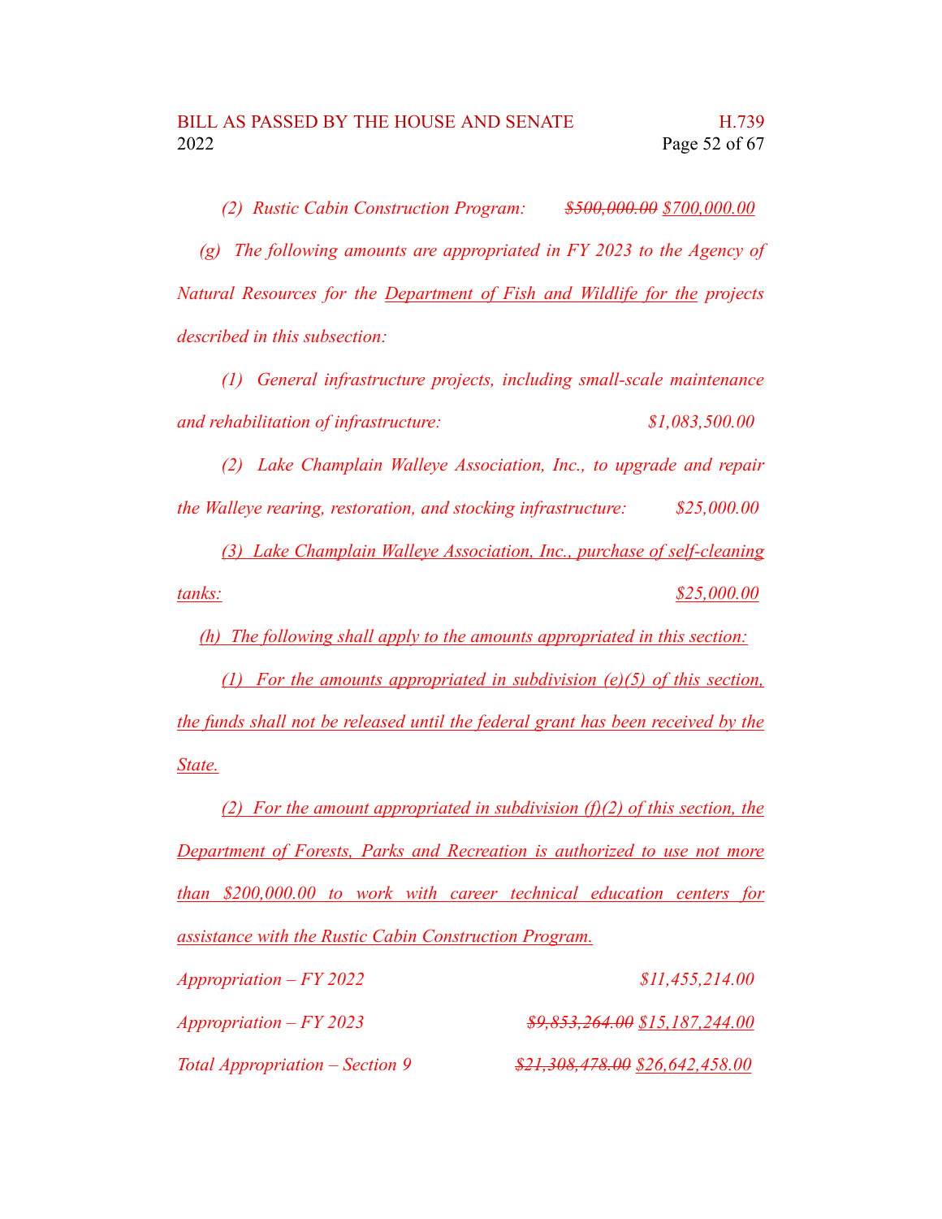*(2) Rustic Cabin Construction Program:* ~~*$500,000.00*~~ <u>*$700,000.00*</u>

*(g) The following amounts are appropriated in FY 2023 to the Agency of Natural Resources for the* <u>*Department of Fish and Wildlife for the*</u> *projects described in this subsection:*

*(1) General infrastructure projects, including small-scale maintenance and rehabilitation of infrastructure:* *$1,083,500.00*

*(2) Lake Champlain Walleye Association, Inc., to upgrade and repair the Walleye rearing, restoration, and stocking infrastructure:* *$25,000.00*

<u>*(3) Lake Champlain Walleye Association, Inc., purchase of self-cleaning tanks:*</u> <u>*$25,000.00*</u>

<u>*(h) The following shall apply to the amounts appropriated in this section:*</u>

<u>*(1) For the amounts appropriated in subdivision (e)(5) of this section, the funds shall not be released until the federal grant has been received by the State.*</u>

<u>*(2) For the amount appropriated in subdivision (f)(2) of this section, the Department of Forests, Parks and Recreation is authorized to use not more than $200,000.00 to work with career technical education centers for assistance with the Rustic Cabin Construction Program.*</u>

*Appropriation – FY 2022* *$11,455,214.00*

*Appropriation – FY 2023* ~~*$9,853,264.00*~~ <u>*$15,187,244.00*</u>

*Total Appropriation – Section 9* ~~*$21,308,478.00*~~ <u>*$26,642,458.00*</u>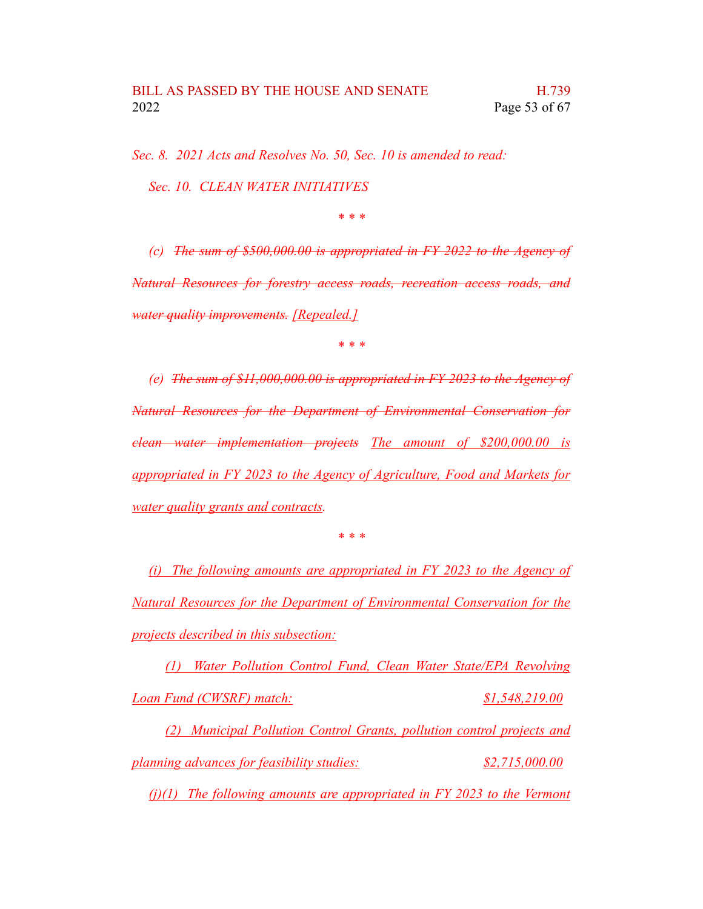*Sec. 8. 2021 Acts and Resolves No. 50, Sec. 10 is amended to read:*

*Sec. 10. CLEAN WATER INITIATIVES*

*\* \* \**

*(c) ~~The sum of $500,000.00 is appropriated in FY 2022 to the Agency of Natural Resources for forestry access roads, recreation access roads, and water quality improvements.~~ <u>[Repealed.]</u>*

*\* \* \**

*(e) ~~The sum of $11,000,000.00 is appropriated in FY 2023 to the Agency of Natural Resources for the Department of Environmental Conservation for clean water implementation projects~~ <u>The amount of $200,000.00 is appropriated in FY 2023 to the Agency of Agriculture, Food and Markets for water quality grants and contracts</u>.*

*\* \* \**

*<u>(i) The following amounts are appropriated in FY 2023 to the Agency of Natural Resources for the Department of Environmental Conservation for the projects described in this subsection:</u>*

*<u>(1) Water Pollution Control Fund, Clean Water State/EPA Revolving Loan Fund (CWSRF) match: $1,548,219.00</u>*

*<u>(2) Municipal Pollution Control Grants, pollution control projects and planning advances for feasibility studies: $2,715,000.00</u>*

*<u>(j)(1) The following amounts are appropriated in FY 2023 to the Vermont</u>*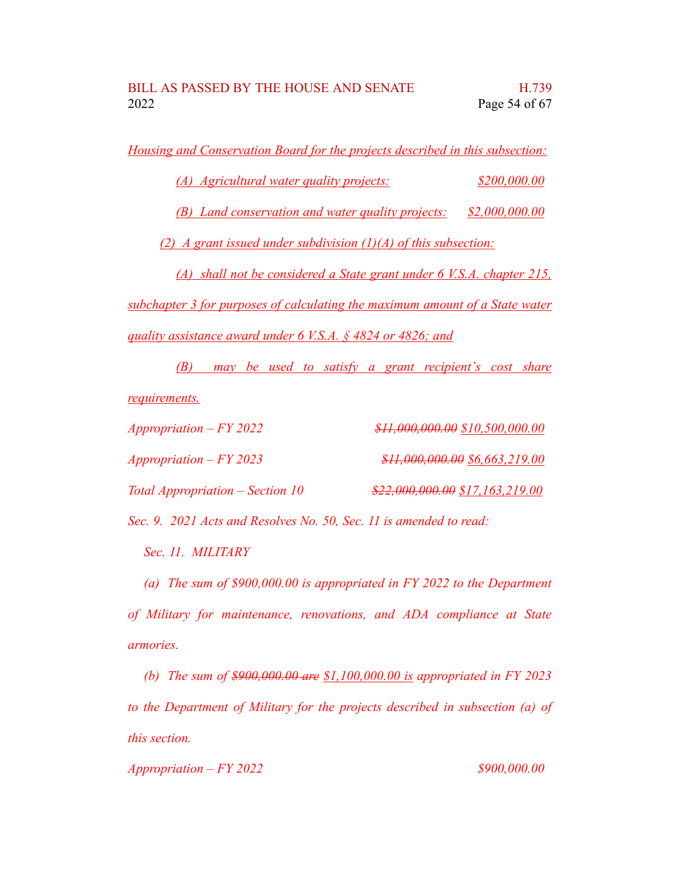Housing and Conservation Board for the projects described in this subsection:

(A) Agricultural water quality projects: $200,000.00

(B) Land conservation and water quality projects: $2,000,000.00

(2) A grant issued under subdivision (1)(A) of this subsection:

(A) shall not be considered a State grant under 6 V.S.A. chapter 215, subchapter 3 for purposes of calculating the maximum amount of a State water quality assistance award under 6 V.S.A. § 4824 or 4826; and

(B) may be used to satisfy a grant recipient's cost share requirements.

Appropriation – FY 2022 ~~$11,000,000.00~~ $10,500,000.00

Appropriation – FY 2023 ~~$11,000,000.00~~ $6,663,219.00

Total Appropriation – Section 10 ~~$22,000,000.00~~ $17,163,219.00

Sec. 9. 2021 Acts and Resolves No. 50, Sec. 11 is amended to read:

Sec. 11. MILITARY

(a) The sum of $900,000.00 is appropriated in FY 2022 to the Department of Military for maintenance, renovations, and ADA compliance at State armories.

(b) The sum of ~~$900,000.00 are~~ $1,100,000.00 is appropriated in FY 2023 to the Department of Military for the projects described in subsection (a) of this section.

Appropriation – FY 2022 $900,000.00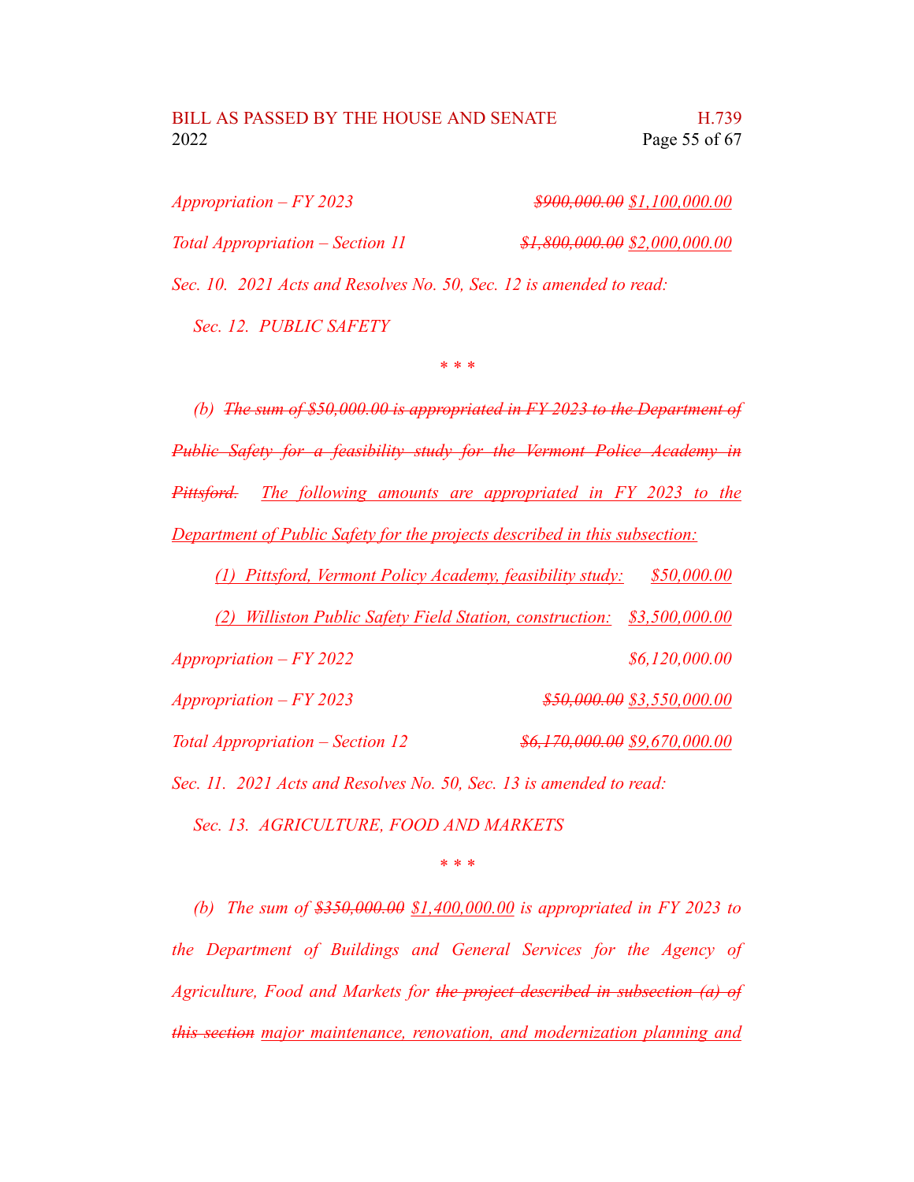*Appropriation – FY 2023* ~~*$900,000.00*~~ <u>*$1,100,000.00*</u>

*Total Appropriation – Section 11* ~~*$1,800,000.00*~~ <u>*$2,000,000.00*</u>

*Sec. 10. 2021 Acts and Resolves No. 50, Sec. 12 is amended to read:*

*Sec. 12. PUBLIC SAFETY*

*\* \* \**

*(b)* ~~*The sum of $50,000.00 is appropriated in FY 2023 to the Department of Public Safety for a feasibility study for the Vermont Police Academy in Pittsford.*~~ <u>*The following amounts are appropriated in FY 2023 to the Department of Public Safety for the projects described in this subsection:*</u>

<u>*(1) Pittsford, Vermont Policy Academy, feasibility study:*</u> <u>*$50,000.00*</u>

<u>*(2) Williston Public Safety Field Station, construction:*</u> <u>*$3,500,000.00*</u>

*Appropriation – FY 2022* *$6,120,000.00*

*Appropriation – FY 2023* ~~*$50,000.00*~~ <u>*$3,550,000.00*</u>

*Total Appropriation – Section 12* ~~*$6,170,000.00*~~ <u>*$9,670,000.00*</u>

*Sec. 11. 2021 Acts and Resolves No. 50, Sec. 13 is amended to read:*

*Sec. 13. AGRICULTURE, FOOD AND MARKETS*

*\* \* \**

*(b) The sum of* ~~*$350,000.00*~~ <u>*$1,400,000.00*</u> *is appropriated in FY 2023 to the Department of Buildings and General Services for the Agency of Agriculture, Food and Markets for* ~~*the project described in subsection (a) of this section*~~ <u>*major maintenance, renovation, and modernization planning and*</u>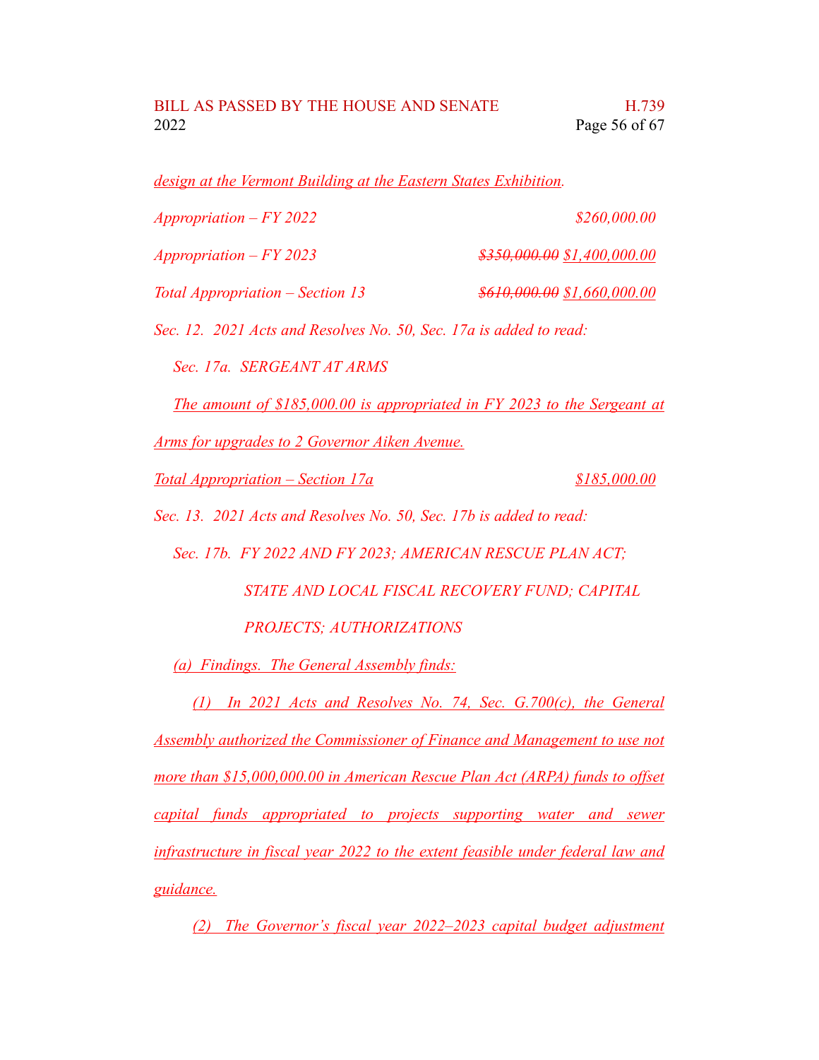*design at the Vermont Building at the Eastern States Exhibition.*

*Appropriation – FY 2022* $260,000.00

*Appropriation – FY 2023* ~~$350,000.00~~ $1,400,000.00

*Total Appropriation – Section 13* ~~$610,000.00~~ $1,660,000.00

*Sec. 12. 2021 Acts and Resolves No. 50, Sec. 17a is added to read:*

*Sec. 17a. SERGEANT AT ARMS*

*The amount of $185,000.00 is appropriated in FY 2023 to the Sergeant at Arms for upgrades to 2 Governor Aiken Avenue.*

*Total Appropriation – Section 17a* $185,000.00

*Sec. 13. 2021 Acts and Resolves No. 50, Sec. 17b is added to read:*

*Sec. 17b. FY 2022 AND FY 2023; AMERICAN RESCUE PLAN ACT; STATE AND LOCAL FISCAL RECOVERY FUND; CAPITAL PROJECTS; AUTHORIZATIONS*

*(a) Findings. The General Assembly finds:*

*(1) In 2021 Acts and Resolves No. 74, Sec. G.700(c), the General Assembly authorized the Commissioner of Finance and Management to use not more than $15,000,000.00 in American Rescue Plan Act (ARPA) funds to offset capital funds appropriated to projects supporting water and sewer infrastructure in fiscal year 2022 to the extent feasible under federal law and guidance.*

*(2) The Governor's fiscal year 2022–2023 capital budget adjustment*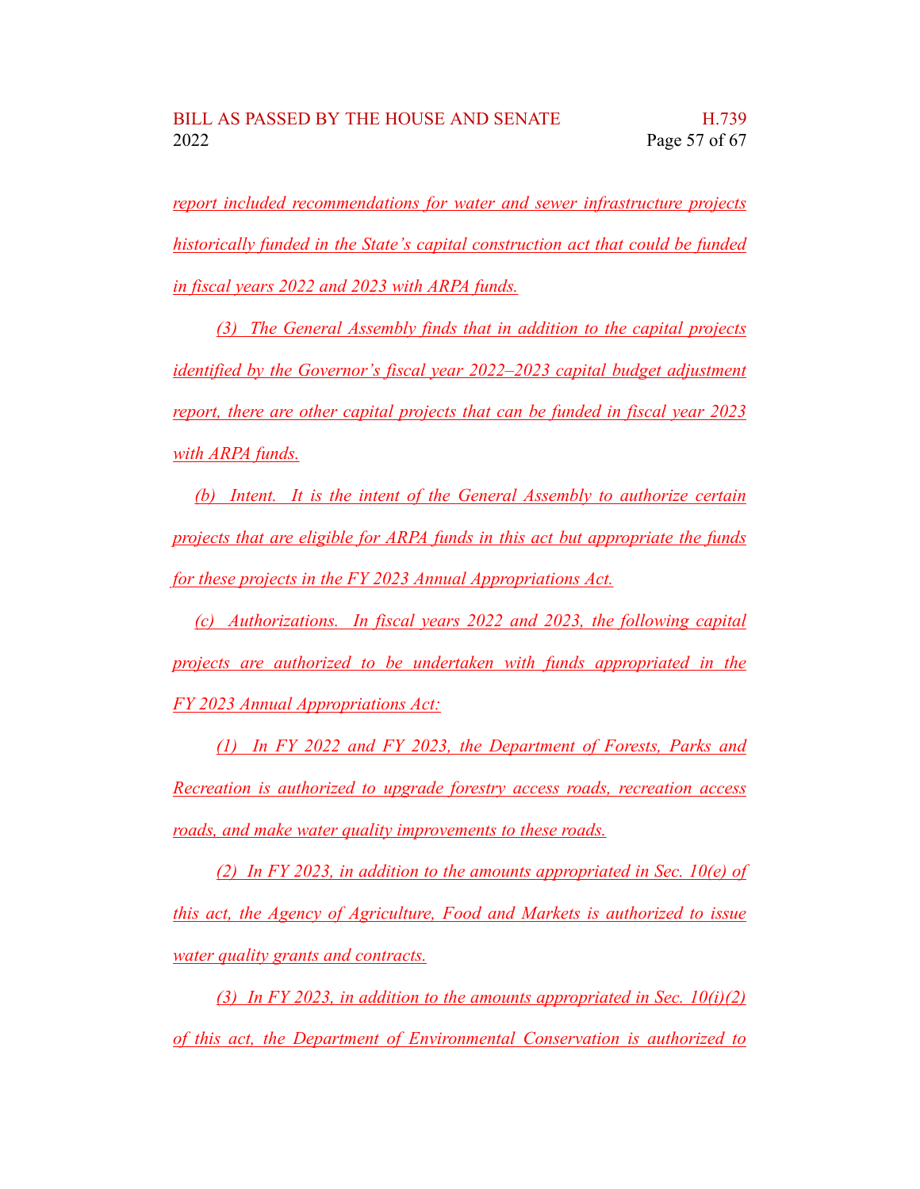*report included recommendations for water and sewer infrastructure projects historically funded in the State's capital construction act that could be funded in fiscal years 2022 and 2023 with ARPA funds.*

*(3) The General Assembly finds that in addition to the capital projects identified by the Governor's fiscal year 2022–2023 capital budget adjustment report, there are other capital projects that can be funded in fiscal year 2023 with ARPA funds.*

*(b) Intent. It is the intent of the General Assembly to authorize certain projects that are eligible for ARPA funds in this act but appropriate the funds for these projects in the FY 2023 Annual Appropriations Act.*

*(c) Authorizations. In fiscal years 2022 and 2023, the following capital projects are authorized to be undertaken with funds appropriated in the FY 2023 Annual Appropriations Act:*

*(1) In FY 2022 and FY 2023, the Department of Forests, Parks and Recreation is authorized to upgrade forestry access roads, recreation access roads, and make water quality improvements to these roads.*

*(2) In FY 2023, in addition to the amounts appropriated in Sec. 10(e) of this act, the Agency of Agriculture, Food and Markets is authorized to issue water quality grants and contracts.*

*(3) In FY 2023, in addition to the amounts appropriated in Sec. 10(i)(2) of this act, the Department of Environmental Conservation is authorized to*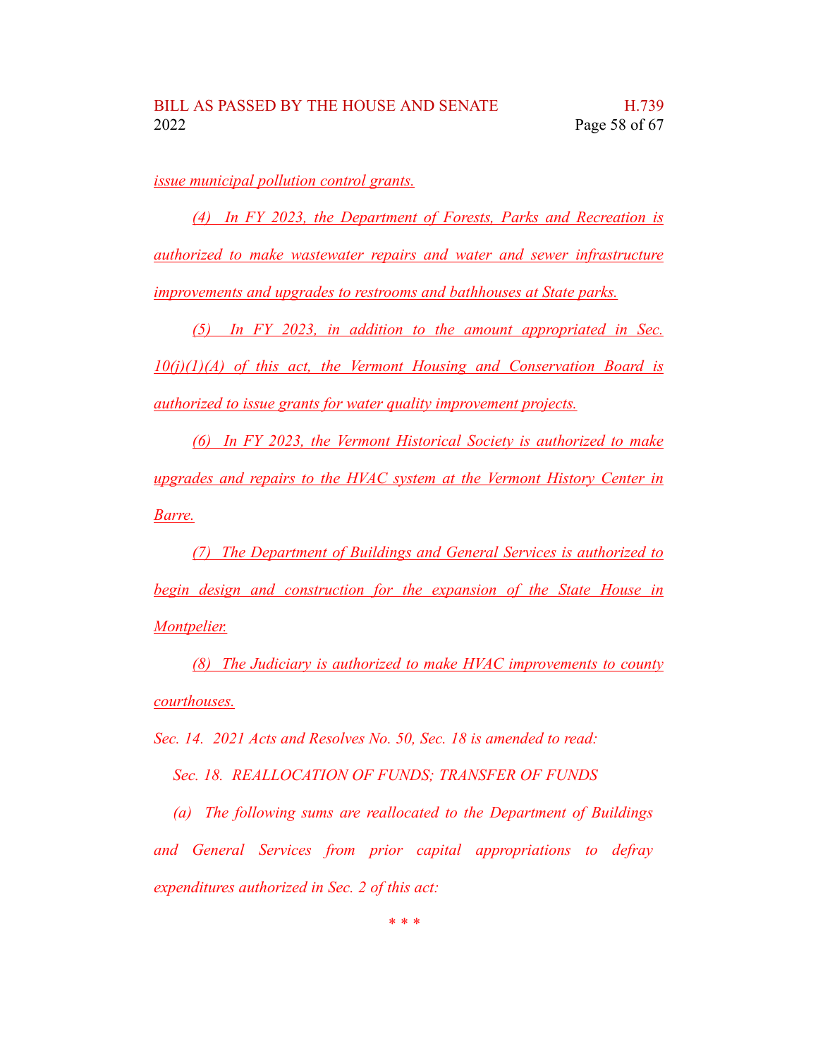*issue municipal pollution control grants.*

*(4) In FY 2023, the Department of Forests, Parks and Recreation is authorized to make wastewater repairs and water and sewer infrastructure improvements and upgrades to restrooms and bathhouses at State parks.*

*(5) In FY 2023, in addition to the amount appropriated in Sec. 10(j)(1)(A) of this act, the Vermont Housing and Conservation Board is authorized to issue grants for water quality improvement projects.*

*(6) In FY 2023, the Vermont Historical Society is authorized to make upgrades and repairs to the HVAC system at the Vermont History Center in Barre.*

*(7) The Department of Buildings and General Services is authorized to begin design and construction for the expansion of the State House in Montpelier.*

*(8) The Judiciary is authorized to make HVAC improvements to county courthouses.*

*Sec. 14. 2021 Acts and Resolves No. 50, Sec. 18 is amended to read:*

*Sec. 18. REALLOCATION OF FUNDS; TRANSFER OF FUNDS*

*(a) The following sums are reallocated to the Department of Buildings and General Services from prior capital appropriations to defray expenditures authorized in Sec. 2 of this act:*

\* \* \*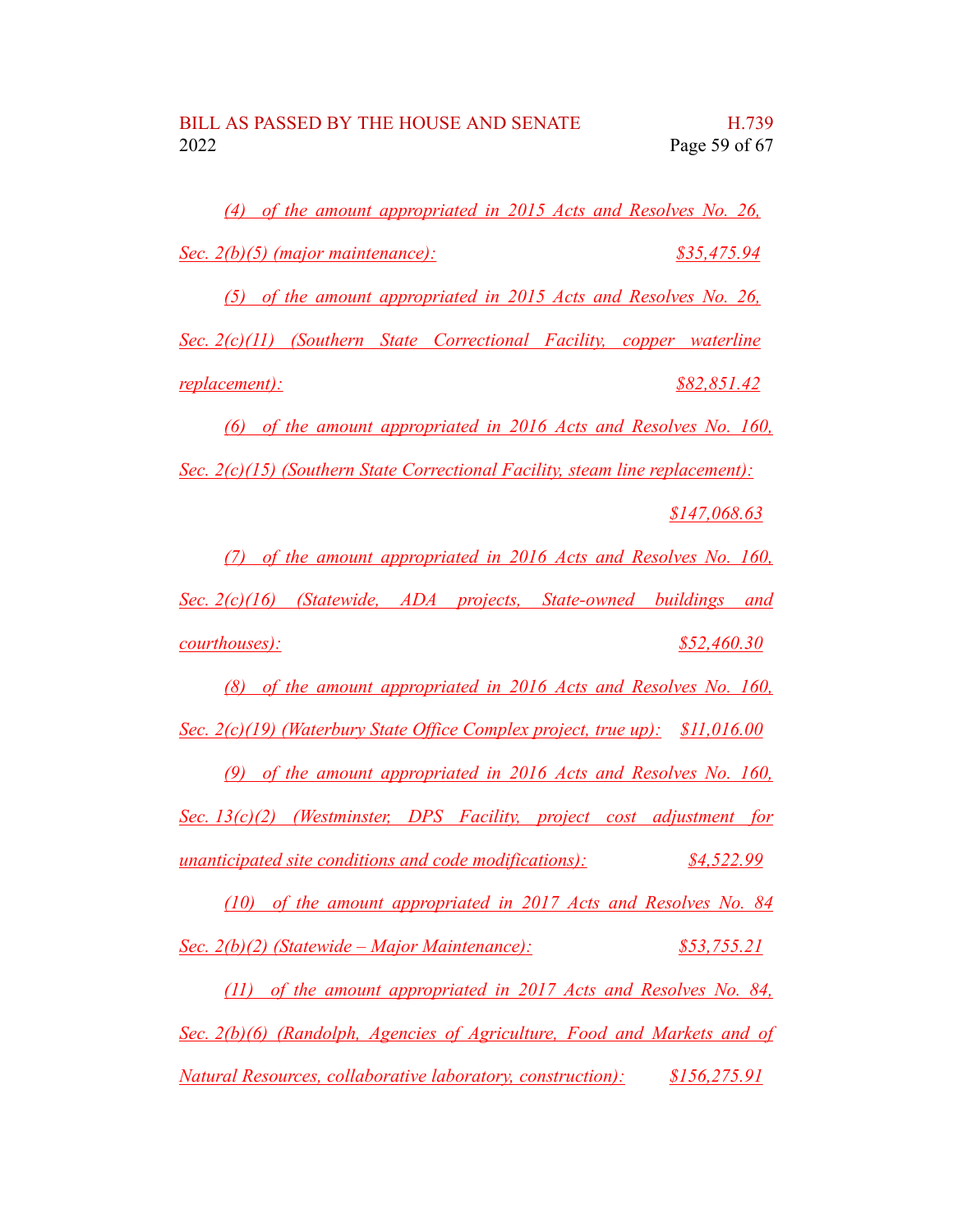*(4) of the amount appropriated in 2015 Acts and Resolves No. 26, Sec. 2(b)(5) (major maintenance): $35,475.94*

*(5) of the amount appropriated in 2015 Acts and Resolves No. 26, Sec. 2(c)(11) (Southern State Correctional Facility, copper waterline replacement): $82,851.42*

*(6) of the amount appropriated in 2016 Acts and Resolves No. 160, Sec. 2(c)(15) (Southern State Correctional Facility, steam line replacement): $147,068.63*

*(7) of the amount appropriated in 2016 Acts and Resolves No. 160, Sec. 2(c)(16) (Statewide, ADA projects, State-owned buildings and courthouses): $52,460.30*

*(8) of the amount appropriated in 2016 Acts and Resolves No. 160, Sec. 2(c)(19) (Waterbury State Office Complex project, true up): $11,016.00*

*(9) of the amount appropriated in 2016 Acts and Resolves No. 160, Sec. 13(c)(2) (Westminster, DPS Facility, project cost adjustment for unanticipated site conditions and code modifications): $4,522.99*

*(10) of the amount appropriated in 2017 Acts and Resolves No. 84 Sec. 2(b)(2) (Statewide – Major Maintenance): $53,755.21*

*(11) of the amount appropriated in 2017 Acts and Resolves No. 84, Sec. 2(b)(6) (Randolph, Agencies of Agriculture, Food and Markets and of Natural Resources, collaborative laboratory, construction): $156,275.91*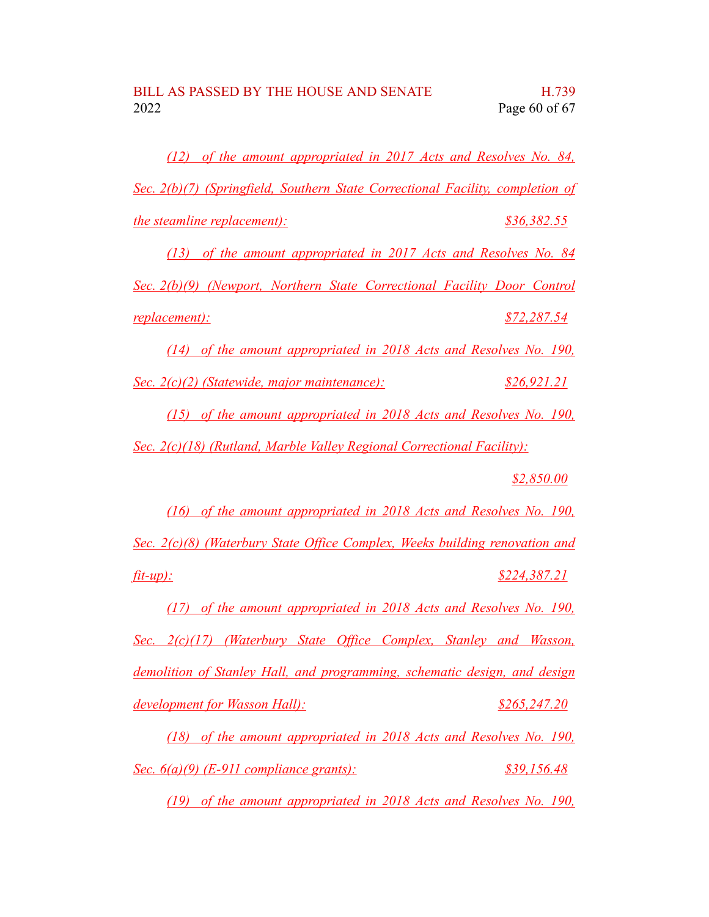*(12) of the amount appropriated in 2017 Acts and Resolves No. 84, Sec. 2(b)(7) (Springfield, Southern State Correctional Facility, completion of the steamline replacement): $36,382.55*

*(13) of the amount appropriated in 2017 Acts and Resolves No. 84 Sec. 2(b)(9) (Newport, Northern State Correctional Facility Door Control replacement): $72,287.54*

*(14) of the amount appropriated in 2018 Acts and Resolves No. 190, Sec. 2(c)(2) (Statewide, major maintenance): $26,921.21*

*(15) of the amount appropriated in 2018 Acts and Resolves No. 190, Sec. 2(c)(18) (Rutland, Marble Valley Regional Correctional Facility): $2,850.00*

*(16) of the amount appropriated in 2018 Acts and Resolves No. 190, Sec. 2(c)(8) (Waterbury State Office Complex, Weeks building renovation and fit-up): $224,387.21*

*(17) of the amount appropriated in 2018 Acts and Resolves No. 190, Sec. 2(c)(17) (Waterbury State Office Complex, Stanley and Wasson, demolition of Stanley Hall, and programming, schematic design, and design development for Wasson Hall): $265,247.20*

*(18) of the amount appropriated in 2018 Acts and Resolves No. 190, Sec. 6(a)(9) (E-911 compliance grants): $39,156.48*

*(19) of the amount appropriated in 2018 Acts and Resolves No. 190,*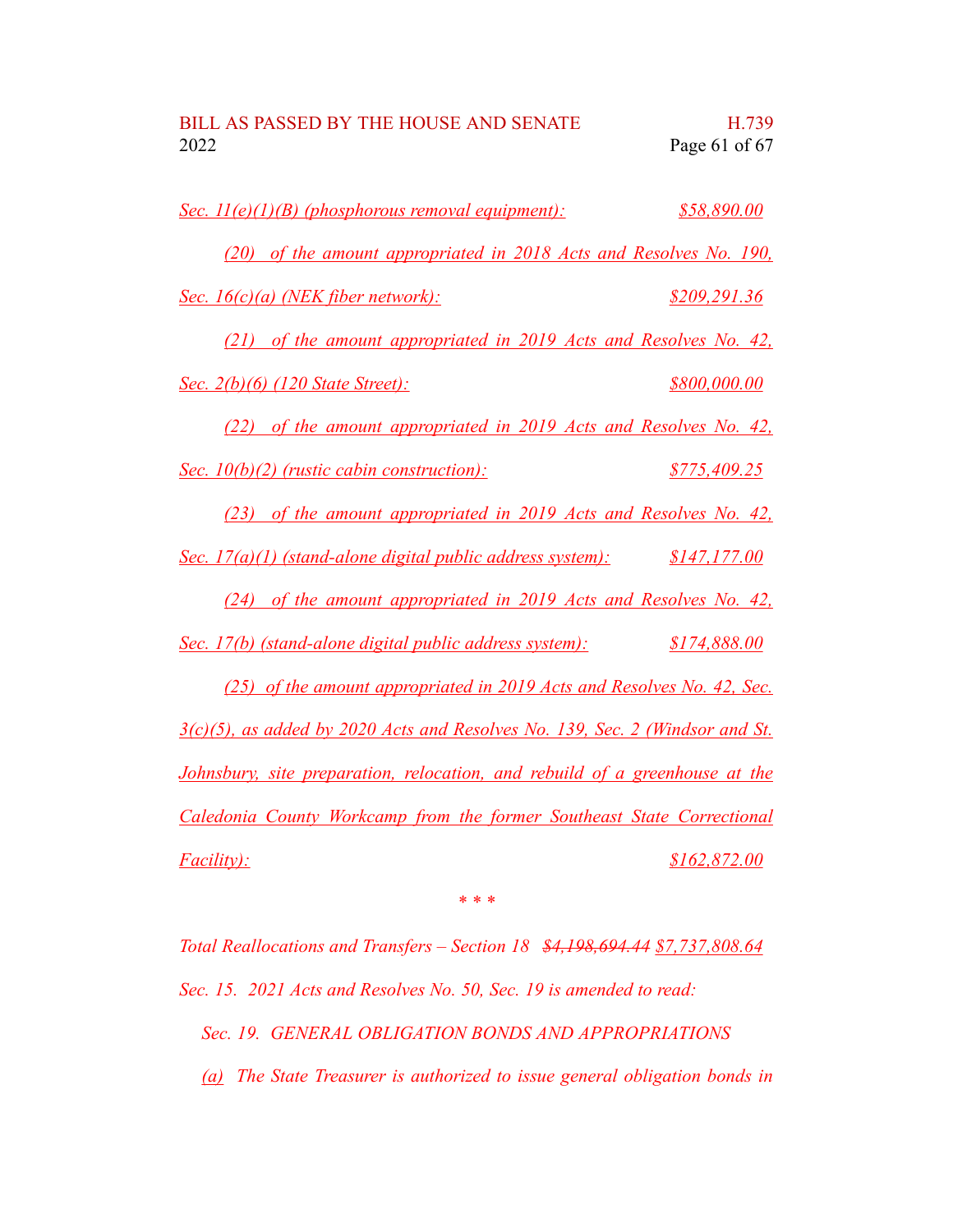*Sec. 11(e)(1)(B) (phosphorous removal equipment): $58,890.00*

*(20) of the amount appropriated in 2018 Acts and Resolves No. 190, Sec. 16(c)(a) (NEK fiber network): $209,291.36*

*(21) of the amount appropriated in 2019 Acts and Resolves No. 42, Sec. 2(b)(6) (120 State Street): $800,000.00*

*(22) of the amount appropriated in 2019 Acts and Resolves No. 42, Sec. 10(b)(2) (rustic cabin construction): $775,409.25*

*(23) of the amount appropriated in 2019 Acts and Resolves No. 42, Sec. 17(a)(1) (stand-alone digital public address system): $147,177.00*

*(24) of the amount appropriated in 2019 Acts and Resolves No. 42, Sec. 17(b) (stand-alone digital public address system): $174,888.00*

*(25) of the amount appropriated in 2019 Acts and Resolves No. 42, Sec. 3(c)(5), as added by 2020 Acts and Resolves No. 139, Sec. 2 (Windsor and St. Johnsbury, site preparation, relocation, and rebuild of a greenhouse at the Caledonia County Workcamp from the former Southeast State Correctional Facility): $162,872.00*

\* \* \*

*Total Reallocations and Transfers – Section 18 ~~$4,198,694.44~~ $7,737,808.64*

*Sec. 15. 2021 Acts and Resolves No. 50, Sec. 19 is amended to read:*

*Sec. 19. GENERAL OBLIGATION BONDS AND APPROPRIATIONS*

*(a) The State Treasurer is authorized to issue general obligation bonds in*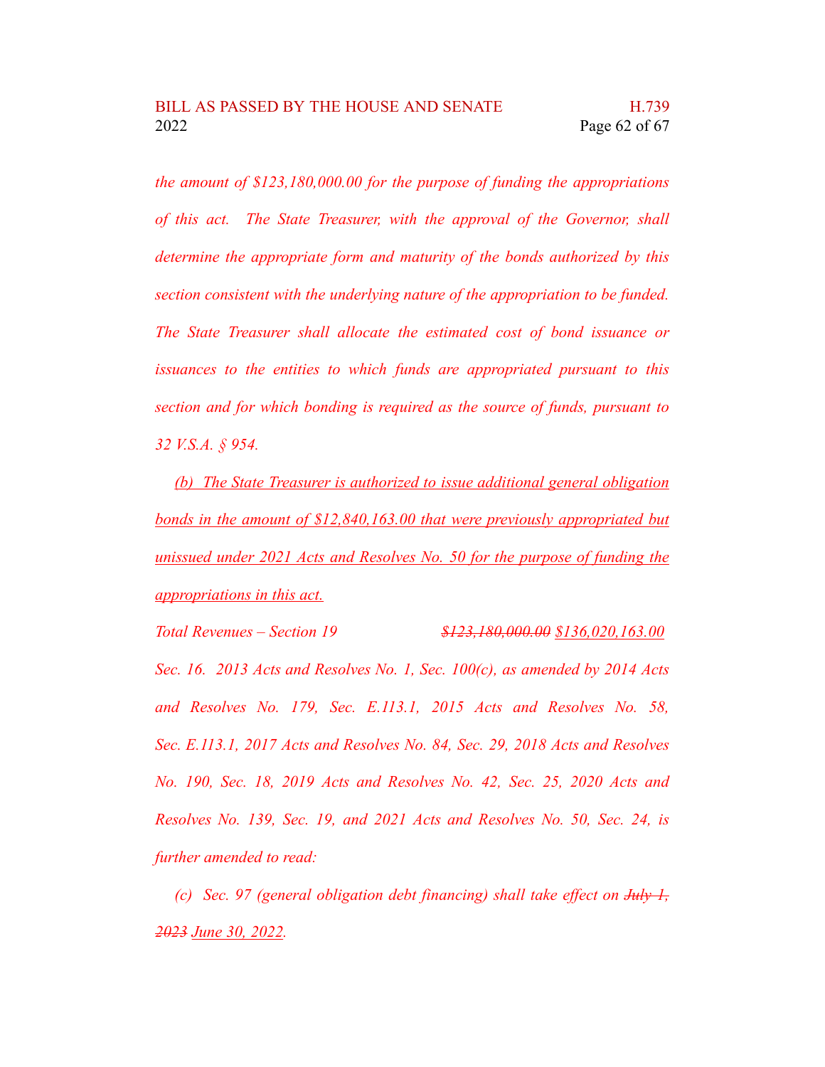*the amount of $123,180,000.00 for the purpose of funding the appropriations of this act. The State Treasurer, with the approval of the Governor, shall determine the appropriate form and maturity of the bonds authorized by this section consistent with the underlying nature of the appropriation to be funded. The State Treasurer shall allocate the estimated cost of bond issuance or issuances to the entities to which funds are appropriated pursuant to this section and for which bonding is required as the source of funds, pursuant to 32 V.S.A. § 954.*

*<u>(b) The State Treasurer is authorized to issue additional general obligation bonds in the amount of $12,840,163.00 that were previously appropriated but unissued under 2021 Acts and Resolves No. 50 for the purpose of funding the appropriations in this act.</u>*

*Total Revenues – Section 19* ~~*$123,180,000.00*~~ *<u>$136,020,163.00</u>*

*Sec. 16. 2013 Acts and Resolves No. 1, Sec. 100(c), as amended by 2014 Acts and Resolves No. 179, Sec. E.113.1, 2015 Acts and Resolves No. 58, Sec. E.113.1, 2017 Acts and Resolves No. 84, Sec. 29, 2018 Acts and Resolves No. 190, Sec. 18, 2019 Acts and Resolves No. 42, Sec. 25, 2020 Acts and Resolves No. 139, Sec. 19, and 2021 Acts and Resolves No. 50, Sec. 24, is further amended to read:*

*(c) Sec. 97 (general obligation debt financing) shall take effect on* ~~*July 1, 2023*~~ *<u>June 30, 2022</u>.*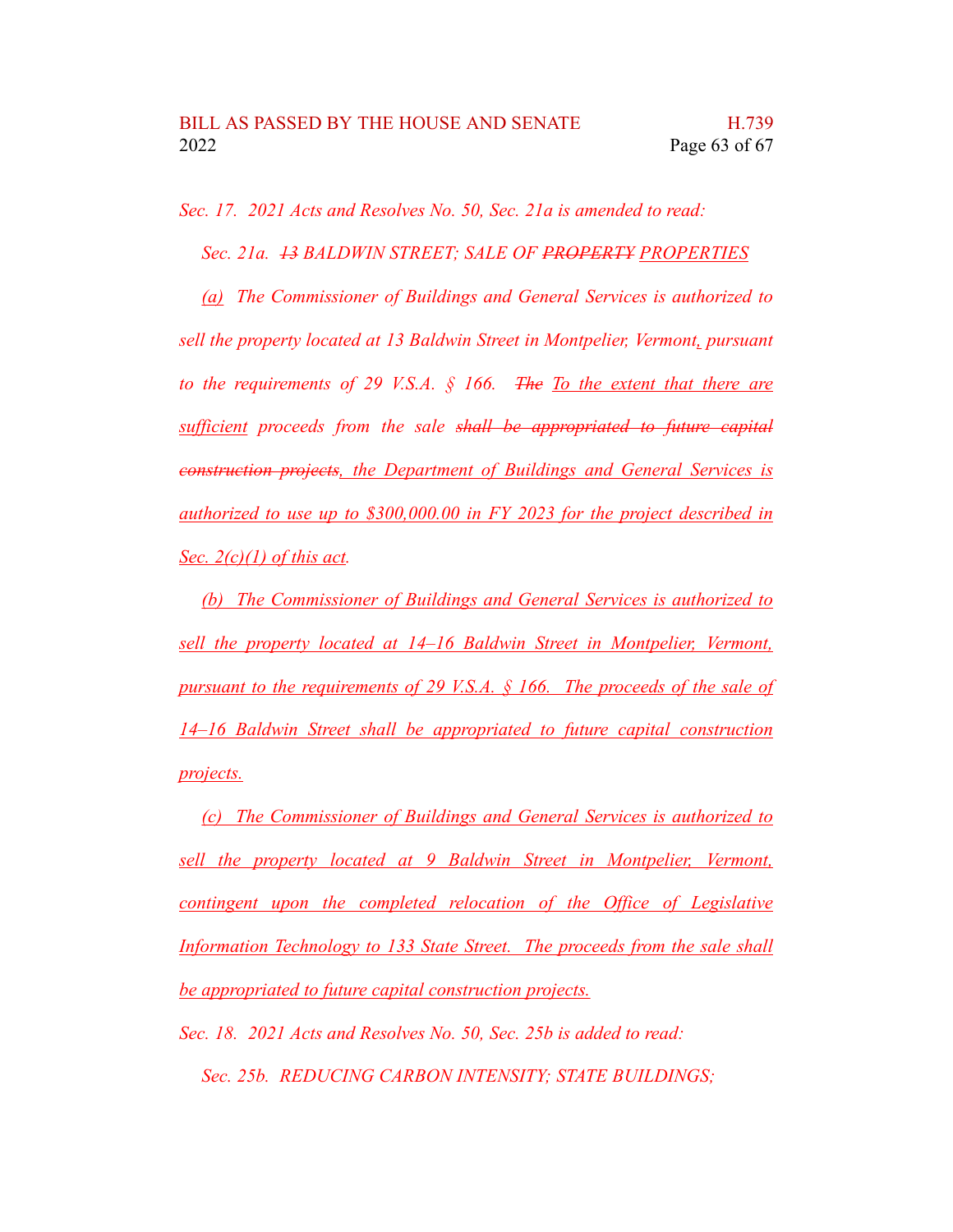*Sec. 17. 2021 Acts and Resolves No. 50, Sec. 21a is amended to read:*

*Sec. 21a. ~~13~~ BALDWIN STREET; SALE OF ~~PROPERTY~~ <u>PROPERTIES</u>*

*<u>(a)</u> The Commissioner of Buildings and General Services is authorized to sell the property located at 13 Baldwin Street in Montpelier, Vermont<u>,</u> pursuant to the requirements of 29 V.S.A. § 166. ~~The~~ <u>To the extent that there are sufficient</u> proceeds from the sale ~~shall be appropriated to future capital construction projects~~<u>, the Department of Buildings and General Services is authorized to use up to $300,000.00 in FY 2023 for the project described in Sec. 2(c)(1) of this act</u>.*

*<u>(b) The Commissioner of Buildings and General Services is authorized to sell the property located at 14–16 Baldwin Street in Montpelier, Vermont, pursuant to the requirements of 29 V.S.A. § 166. The proceeds of the sale of 14–16 Baldwin Street shall be appropriated to future capital construction projects.</u>*

*<u>(c) The Commissioner of Buildings and General Services is authorized to sell the property located at 9 Baldwin Street in Montpelier, Vermont, contingent upon the completed relocation of the Office of Legislative Information Technology to 133 State Street. The proceeds from the sale shall be appropriated to future capital construction projects.</u>*

*Sec. 18. 2021 Acts and Resolves No. 50, Sec. 25b is added to read:*

*Sec. 25b. REDUCING CARBON INTENSITY; STATE BUILDINGS;*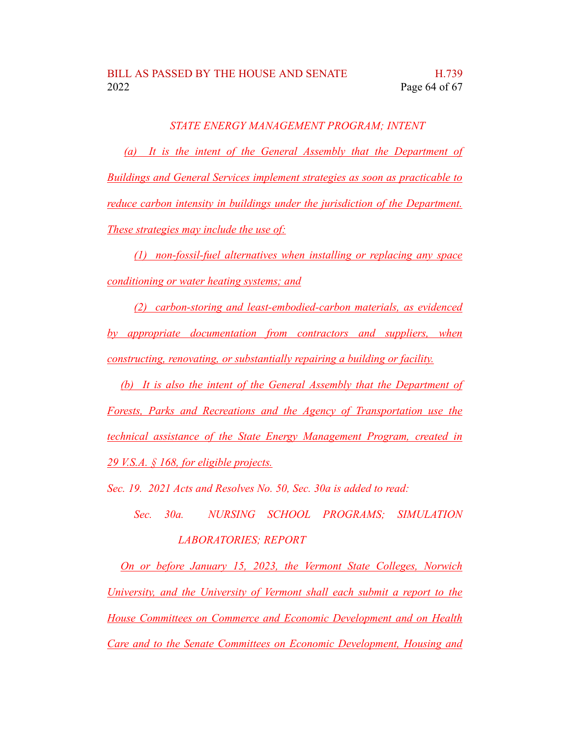*STATE ENERGY MANAGEMENT PROGRAM; INTENT*

*(a) It is the intent of the General Assembly that the Department of Buildings and General Services implement strategies as soon as practicable to reduce carbon intensity in buildings under the jurisdiction of the Department. These strategies may include the use of:*

*(1) non-fossil-fuel alternatives when installing or replacing any space conditioning or water heating systems; and*

*(2) carbon-storing and least-embodied-carbon materials, as evidenced by appropriate documentation from contractors and suppliers, when constructing, renovating, or substantially repairing a building or facility.*

*(b) It is also the intent of the General Assembly that the Department of Forests, Parks and Recreations and the Agency of Transportation use the technical assistance of the State Energy Management Program, created in 29 V.S.A. § 168, for eligible projects.*

*Sec. 19. 2021 Acts and Resolves No. 50, Sec. 30a is added to read:*

*Sec. 30a. NURSING SCHOOL PROGRAMS; SIMULATION LABORATORIES; REPORT*

*On or before January 15, 2023, the Vermont State Colleges, Norwich University, and the University of Vermont shall each submit a report to the House Committees on Commerce and Economic Development and on Health Care and to the Senate Committees on Economic Development, Housing and*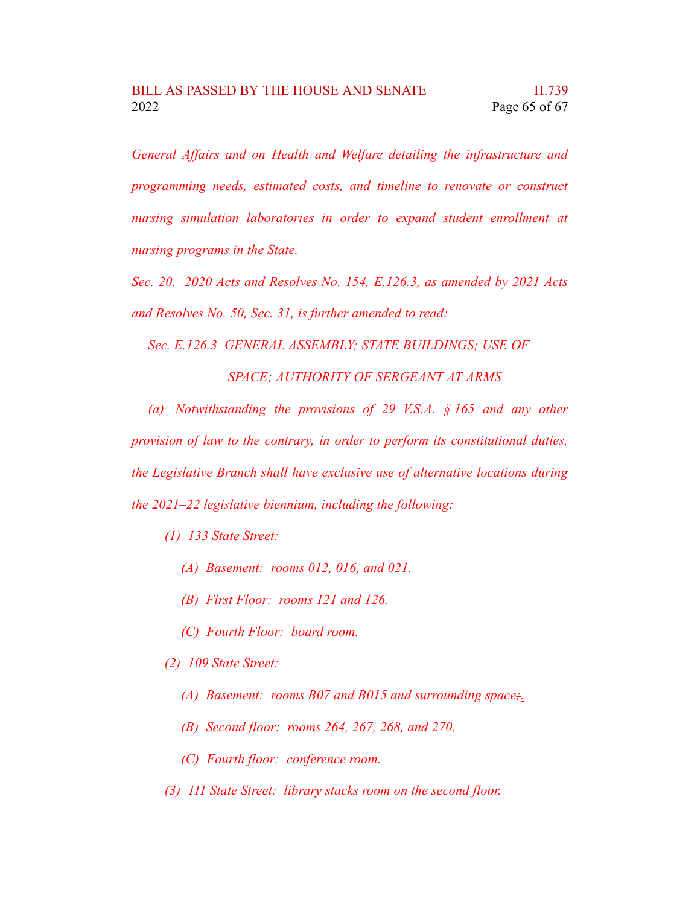General Affairs and on Health and Welfare detailing the infrastructure and programming needs, estimated costs, and timeline to renovate or construct nursing simulation laboratories in order to expand student enrollment at nursing programs in the State.

*Sec. 20. 2020 Acts and Resolves No. 154, E.126.3, as amended by 2021 Acts and Resolves No. 50, Sec. 31, is further amended to read:*

*Sec. E.126.3 GENERAL ASSEMBLY; STATE BUILDINGS; USE OF SPACE; AUTHORITY OF SERGEANT AT ARMS*

*(a) Notwithstanding the provisions of 29 V.S.A. § 165 and any other provision of law to the contrary, in order to perform its constitutional duties, the Legislative Branch shall have exclusive use of alternative locations during the 2021–22 legislative biennium, including the following:*

*(1) 133 State Street:*

*(A) Basement: rooms 012, 016, and 021.*

*(B) First Floor: rooms 121 and 126.*

*(C) Fourth Floor: board room.*

*(2) 109 State Street:*

*(A) Basement: rooms B07 and B015 and surrounding space;.*

*(B) Second floor: rooms 264, 267, 268, and 270.*

*(C) Fourth floor: conference room.*

*(3) 111 State Street: library stacks room on the second floor.*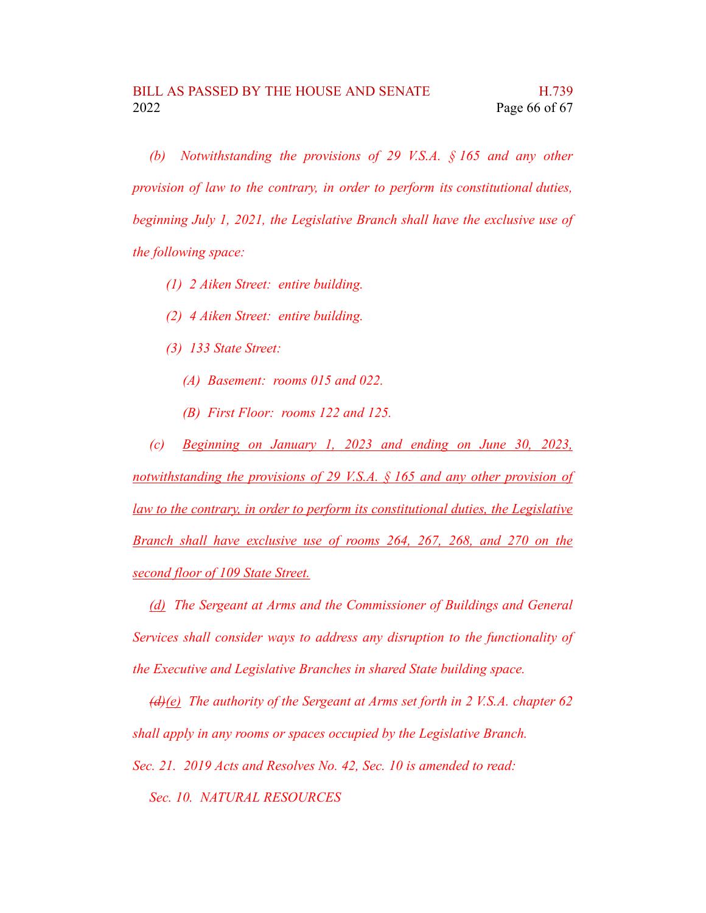*(b) Notwithstanding the provisions of 29 V.S.A. § 165 and any other provision of law to the contrary, in order to perform its constitutional duties, beginning July 1, 2021, the Legislative Branch shall have the exclusive use of the following space:*

*(1) 2 Aiken Street: entire building.*

*(2) 4 Aiken Street: entire building.*

*(3) 133 State Street:*

*(A) Basement: rooms 015 and 022.*

*(B) First Floor: rooms 122 and 125.*

*(c) Beginning on January 1, 2023 and ending on June 30, 2023, notwithstanding the provisions of 29 V.S.A. § 165 and any other provision of law to the contrary, in order to perform its constitutional duties, the Legislative Branch shall have exclusive use of rooms 264, 267, 268, and 270 on the second floor of 109 State Street.*

*(d) The Sergeant at Arms and the Commissioner of Buildings and General Services shall consider ways to address any disruption to the functionality of the Executive and Legislative Branches in shared State building space.*

*~~(d)~~(e) The authority of the Sergeant at Arms set forth in 2 V.S.A. chapter 62 shall apply in any rooms or spaces occupied by the Legislative Branch.*

*Sec. 21. 2019 Acts and Resolves No. 42, Sec. 10 is amended to read:*

*Sec. 10. NATURAL RESOURCES*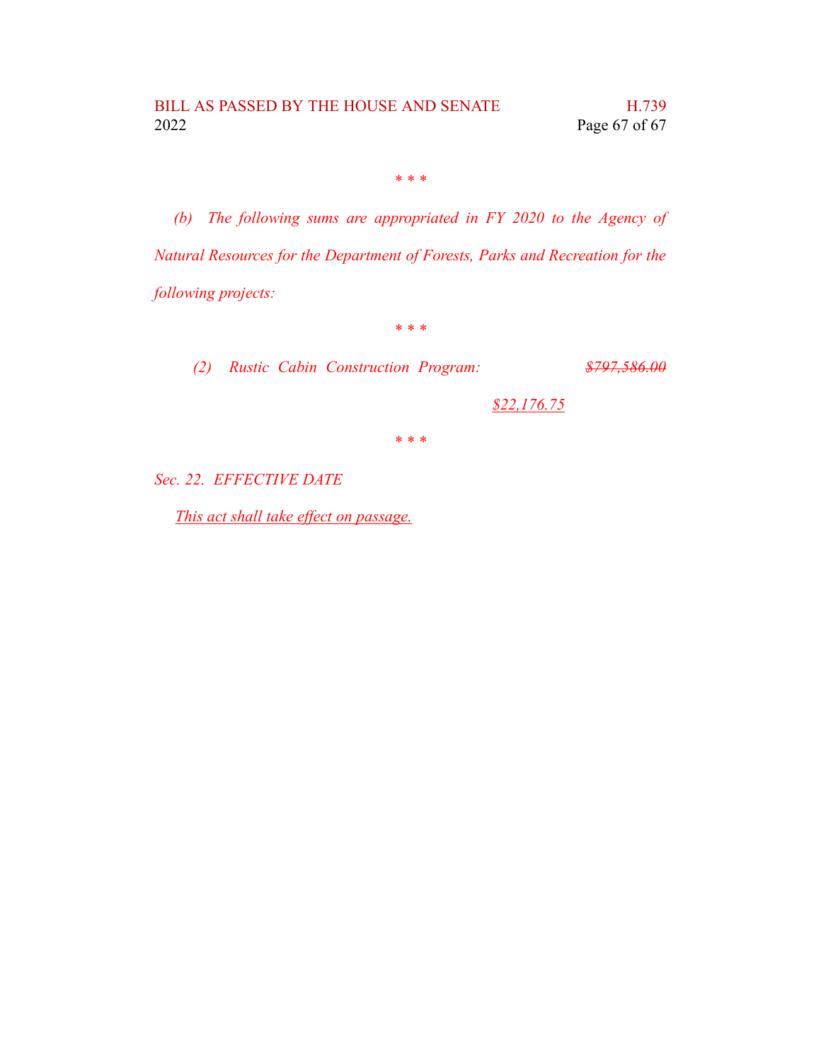\* \* \*

*(b) The following sums are appropriated in FY 2020 to the Agency of Natural Resources for the Department of Forests, Parks and Recreation for the following projects:*

\* \* \*

*(2) Rustic Cabin Construction Program:* ~~*$797,586.00*~~ <u>*$22,176.75*</u>

\* \* \*

*Sec. 22. EFFECTIVE DATE*

<u>*This act shall take effect on passage.*</u>